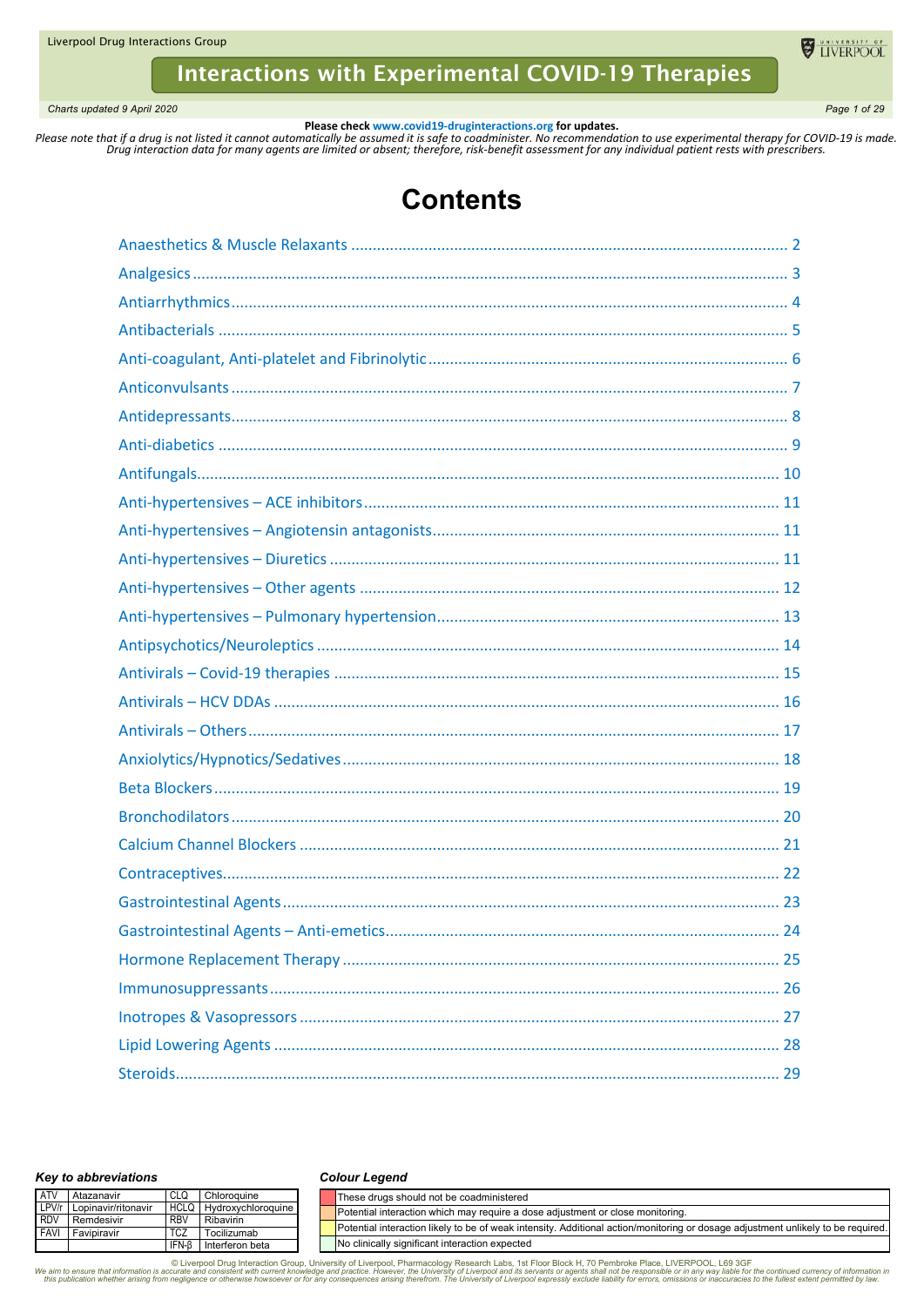# Interactions with Experimental COVID-19 Therapies

*Charts updated 9 April 2020*

**Please check www.covid19-druginteractions.org for updates.**

*Please note that if a drug is not listed it cannot automatically be assumed it is safe to coadminister. No recommendation to use experimental therapy for COVID-19 is made. Drug interaction data for many agents are limited or absent; therefore, risk-benefit assessment for any individual patient rests with prescribers.*

# Contents

- Anaesthetics & Muscle Relaxants ..... 2
- Analgesics ..... 3
- Antiarrhythmics ..... 4
- Antibacterials ..... 5
- Anti-coagulant, Anti-platelet and Fibrinolytic ..... 6
- Anticonvulsants ..... 7
- Antidepressants ..... 8
- Anti-diabetics ..... 9
- Antifungals ..... 10
- Anti-hypertensives – ACE inhibitors ..... 11
- Anti-hypertensives – Angiotensin antagonists ..... 11
- Anti-hypertensives – Diuretics ..... 11
- Anti-hypertensives – Other agents ..... 12
- Anti-hypertensives – Pulmonary hypertension ..... 13
- Antipsychotics/Neuroleptics ..... 14
- Antivirals – Covid-19 therapies ..... 15
- Antivirals – HCV DDAs ..... 16
- Antivirals – Others ..... 17
- Anxiolytics/Hypnotics/Sedatives ..... 18
- Beta Blockers ..... 19
- Bronchodilators ..... 20
- Calcium Channel Blockers ..... 21
- Contraceptives ..... 22
- Gastrointestinal Agents ..... 23
- Gastrointestinal Agents – Anti-emetics ..... 24
- Hormone Replacement Therapy ..... 25
- Immunosuppressants ..... 26
- Inotropes & Vasopressors ..... 27
- Lipid Lowering Agents ..... 28
- Steroids ..... 29

***Key to abbreviations***

| | | | |
|---|---|---|---|
| ATV | Atazanavir | CLQ | Chloroquine |
| LPV/r | Lopinavir/ritonavir | HCLQ | Hydroxychloroquine |
| RDV | Remdesivir | RBV | Ribavirin |
| FAVI | Favipiravir | TCZ | Tocilizumab |
| | | IFN-β | Interferon beta |

***Colour Legend***

| Colour | Meaning |
|---|---|
| Red | These drugs should not be coadministered |
| Amber | Potential interaction which may require a dose adjustment or close monitoring. |
| Yellow | Potential interaction likely to be of weak intensity. Additional action/monitoring or dosage adjustment unlikely to be required. |
| Green | No clinically significant interaction expected |

© Liverpool Drug Interaction Group, University of Liverpool, Pharmacology Research Labs, 1st Floor Block H, 70 Pembroke Place, LIVERPOOL, L69 3GF

*We aim to ensure that information is accurate and consistent with current knowledge and practice. However, the University of Liverpool and its servants or agents shall not be responsible or in any way liable for the continued currency of information in this publication whether arising from negligence or otherwise howsoever or for any consequences arising therefrom. The University of Liverpool expressly exclude liability for errors, omissions or inaccuracies to the fullest extent permitted by law.*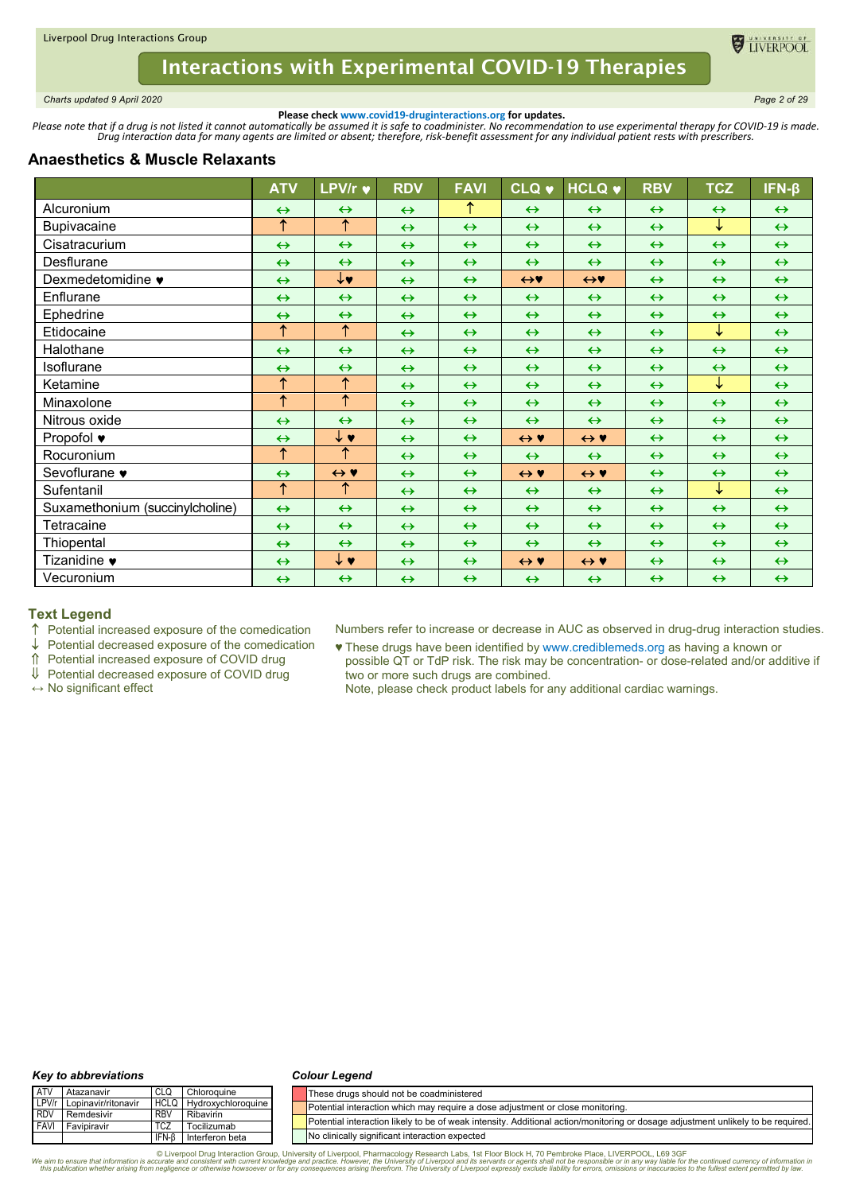**Please check www.covid19-druginteractions.org for updates.**

*Please note that if a drug is not listed it cannot automatically be assumed it is safe to coadminister. No recommendation to use experimental therapy for COVID-19 is made. Drug interaction data for many agents are limited or absent; therefore, risk-benefit assessment for any individual patient rests with prescribers.*

## Anaesthetics & Muscle Relaxants

| | ATV | LPV/r ♥ | RDV | FAVI | CLQ ♥ | HCLQ ♥ | RBV | TCZ | IFN-β |
|---|---|---|---|---|---|---|---|---|---|
| Alcuronium | ↔ | ↔ | ↔ | ↑ | ↔ | ↔ | ↔ | ↔ | ↔ |
| Bupivacaine | ↑ | ↑ | ↔ | ↔ | ↔ | ↔ | ↔ | ↓ | ↔ |
| Cisatracurium | ↔ | ↔ | ↔ | ↔ | ↔ | ↔ | ↔ | ↔ | ↔ |
| Desflurane | ↔ | ↔ | ↔ | ↔ | ↔ | ↔ | ↔ | ↔ | ↔ |
| Dexmedetomidine ♥ | ↔ | ↓♥ | ↔ | ↔ | ↔♥ | ↔♥ | ↔ | ↔ | ↔ |
| Enflurane | ↔ | ↔ | ↔ | ↔ | ↔ | ↔ | ↔ | ↔ | ↔ |
| Ephedrine | ↔ | ↔ | ↔ | ↔ | ↔ | ↔ | ↔ | ↔ | ↔ |
| Etidocaine | ↑ | ↑ | ↔ | ↔ | ↔ | ↔ | ↔ | ↓ | ↔ |
| Halothane | ↔ | ↔ | ↔ | ↔ | ↔ | ↔ | ↔ | ↔ | ↔ |
| Isoflurane | ↔ | ↔ | ↔ | ↔ | ↔ | ↔ | ↔ | ↔ | ↔ |
| Ketamine | ↑ | ↑ | ↔ | ↔ | ↔ | ↔ | ↔ | ↓ | ↔ |
| Minaxolone | ↑ | ↑ | ↔ | ↔ | ↔ | ↔ | ↔ | ↔ | ↔ |
| Nitrous oxide | ↔ | ↔ | ↔ | ↔ | ↔ | ↔ | ↔ | ↔ | ↔ |
| Propofol ♥ | ↔ | ↓ ♥ | ↔ | ↔ | ↔ ♥ | ↔ ♥ | ↔ | ↔ | ↔ |
| Rocuronium | ↑ | ↑ | ↔ | ↔ | ↔ | ↔ | ↔ | ↔ | ↔ |
| Sevoflurane ♥ | ↔ | ↔ ♥ | ↔ | ↔ | ↔ ♥ | ↔ ♥ | ↔ | ↔ | ↔ |
| Sufentanil | ↑ | ↑ | ↔ | ↔ | ↔ | ↔ | ↔ | ↓ | ↔ |
| Suxamethonium (succinylcholine) | ↔ | ↔ | ↔ | ↔ | ↔ | ↔ | ↔ | ↔ | ↔ |
| Tetracaine | ↔ | ↔ | ↔ | ↔ | ↔ | ↔ | ↔ | ↔ | ↔ |
| Thiopental | ↔ | ↔ | ↔ | ↔ | ↔ | ↔ | ↔ | ↔ | ↔ |
| Tizanidine ♥ | ↔ | ↓ ♥ | ↔ | ↔ | ↔ ♥ | ↔ ♥ | ↔ | ↔ | ↔ |
| Vecuronium | ↔ | ↔ | ↔ | ↔ | ↔ | ↔ | ↔ | ↔ | ↔ |

### Text Legend

- ↑ Potential increased exposure of the comedication
- ↓ Potential decreased exposure of the comedication
- ⇑ Potential increased exposure of COVID drug
- ⇓ Potential decreased exposure of COVID drug
- ↔ No significant effect

Numbers refer to increase or decrease in AUC as observed in drug-drug interaction studies.

♥ These drugs have been identified by www.crediblemeds.org as having a known or possible QT or TdP risk. The risk may be concentration- or dose-related and/or additive if two or more such drugs are combined.
Note, please check product labels for any additional cardiac warnings.

### *Key to abbreviations*

| | | | |
|---|---|---|---|
| ATV | Atazanavir | CLQ | Chloroquine |
| LPV/r | Lopinavir/ritonavir | HCLQ | Hydroxychloroquine |
| RDV | Remdesivir | RBV | Ribavirin |
| FAVI | Favipiravir | TCZ | Tocilizumab |
| | | IFN-β | Interferon beta |

### *Colour Legend*

| Colour | Meaning |
|---|---|
| Red | These drugs should not be coadministered |
| Orange | Potential interaction which may require a dose adjustment or close monitoring. |
| Yellow | Potential interaction likely to be of weak intensity. Additional action/monitoring or dosage adjustment unlikely to be required. |
| Green | No clinically significant interaction expected |

© Liverpool Drug Interaction Group, University of Liverpool, Pharmacology Research Labs, 1st Floor Block H, 70 Pembroke Place, LIVERPOOL, L69 3GF
*We aim to ensure that information is accurate and consistent with current knowledge and practice. However, the University of Liverpool and its servants or agents shall not be responsible or in any way liable for the continued currency of information in this publication whether arising from negligence or otherwise howsoever or for any consequences arising therefrom. The University of Liverpool expressly exclude liability for errors, omissions or inaccuracies to the fullest extent permitted by law.*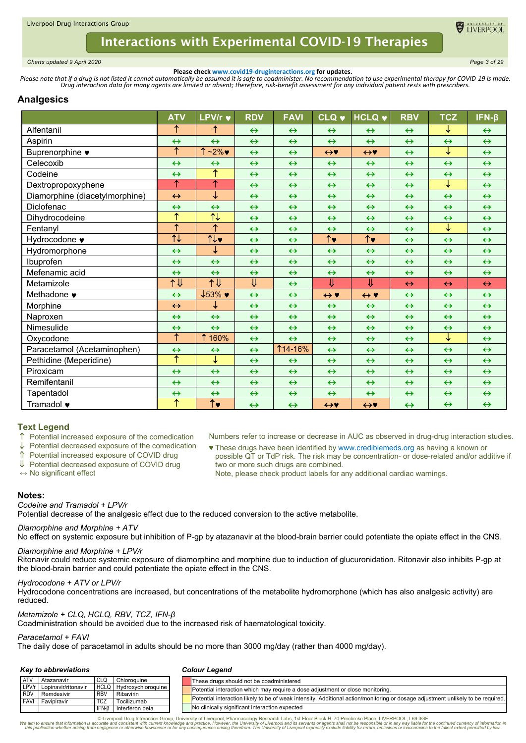Please check www.covid19-druginteractions.org for updates.

*Please note that if a drug is not listed it cannot automatically be assumed it is safe to coadminister. No recommendation to use experimental therapy for COVID-19 is made. Drug interaction data for many agents are limited or absent; therefore, risk-benefit assessment for any individual patient rests with prescribers.*

## Analgesics

| | ATV | LPV/r ♥ | RDV | FAVI | CLQ ♥ | HCLQ ♥ | RBV | TCZ | IFN-β |
|---|---|---|---|---|---|---|---|---|---|
| Alfentanil | ↑ | ↑ | ↔ | ↔ | ↔ | ↔ | ↔ | ↓ | ↔ |
| Aspirin | ↔ | ↔ | ↔ | ↔ | ↔ | ↔ | ↔ | ↔ | ↔ |
| Buprenorphine ♥ | ↑ | ↑ ~2%♥ | ↔ | ↔ | ↔♥ | ↔♥ | ↔ | ↓ | ↔ |
| Celecoxib | ↔ | ↔ | ↔ | ↔ | ↔ | ↔ | ↔ | ↔ | ↔ |
| Codeine | ↔ | ↑ | ↔ | ↔ | ↔ | ↔ | ↔ | ↔ | ↔ |
| Dextropropoxyphene | ↑ | ↑ | ↔ | ↔ | ↔ | ↔ | ↔ | ↓ | ↔ |
| Diamorphine (diacetylmorphine) | ↔ | ↓ | ↔ | ↔ | ↔ | ↔ | ↔ | ↔ | ↔ |
| Diclofenac | ↔ | ↔ | ↔ | ↔ | ↔ | ↔ | ↔ | ↔ | ↔ |
| Dihydrocodeine | ↑ | ↑↓ | ↔ | ↔ | ↔ | ↔ | ↔ | ↔ | ↔ |
| Fentanyl | ↑ | ↑ | ↔ | ↔ | ↔ | ↔ | ↔ | ↓ | ↔ |
| Hydrocodone ♥ | ↑↓ | ↑↓♥ | ↔ | ↔ | ↑♥ | ↑♥ | ↔ | ↔ | ↔ |
| Hydromorphone | ↔ | ↓ | ↔ | ↔ | ↔ | ↔ | ↔ | ↔ | ↔ |
| Ibuprofen | ↔ | ↔ | ↔ | ↔ | ↔ | ↔ | ↔ | ↔ | ↔ |
| Mefenamic acid | ↔ | ↔ | ↔ | ↔ | ↔ | ↔ | ↔ | ↔ | ↔ |
| Metamizole | ↑⇓ | ↑⇓ | ⇓ | ↔ | ⇓ | ⇓ | ↔ | ↔ | ↔ |
| Methadone ♥ | ↔ | ↓53% ♥ | ↔ | ↔ | ↔ ♥ | ↔ ♥ | ↔ | ↔ | ↔ |
| Morphine | ↔ | ↓ | ↔ | ↔ | ↔ | ↔ | ↔ | ↔ | ↔ |
| Naproxen | ↔ | ↔ | ↔ | ↔ | ↔ | ↔ | ↔ | ↔ | ↔ |
| Nimesulide | ↔ | ↔ | ↔ | ↔ | ↔ | ↔ | ↔ | ↔ | ↔ |
| Oxycodone | ↑ | ↑ 160% | ↔ | ↔ | ↔ | ↔ | ↔ | ↓ | ↔ |
| Paracetamol (Acetaminophen) | ↔ | ↔ | ↔ | ↑14-16% | ↔ | ↔ | ↔ | ↔ | ↔ |
| Pethidine (Meperidine) | ↑ | ↓ | ↔ | ↔ | ↔ | ↔ | ↔ | ↔ | ↔ |
| Piroxicam | ↔ | ↔ | ↔ | ↔ | ↔ | ↔ | ↔ | ↔ | ↔ |
| Remifentanil | ↔ | ↔ | ↔ | ↔ | ↔ | ↔ | ↔ | ↔ | ↔ |
| Tapentadol | ↔ | ↔ | ↔ | ↔ | ↔ | ↔ | ↔ | ↔ | ↔ |
| Tramadol ♥ | ↑ | ↑♥ | ↔ | ↔ | ↔♥ | ↔♥ | ↔ | ↔ | ↔ |

### Text Legend

- ↑ Potential increased exposure of the comedication
- ↓ Potential decreased exposure of the comedication
- ⇑ Potential increased exposure of COVID drug
- ⇓ Potential decreased exposure of COVID drug
- ↔ No significant effect

Numbers refer to increase or decrease in AUC as observed in drug-drug interaction studies.

♥ These drugs have been identified by www.crediblemeds.org as having a known or possible QT or TdP risk. The risk may be concentration- or dose-related and/or additive if two or more such drugs are combined.
Note, please check product labels for any additional cardiac warnings.

### Notes:

*Codeine and Tramadol + LPV/r*
Potential decrease of the analgesic effect due to the reduced conversion to the active metabolite.

*Diamorphine and Morphine + ATV*
No effect on systemic exposure but inhibition of P-gp by atazanavir at the blood-brain barrier could potentiate the opiate effect in the CNS.

*Diamorphine and Morphine + LPV/r*
Ritonavir could reduce systemic exposure of diamorphine and morphine due to induction of glucuronidation. Ritonavir also inhibits P-gp at the blood-brain barrier and could potentiate the opiate effect in the CNS.

*Hydrocodone + ATV or LPV/r*
Hydrocodone concentrations are increased, but concentrations of the metabolite hydromorphone (which has also analgesic activity) are reduced.

*Metamizole + CLQ, HCLQ, RBV, TCZ, IFN-β*
Coadministration should be avoided due to the increased risk of haematological toxicity.

*Paracetamol + FAVI*
The daily dose of paracetamol in adults should be no more than 3000 mg/day (rather than 4000 mg/day).

**Key to abbreviations**

| | | | |
|---|---|---|---|
| ATV | Atazanavir | CLQ | Chloroquine |
| LPV/r | Lopinavir/ritonavir | HCLQ | Hydroxychloroquine |
| RDV | Remdesivir | RBV | Ribavirin |
| FAVI | Favipiravir | TCZ | Tocilizumab |
| | | IFN-β | Interferon beta |

**Colour Legend**

- These drugs should not be coadministered
- Potential interaction which may require a dose adjustment or close monitoring.
- Potential interaction likely to be of weak intensity. Additional action/monitoring or dosage adjustment unlikely to be required.
- No clinically significant interaction expected

© Liverpool Drug Interaction Group, University of Liverpool, Pharmacology Research Labs, 1st Floor Block H, 70 Pembroke Place, LIVERPOOL, L69 3GF

We aim to ensure that information is accurate and consistent with current knowledge and practice. However, the University of Liverpool and its servants or agents shall not be responsible or in any way liable for the continued currency of information in this publication whether arising from negligence or otherwise howsoever or for any consequences arising therefrom. The University of Liverpool expressly exclude liability for errors, omissions or inaccuracies to the fullest extent permitted by law.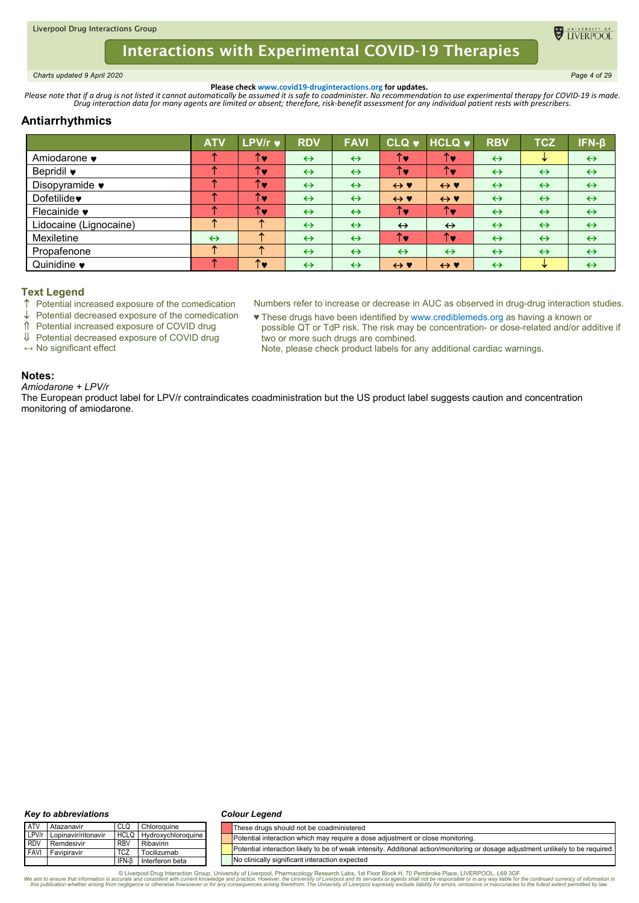Please check www.covid19-druginteractions.org for updates.

*Please note that if a drug is not listed it cannot automatically be assumed it is safe to coadminister. No recommendation to use experimental therapy for COVID-19 is made. Drug interaction data for many agents are limited or absent; therefore, risk-benefit assessment for any individual patient rests with prescribers.*

## Antiarrhythmics

| | ATV | LPV/r ♥ | RDV | FAVI | CLQ ♥ | HCLQ ♥ | RBV | TCZ | IFN-β |
|---|---|---|---|---|---|---|---|---|---|
| Amiodarone ♥ | ↑ | ↑♥ | ↔ | ↔ | ↑♥ | ↑♥ | ↔ | ↓ | ↔ |
| Bepridil ♥ | ↑ | ↑♥ | ↔ | ↔ | ↑♥ | ↑♥ | ↔ | ↔ | ↔ |
| Disopyramide ♥ | ↑ | ↑♥ | ↔ | ↔ | ↔ ♥ | ↔ ♥ | ↔ | ↔ | ↔ |
| Dofetilide♥ | ↑ | ↑♥ | ↔ | ↔ | ↔ ♥ | ↔ ♥ | ↔ | ↔ | ↔ |
| Flecainide ♥ | ↑ | ↑♥ | ↔ | ↔ | ↑♥ | ↑♥ | ↔ | ↔ | ↔ |
| Lidocaine (Lignocaine) | ↑ | ↑ | ↔ | ↔ | ↔ | ↔ | ↔ | ↔ | ↔ |
| Mexiletine | ↔ | ↑ | ↔ | ↔ | ↑♥ | ↑♥ | ↔ | ↔ | ↔ |
| Propafenone | ↑ | ↑ | ↔ | ↔ | ↔ | ↔ | ↔ | ↔ | ↔ |
| Quinidine ♥ | ↑ | ↑♥ | ↔ | ↔ | ↔ ♥ | ↔ ♥ | ↔ | ↓ | ↔ |

### Text Legend

- ↑ Potential increased exposure of the comedication
- ↓ Potential decreased exposure of the comedication
- ⇑ Potential increased exposure of COVID drug
- ⇓ Potential decreased exposure of COVID drug
- ↔ No significant effect

Numbers refer to increase or decrease in AUC as observed in drug-drug interaction studies.

♥ These drugs have been identified by www.crediblemeds.org as having a known or possible QT or TdP risk. The risk may be concentration- or dose-related and/or additive if two or more such drugs are combined.
Note, please check product labels for any additional cardiac warnings.

### Notes:

*Amiodarone + LPV/r*

The European product label for LPV/r contraindicates coadministration but the US product label suggests caution and concentration monitoring of amiodarone.

### *Key to abbreviations*

| | | | |
|---|---|---|---|
| ATV | Atazanavir | CLQ | Chloroquine |
| LPV/r | Lopinavir/ritonavir | HCLQ | Hydroxychloroquine |
| RDV | Remdesivir | RBV | Ribavirin |
| FAVI | Favipiravir | TCZ | Tocilizumab |
| | | IFN-β | Interferon beta |

### *Colour Legend*

| Colour | Meaning |
|---|---|
| Red | These drugs should not be coadministered |
| Orange | Potential interaction which may require a dose adjustment or close monitoring. |
| Yellow | Potential interaction likely to be of weak intensity. Additional action/monitoring or dosage adjustment unlikely to be required. |
| Green | No clinically significant interaction expected |

© Liverpool Drug Interaction Group, University of Liverpool, Pharmacology Research Labs, 1st Floor Block H, 70 Pembroke Place, LIVERPOOL, L69 3GF

*We aim to ensure that information is accurate and consistent with current knowledge and practice. However, the University of Liverpool and its servants or agents shall not be responsible or in any way liable for the continued currency of information in this publication whether arising from negligence or otherwise howsoever or for any consequences arising therefrom. The University of Liverpool expressly exclude liability for errors, omissions or inaccuracies to the fullest extent permitted by law.*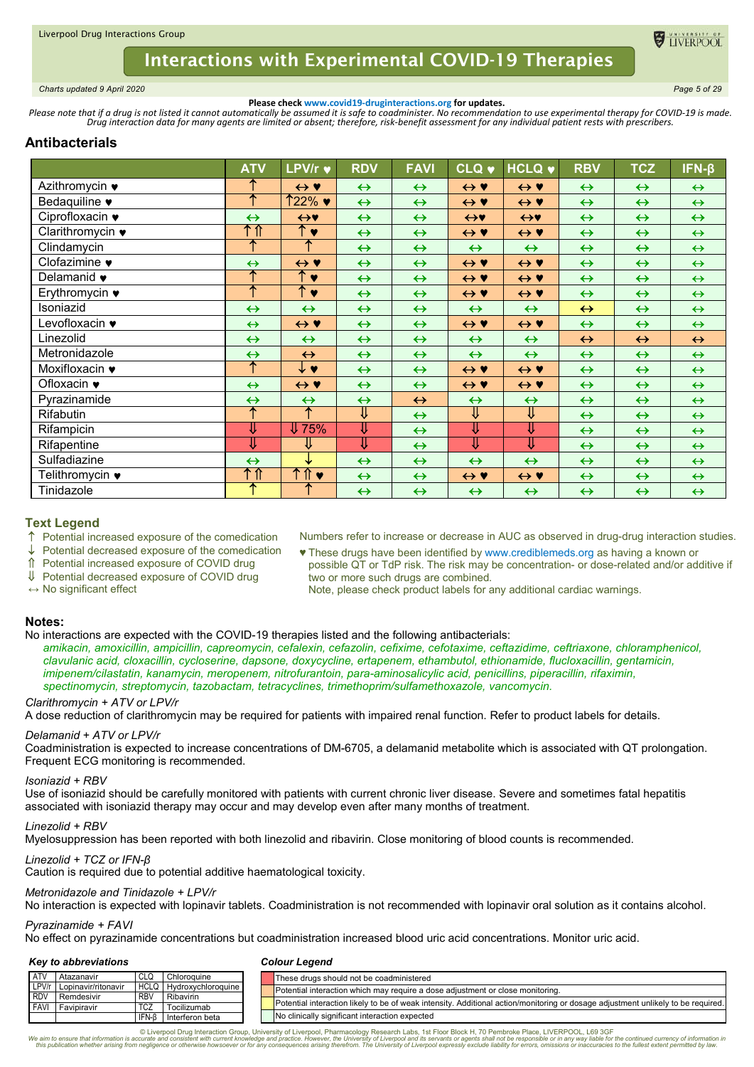Liverpool Drug Interactions Group

# Interactions with Experimental COVID-19 Therapies

*Charts updated 9 April 2020*

**Please check www.covid19-druginteractions.org for updates.**

*Please note that if a drug is not listed it cannot automatically be assumed it is safe to coadminister. No recommendation to use experimental therapy for COVID-19 is made. Drug interaction data for many agents are limited or absent; therefore, risk-benefit assessment for any individual patient rests with prescribers.*

## Antibacterials

| | ATV | LPV/r ♥ | RDV | FAVI | CLQ ♥ | HCLQ ♥ | RBV | TCZ | IFN-β |
|---|---|---|---|---|---|---|---|---|---|
| Azithromycin ♥ | ↑ | ↔ ♥ | ↔ | ↔ | ↔ ♥ | ↔ ♥ | ↔ | ↔ | ↔ |
| Bedaquiline ♥ | ↑ | ↑22% ♥ | ↔ | ↔ | ↔ ♥ | ↔ ♥ | ↔ | ↔ | ↔ |
| Ciprofloxacin ♥ | ↔ | ↔♥ | ↔ | ↔ | ↔♥ | ↔♥ | ↔ | ↔ | ↔ |
| Clarithromycin ♥ | ↑⇑ | ↑ ♥ | ↔ | ↔ | ↔ ♥ | ↔ ♥ | ↔ | ↔ | ↔ |
| Clindamycin | ↑ | ↑ | ↔ | ↔ | ↔ | ↔ | ↔ | ↔ | ↔ |
| Clofazimine ♥ | ↔ | ↔ ♥ | ↔ | ↔ | ↔ ♥ | ↔ ♥ | ↔ | ↔ | ↔ |
| Delamanid ♥ | ↑ | ↑ ♥ | ↔ | ↔ | ↔ ♥ | ↔ ♥ | ↔ | ↔ | ↔ |
| Erythromycin ♥ | ↑ | ↑ ♥ | ↔ | ↔ | ↔ ♥ | ↔ ♥ | ↔ | ↔ | ↔ |
| Isoniazid | ↔ | ↔ | ↔ | ↔ | ↔ | ↔ | ↔ | ↔ | ↔ |
| Levofloxacin ♥ | ↔ | ↔ ♥ | ↔ | ↔ | ↔ ♥ | ↔ ♥ | ↔ | ↔ | ↔ |
| Linezolid | ↔ | ↔ | ↔ | ↔ | ↔ | ↔ | ↔ | ↔ | ↔ |
| Metronidazole | ↔ | ↔ | ↔ | ↔ | ↔ | ↔ | ↔ | ↔ | ↔ |
| Moxifloxacin ♥ | ↑ | ↓ ♥ | ↔ | ↔ | ↔ ♥ | ↔ ♥ | ↔ | ↔ | ↔ |
| Ofloxacin ♥ | ↔ | ↔ ♥ | ↔ | ↔ | ↔ ♥ | ↔ ♥ | ↔ | ↔ | ↔ |
| Pyrazinamide | ↔ | ↔ | ↔ | ↔ | ↔ | ↔ | ↔ | ↔ | ↔ |
| Rifabutin | ↑ | ↑ | ⇓ | ↔ | ⇓ | ⇓ | ↔ | ↔ | ↔ |
| Rifampicin | ⇓ | ⇓75% | ⇓ | ↔ | ⇓ | ⇓ | ↔ | ↔ | ↔ |
| Rifapentine | ⇓ | ⇓ | ⇓ | ↔ | ⇓ | ⇓ | ↔ | ↔ | ↔ |
| Sulfadiazine | ↔ | ↓ | ↔ | ↔ | ↔ | ↔ | ↔ | ↔ | ↔ |
| Telithromycin ♥ | ↑⇑ | ↑⇑ ♥ | ↔ | ↔ | ↔ ♥ | ↔ ♥ | ↔ | ↔ | ↔ |
| Tinidazole | ↑ | ↑ | ↔ | ↔ | ↔ | ↔ | ↔ | ↔ | ↔ |

### Text Legend

- ↑ Potential increased exposure of the comedication
- ↓ Potential decreased exposure of the comedication
- ⇑ Potential increased exposure of COVID drug
- ⇓ Potential decreased exposure of COVID drug
- ↔ No significant effect

Numbers refer to increase or decrease in AUC as observed in drug-drug interaction studies.

♥ These drugs have been identified by www.crediblemeds.org as having a known or possible QT or TdP risk. The risk may be concentration- or dose-related and/or additive if two or more such drugs are combined.
Note, please check product labels for any additional cardiac warnings.

## Notes:

No interactions are expected with the COVID-19 therapies listed and the following antibacterials:
*amikacin, amoxicillin, ampicillin, capreomycin, cefalexin, cefazolin, cefixime, cefotaxime, ceftazidime, ceftriaxone, chloramphenicol, clavulanic acid, cloxacillin, cycloserine, dapsone, doxycycline, ertapenem, ethambutol, ethionamide, flucloxacillin, gentamicin, imipenem/cilastatin, kanamycin, meropenem, nitrofurantoin, para-aminosalicylic acid, penicillins, piperacillin, rifaximin, spectinomycin, streptomycin, tazobactam, tetracyclines, trimethoprim/sulfamethoxazole, vancomycin.*

*Clarithromycin + ATV or LPV/r*
A dose reduction of clarithromycin may be required for patients with impaired renal function. Refer to product labels for details.

*Delamanid + ATV or LPV/r*
Coadministration is expected to increase concentrations of DM-6705, a delamanid metabolite which is associated with QT prolongation. Frequent ECG monitoring is recommended.

*Isoniazid + RBV*
Use of isoniazid should be carefully monitored with patients with current chronic liver disease. Severe and sometimes fatal hepatitis associated with isoniazid therapy may occur and may develop even after many months of treatment.

*Linezolid + RBV*
Myelosuppression has been reported with both linezolid and ribavirin. Close monitoring of blood counts is recommended.

*Linezolid + TCZ or IFN-β*
Caution is required due to potential additive haematological toxicity.

*Metronidazole and Tinidazole + LPV/r*
No interaction is expected with lopinavir tablets. Coadministration is not recommended with lopinavir oral solution as it contains alcohol.

*Pyrazinamide + FAVI*
No effect on pyrazinamide concentrations but coadministration increased blood uric acid concentrations. Monitor uric acid.

### *Key to abbreviations*

| | | | |
|---|---|---|---|
| ATV | Atazanavir | CLQ | Chloroquine |
| LPV/r | Lopinavir/ritonavir | HCLQ | Hydroxychloroquine |
| RDV | Remdesivir | RBV | Ribavirin |
| FAVI | Favipiravir | TCZ | Tocilizumab |
| | | IFN-β | Interferon beta |

### *Colour Legend*

- Red: These drugs should not be coadministered
- Orange: Potential interaction which may require a dose adjustment or close monitoring.
- Yellow: Potential interaction likely to be of weak intensity. Additional action/monitoring or dosage adjustment unlikely to be required.
- Green: No clinically significant interaction expected

© Liverpool Drug Interaction Group, University of Liverpool, Pharmacology Research Labs, 1st Floor Block H, 70 Pembroke Place, LIVERPOOL, L69 3GF
*We aim to ensure that information is accurate and consistent with current knowledge and practice. However, the University of Liverpool and its servants or agents shall not be responsible or in any way liable for the continued currency of information in this publication whether arising from negligence or otherwise howsoever or for any consequences arising therefrom. The University of Liverpool expressly exclude liability for errors, omissions or inaccuracies to the fullest extent permitted by law.*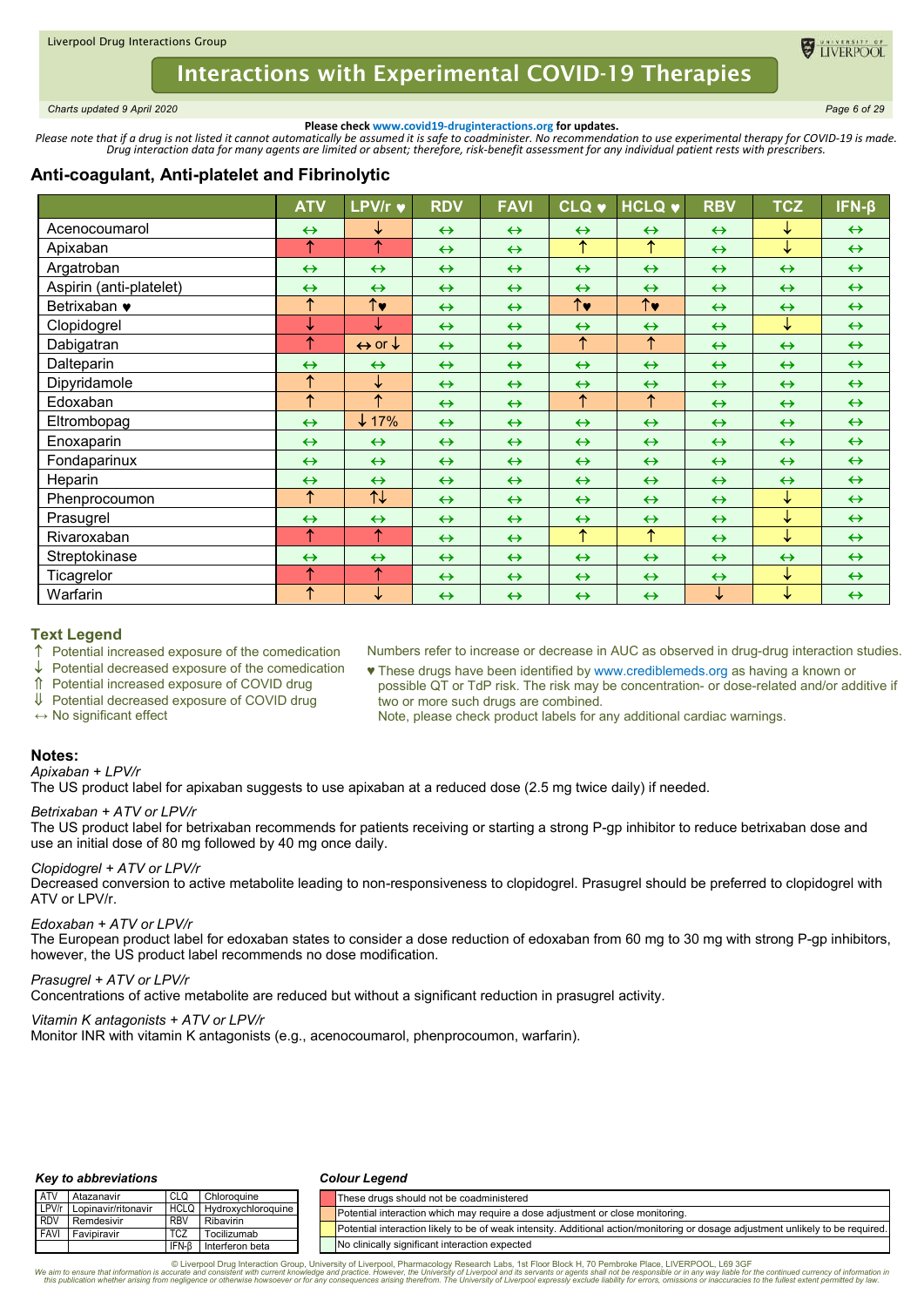Please check www.covid19-druginteractions.org for updates.

*Please note that if a drug is not listed it cannot automatically be assumed it is safe to coadminister. No recommendation to use experimental therapy for COVID-19 is made. Drug interaction data for many agents are limited or absent; therefore, risk-benefit assessment for any individual patient rests with prescribers.*

## Anti-coagulant, Anti-platelet and Fibrinolytic

| | ATV | LPV/r ♥ | RDV | FAVI | CLQ ♥ | HCLQ ♥ | RBV | TCZ | IFN-β |
|---|---|---|---|---|---|---|---|---|---|
| Acenocoumarol | ↔ | ↓ | ↔ | ↔ | ↔ | ↔ | ↔ | ↓ | ↔ |
| Apixaban | ↑ | ↑ | ↔ | ↔ | ↑ | ↑ | ↔ | ↓ | ↔ |
| Argatroban | ↔ | ↔ | ↔ | ↔ | ↔ | ↔ | ↔ | ↔ | ↔ |
| Aspirin (anti-platelet) | ↔ | ↔ | ↔ | ↔ | ↔ | ↔ | ↔ | ↔ | ↔ |
| Betrixaban ♥ | ↑ | ↑♥ | ↔ | ↔ | ↑♥ | ↑♥ | ↔ | ↔ | ↔ |
| Clopidogrel | ↓ | ↓ | ↔ | ↔ | ↔ | ↔ | ↔ | ↓ | ↔ |
| Dabigatran | ↑ | ↔ or ↓ | ↔ | ↔ | ↑ | ↑ | ↔ | ↔ | ↔ |
| Dalteparin | ↔ | ↔ | ↔ | ↔ | ↔ | ↔ | ↔ | ↔ | ↔ |
| Dipyridamole | ↑ | ↓ | ↔ | ↔ | ↔ | ↔ | ↔ | ↔ | ↔ |
| Edoxaban | ↑ | ↑ | ↔ | ↔ | ↑ | ↑ | ↔ | ↔ | ↔ |
| Eltrombopag | ↔ | ↓17% | ↔ | ↔ | ↔ | ↔ | ↔ | ↔ | ↔ |
| Enoxaparin | ↔ | ↔ | ↔ | ↔ | ↔ | ↔ | ↔ | ↔ | ↔ |
| Fondaparinux | ↔ | ↔ | ↔ | ↔ | ↔ | ↔ | ↔ | ↔ | ↔ |
| Heparin | ↔ | ↔ | ↔ | ↔ | ↔ | ↔ | ↔ | ↔ | ↔ |
| Phenprocoumon | ↑ | ↑↓ | ↔ | ↔ | ↔ | ↔ | ↔ | ↓ | ↔ |
| Prasugrel | ↔ | ↔ | ↔ | ↔ | ↔ | ↔ | ↔ | ↓ | ↔ |
| Rivaroxaban | ↑ | ↑ | ↔ | ↔ | ↑ | ↑ | ↔ | ↓ | ↔ |
| Streptokinase | ↔ | ↔ | ↔ | ↔ | ↔ | ↔ | ↔ | ↔ | ↔ |
| Ticagrelor | ↑ | ↑ | ↔ | ↔ | ↔ | ↔ | ↔ | ↓ | ↔ |
| Warfarin | ↑ | ↓ | ↔ | ↔ | ↔ | ↔ | ↓ | ↓ | ↔ |

### Text Legend

- ↑ Potential increased exposure of the comedication
- ↓ Potential decreased exposure of the comedication
- ⇑ Potential increased exposure of COVID drug
- ⇓ Potential decreased exposure of COVID drug
- ↔ No significant effect

Numbers refer to increase or decrease in AUC as observed in drug-drug interaction studies.

♥ These drugs have been identified by www.crediblemeds.org as having a known or possible QT or TdP risk. The risk may be concentration- or dose-related and/or additive if two or more such drugs are combined.
Note, please check product labels for any additional cardiac warnings.

### Notes:

*Apixaban + LPV/r*
The US product label for apixaban suggests to use apixaban at a reduced dose (2.5 mg twice daily) if needed.

*Betrixaban + ATV or LPV/r*
The US product label for betrixaban recommends for patients receiving or starting a strong P-gp inhibitor to reduce betrixaban dose and use an initial dose of 80 mg followed by 40 mg once daily.

*Clopidogrel + ATV or LPV/r*
Decreased conversion to active metabolite leading to non-responsiveness to clopidogrel. Prasugrel should be preferred to clopidogrel with ATV or LPV/r.

*Edoxaban + ATV or LPV/r*
The European product label for edoxaban states to consider a dose reduction of edoxaban from 60 mg to 30 mg with strong P-gp inhibitors, however, the US product label recommends no dose modification.

*Prasugrel + ATV or LPV/r*
Concentrations of active metabolite are reduced but without a significant reduction in prasugrel activity.

*Vitamin K antagonists + ATV or LPV/r*
Monitor INR with vitamin K antagonists (e.g., acenocoumarol, phenprocoumon, warfarin).

### Key to abbreviations

| | | | |
|---|---|---|---|
| ATV | Atazanavir | CLQ | Chloroquine |
| LPV/r | Lopinavir/ritonavir | HCLQ | Hydroxychloroquine |
| RDV | Remdesivir | RBV | Ribavirin |
| FAVI | Favipiravir | TCZ | Tocilizumab |
| | | IFN-β | Interferon beta |

### Colour Legend

| Colour | Meaning |
|---|---|
| Red | These drugs should not be coadministered |
| Orange | Potential interaction which may require a dose adjustment or close monitoring. |
| Yellow | Potential interaction likely to be of weak intensity. Additional action/monitoring or dosage adjustment unlikely to be required. |
| Green | No clinically significant interaction expected |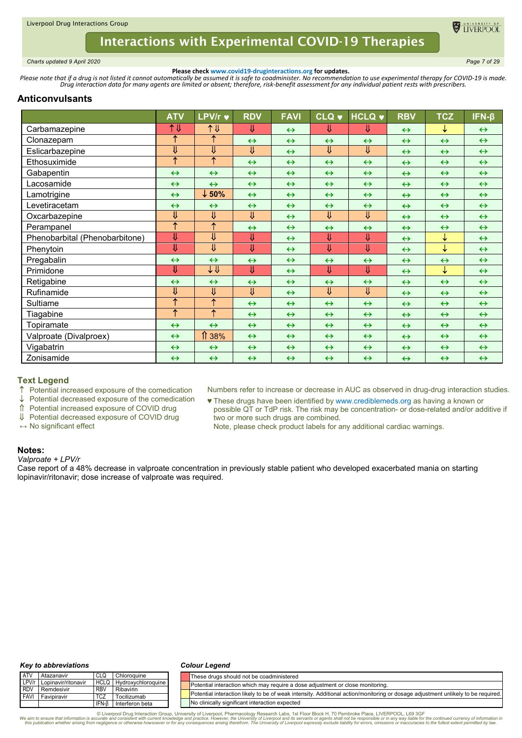# Interactions with Experimental COVID-19 Therapies

*Charts updated 9 April 2020*

**Please check www.covid19-druginteractions.org for updates.**

*Please note that if a drug is not listed it cannot automatically be assumed it is safe to coadminister. No recommendation to use experimental therapy for COVID-19 is made. Drug interaction data for many agents are limited or absent; therefore, risk-benefit assessment for any individual patient rests with prescribers.*

## Anticonvulsants

| | ATV | LPV/r ♥ | RDV | FAVI | CLQ ♥ | HCLQ ♥ | RBV | TCZ | IFN-β |
|---|---|---|---|---|---|---|---|---|---|
| Carbamazepine | ↑⇓ | ↑⇓ | ⇓ | ↔ | ⇓ | ⇓ | ↔ | ↓ | ↔ |
| Clonazepam | ↑ | ↑ | ↔ | ↔ | ↔ | ↔ | ↔ | ↔ | ↔ |
| Eslicarbazepine | ⇓ | ⇓ | ⇓ | ↔ | ⇓ | ⇓ | ↔ | ↔ | ↔ |
| Ethosuximide | ↑ | ↑ | ↔ | ↔ | ↔ | ↔ | ↔ | ↔ | ↔ |
| Gabapentin | ↔ | ↔ | ↔ | ↔ | ↔ | ↔ | ↔ | ↔ | ↔ |
| Lacosamide | ↔ | ↔ | ↔ | ↔ | ↔ | ↔ | ↔ | ↔ | ↔ |
| Lamotrigine | ↔ | ↓ 50% | ↔ | ↔ | ↔ | ↔ | ↔ | ↔ | ↔ |
| Levetiracetam | ↔ | ↔ | ↔ | ↔ | ↔ | ↔ | ↔ | ↔ | ↔ |
| Oxcarbazepine | ⇓ | ⇓ | ⇓ | ↔ | ⇓ | ⇓ | ↔ | ↔ | ↔ |
| Perampanel | ↑ | ↑ | ↔ | ↔ | ↔ | ↔ | ↔ | ↔ | ↔ |
| Phenobarbital (Phenobarbitone) | ⇓ | ⇓ | ⇓ | ↔ | ⇓ | ⇓ | ↔ | ↓ | ↔ |
| Phenytoin | ⇓ | ⇓ | ⇓ | ↔ | ⇓ | ⇓ | ↔ | ↓ | ↔ |
| Pregabalin | ↔ | ↔ | ↔ | ↔ | ↔ | ↔ | ↔ | ↔ | ↔ |
| Primidone | ⇓ | ↓⇓ | ⇓ | ↔ | ⇓ | ⇓ | ↔ | ↓ | ↔ |
| Retigabine | ↔ | ↔ | ↔ | ↔ | ↔ | ↔ | ↔ | ↔ | ↔ |
| Rufinamide | ⇓ | ⇓ | ⇓ | ↔ | ⇓ | ⇓ | ↔ | ↔ | ↔ |
| Sultiame | ↑ | ↑ | ↔ | ↔ | ↔ | ↔ | ↔ | ↔ | ↔ |
| Tiagabine | ↑ | ↑ | ↔ | ↔ | ↔ | ↔ | ↔ | ↔ | ↔ |
| Topiramate | ↔ | ↔ | ↔ | ↔ | ↔ | ↔ | ↔ | ↔ | ↔ |
| Valproate (Divalproex) | ↔ | ⇑ 38% | ↔ | ↔ | ↔ | ↔ | ↔ | ↔ | ↔ |
| Vigabatrin | ↔ | ↔ | ↔ | ↔ | ↔ | ↔ | ↔ | ↔ | ↔ |
| Zonisamide | ↔ | ↔ | ↔ | ↔ | ↔ | ↔ | ↔ | ↔ | ↔ |

### Text Legend

- ↑ Potential increased exposure of the comedication
- ↓ Potential decreased exposure of the comedication
- ⇑ Potential increased exposure of COVID drug
- ⇓ Potential decreased exposure of COVID drug
- ↔ No significant effect

Numbers refer to increase or decrease in AUC as observed in drug-drug interaction studies.

♥ These drugs have been identified by www.crediblemeds.org as having a known or possible QT or TdP risk. The risk may be concentration- or dose-related and/or additive if two or more such drugs are combined.
Note, please check product labels for any additional cardiac warnings.

### Notes:

*Valproate + LPV/r*
Case report of a 48% decrease in valproate concentration in previously stable patient who developed exacerbated mania on starting lopinavir/ritonavir; dose increase of valproate was required.

#### *Key to abbreviations*

| | | | |
|---|---|---|---|
| ATV | Atazanavir | CLQ | Chloroquine |
| LPV/r | Lopinavir/ritonavir | HCLQ | Hydroxychloroquine |
| RDV | Remdesivir | RBV | Ribavirin |
| FAVI | Favipiravir | TCZ | Tocilizumab |
| | | IFN-β | Interferon beta |

#### *Colour Legend*

| Colour | Meaning |
|---|---|
| Red | These drugs should not be coadministered |
| Orange | Potential interaction which may require a dose adjustment or close monitoring. |
| Yellow | Potential interaction likely to be of weak intensity. Additional action/monitoring or dosage adjustment unlikely to be required. |
| Green | No clinically significant interaction expected |

© Liverpool Drug Interaction Group, University of Liverpool, Pharmacology Research Labs, 1st Floor Block H, 70 Pembroke Place, LIVERPOOL, L69 3GF

*We aim to ensure that information is accurate and consistent with current knowledge and practice. However, the University of Liverpool and its servants or agents shall not be responsible or in any way liable for the continued currency of information in this publication whether arising from negligence or otherwise howsoever or for any consequences arising therefrom. The University of Liverpool expressly exclude liability for errors, omissions or inaccuracies to the fullest extent permitted by law.*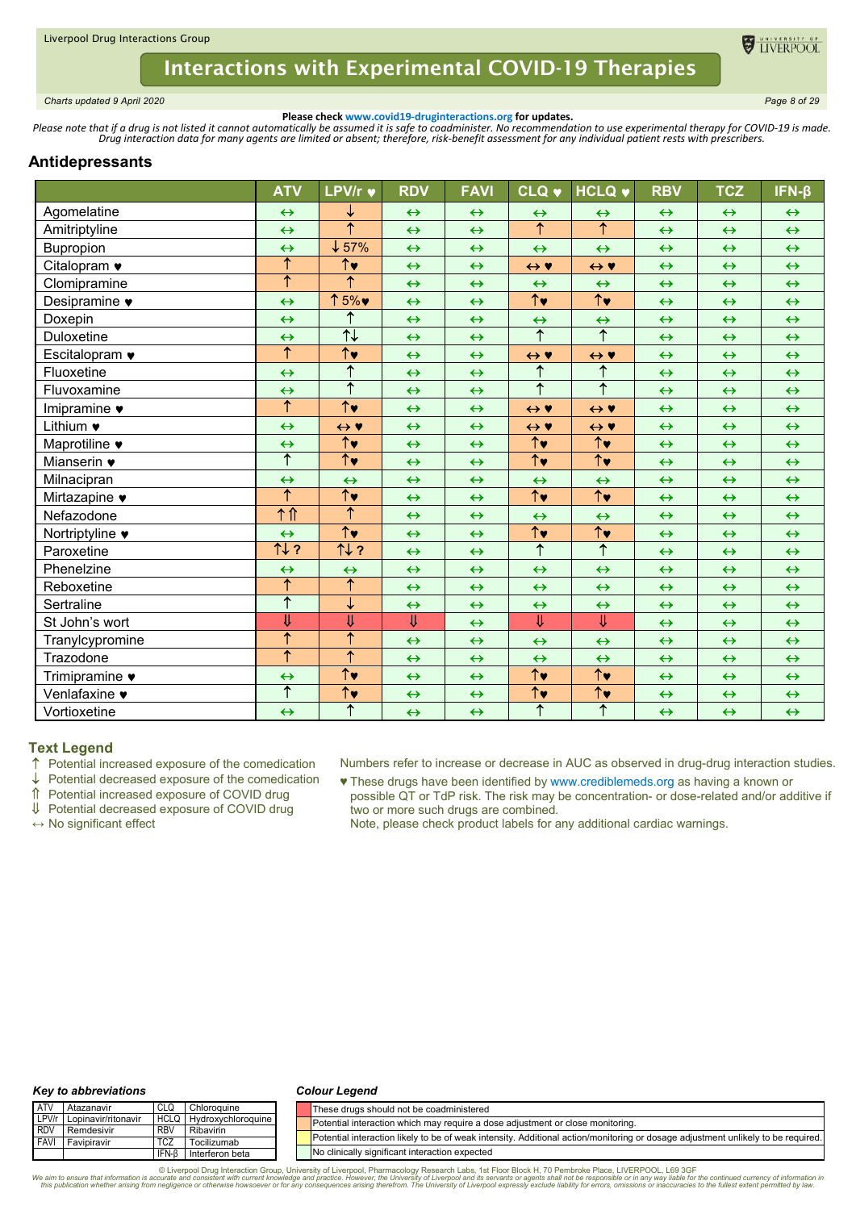**Please check www.covid19-druginteractions.org for updates.**

*Please note that if a drug is not listed it cannot automatically be assumed it is safe to coadminister. No recommendation to use experimental therapy for COVID-19 is made. Drug interaction data for many agents are limited or absent; therefore, risk-benefit assessment for any individual patient rests with prescribers.*

## Antidepressants

| | ATV | LPV/r ♥ | RDV | FAVI | CLQ ♥ | HCLQ ♥ | RBV | TCZ | IFN-β |
|---|---|---|---|---|---|---|---|---|---|
| Agomelatine | ↔ | ↓ | ↔ | ↔ | ↔ | ↔ | ↔ | ↔ | ↔ |
| Amitriptyline | ↔ | ↑ | ↔ | ↔ | ↑ | ↑ | ↔ | ↔ | ↔ |
| Bupropion | ↔ | ↓57% | ↔ | ↔ | ↔ | ↔ | ↔ | ↔ | ↔ |
| Citalopram ♥ | ↑ | ↑♥ | ↔ | ↔ | ↔ ♥ | ↔ ♥ | ↔ | ↔ | ↔ |
| Clomipramine | ↑ | ↑ | ↔ | ↔ | ↔ | ↔ | ↔ | ↔ | ↔ |
| Desipramine ♥ | ↔ | ↑5%♥ | ↔ | ↔ | ↑♥ | ↑♥ | ↔ | ↔ | ↔ |
| Doxepin | ↔ | ↑ | ↔ | ↔ | ↔ | ↔ | ↔ | ↔ | ↔ |
| Duloxetine | ↔ | ↑↓ | ↔ | ↔ | ↑ | ↑ | ↔ | ↔ | ↔ |
| Escitalopram ♥ | ↑ | ↑♥ | ↔ | ↔ | ↔ ♥ | ↔ ♥ | ↔ | ↔ | ↔ |
| Fluoxetine | ↔ | ↑ | ↔ | ↔ | ↑ | ↑ | ↔ | ↔ | ↔ |
| Fluvoxamine | ↔ | ↑ | ↔ | ↔ | ↑ | ↑ | ↔ | ↔ | ↔ |
| Imipramine ♥ | ↑ | ↑♥ | ↔ | ↔ | ↔ ♥ | ↔ ♥ | ↔ | ↔ | ↔ |
| Lithium ♥ | ↔ | ↔ ♥ | ↔ | ↔ | ↔ ♥ | ↔ ♥ | ↔ | ↔ | ↔ |
| Maprotiline ♥ | ↔ | ↑♥ | ↔ | ↔ | ↑♥ | ↑♥ | ↔ | ↔ | ↔ |
| Mianserin ♥ | ↑ | ↑♥ | ↔ | ↔ | ↑♥ | ↑♥ | ↔ | ↔ | ↔ |
| Milnacipran | ↔ | ↔ | ↔ | ↔ | ↔ | ↔ | ↔ | ↔ | ↔ |
| Mirtazapine ♥ | ↑ | ↑♥ | ↔ | ↔ | ↑♥ | ↑♥ | ↔ | ↔ | ↔ |
| Nefazodone | ↑⇑ | ↑ | ↔ | ↔ | ↔ | ↔ | ↔ | ↔ | ↔ |
| Nortriptyline ♥ | ↔ | ↑♥ | ↔ | ↔ | ↑♥ | ↑♥ | ↔ | ↔ | ↔ |
| Paroxetine | ↑↓ ? | ↑↓ ? | ↔ | ↔ | ↑ | ↑ | ↔ | ↔ | ↔ |
| Phenelzine | ↔ | ↔ | ↔ | ↔ | ↔ | ↔ | ↔ | ↔ | ↔ |
| Reboxetine | ↑ | ↑ | ↔ | ↔ | ↔ | ↔ | ↔ | ↔ | ↔ |
| Sertraline | ↑ | ↓ | ↔ | ↔ | ↔ | ↔ | ↔ | ↔ | ↔ |
| St John's wort | ⇓ | ⇓ | ⇓ | ↔ | ⇓ | ⇓ | ↔ | ↔ | ↔ |
| Tranylcypromine | ↑ | ↑ | ↔ | ↔ | ↔ | ↔ | ↔ | ↔ | ↔ |
| Trazodone | ↑ | ↑ | ↔ | ↔ | ↔ | ↔ | ↔ | ↔ | ↔ |
| Trimipramine ♥ | ↔ | ↑♥ | ↔ | ↔ | ↑♥ | ↑♥ | ↔ | ↔ | ↔ |
| Venlafaxine ♥ | ↑ | ↑♥ | ↔ | ↔ | ↑♥ | ↑♥ | ↔ | ↔ | ↔ |
| Vortioxetine | ↔ | ↑ | ↔ | ↔ | ↑ | ↑ | ↔ | ↔ | ↔ |

### Text Legend

- ↑ Potential increased exposure of the comedication
- ↓ Potential decreased exposure of the comedication
- ⇑ Potential increased exposure of COVID drug
- ⇓ Potential decreased exposure of COVID drug
- ↔ No significant effect

Numbers refer to increase or decrease in AUC as observed in drug-drug interaction studies.

♥ These drugs have been identified by www.crediblemeds.org as having a known or possible QT or TdP risk. The risk may be concentration- or dose-related and/or additive if two or more such drugs are combined.
Note, please check product labels for any additional cardiac warnings.

### Key to abbreviations

| | | | |
|---|---|---|---|
| ATV | Atazanavir | CLQ | Chloroquine |
| LPV/r | Lopinavir/ritonavir | HCLQ | Hydroxychloroquine |
| RDV | Remdesivir | RBV | Ribavirin |
| FAVI | Favipiravir | TCZ | Tocilizumab |
| | | IFN-β | Interferon beta |

### Colour Legend

| Colour | Meaning |
|---|---|
| Red | These drugs should not be coadministered |
| Orange | Potential interaction which may require a dose adjustment or close monitoring. |
| Yellow | Potential interaction likely to be of weak intensity. Additional action/monitoring or dosage adjustment unlikely to be required. |
| Green | No clinically significant interaction expected |

© Liverpool Drug Interaction Group, University of Liverpool, Pharmacology Research Labs, 1st Floor Block H, 70 Pembroke Place, LIVERPOOL, L69 3GF

*We aim to ensure that information is accurate and consistent with current knowledge and practice. However, the University of Liverpool and its servants or agents shall not be responsible or in any way liable for the continued currency of information in this publication whether arising from negligence or otherwise howsoever or for any consequences arising therefrom. The University of Liverpool expressly exclude liability for errors, omissions or inaccuracies to the fullest extent permitted by law.*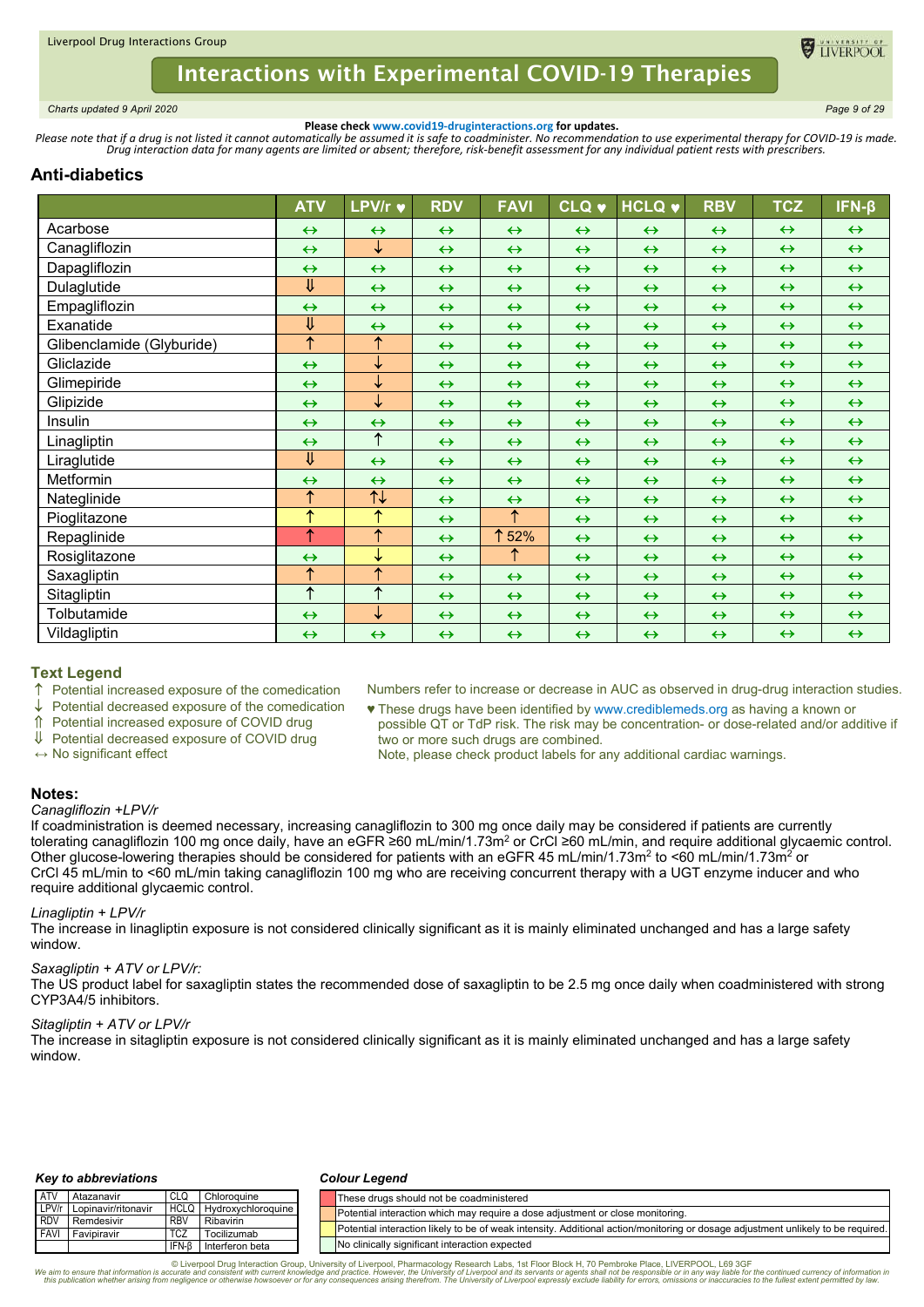Please check www.covid19-druginteractions.org for updates.

*Please note that if a drug is not listed it cannot automatically be assumed it is safe to coadminister. No recommendation to use experimental therapy for COVID-19 is made. Drug interaction data for many agents are limited or absent; therefore, risk-benefit assessment for any individual patient rests with prescribers.*

## Anti-diabetics

| | ATV | LPV/r ♥ | RDV | FAVI | CLQ ♥ | HCLQ ♥ | RBV | TCZ | IFN-β |
|---|---|---|---|---|---|---|---|---|---|
| Acarbose | ↔ | ↔ | ↔ | ↔ | ↔ | ↔ | ↔ | ↔ | ↔ |
| Canagliflozin | ↔ | ↓ | ↔ | ↔ | ↔ | ↔ | ↔ | ↔ | ↔ |
| Dapagliflozin | ↔ | ↔ | ↔ | ↔ | ↔ | ↔ | ↔ | ↔ | ↔ |
| Dulaglutide | ⇓ | ↔ | ↔ | ↔ | ↔ | ↔ | ↔ | ↔ | ↔ |
| Empagliflozin | ↔ | ↔ | ↔ | ↔ | ↔ | ↔ | ↔ | ↔ | ↔ |
| Exanatide | ⇓ | ↔ | ↔ | ↔ | ↔ | ↔ | ↔ | ↔ | ↔ |
| Glibenclamide (Glyburide) | ↑ | ↑ | ↔ | ↔ | ↔ | ↔ | ↔ | ↔ | ↔ |
| Gliclazide | ↔ | ↓ | ↔ | ↔ | ↔ | ↔ | ↔ | ↔ | ↔ |
| Glimepiride | ↔ | ↓ | ↔ | ↔ | ↔ | ↔ | ↔ | ↔ | ↔ |
| Glipizide | ↔ | ↓ | ↔ | ↔ | ↔ | ↔ | ↔ | ↔ | ↔ |
| Insulin | ↔ | ↔ | ↔ | ↔ | ↔ | ↔ | ↔ | ↔ | ↔ |
| Linagliptin | ↔ | ↑ | ↔ | ↔ | ↔ | ↔ | ↔ | ↔ | ↔ |
| Liraglutide | ⇓ | ↔ | ↔ | ↔ | ↔ | ↔ | ↔ | ↔ | ↔ |
| Metformin | ↔ | ↔ | ↔ | ↔ | ↔ | ↔ | ↔ | ↔ | ↔ |
| Nateglinide | ↑ | ↑↓ | ↔ | ↔ | ↔ | ↔ | ↔ | ↔ | ↔ |
| Pioglitazone | ↑ | ↑ | ↔ | ↑ | ↔ | ↔ | ↔ | ↔ | ↔ |
| Repaglinide | ↑ | ↑ | ↔ | ↑52% | ↔ | ↔ | ↔ | ↔ | ↔ |
| Rosiglitazone | ↔ | ↓ | ↔ | ↑ | ↔ | ↔ | ↔ | ↔ | ↔ |
| Saxagliptin | ↑ | ↑ | ↔ | ↔ | ↔ | ↔ | ↔ | ↔ | ↔ |
| Sitagliptin | ↑ | ↑ | ↔ | ↔ | ↔ | ↔ | ↔ | ↔ | ↔ |
| Tolbutamide | ↔ | ↓ | ↔ | ↔ | ↔ | ↔ | ↔ | ↔ | ↔ |
| Vildagliptin | ↔ | ↔ | ↔ | ↔ | ↔ | ↔ | ↔ | ↔ | ↔ |

### Text Legend

- ↑ Potential increased exposure of the comedication
- ↓ Potential decreased exposure of the comedication
- ⇑ Potential increased exposure of COVID drug
- ⇓ Potential decreased exposure of COVID drug
- ↔ No significant effect

Numbers refer to increase or decrease in AUC as observed in drug-drug interaction studies.

♥ These drugs have been identified by www.crediblemeds.org as having a known or possible QT or TdP risk. The risk may be concentration- or dose-related and/or additive if two or more such drugs are combined.
Note, please check product labels for any additional cardiac warnings.

### Notes:

*Canagliflozin +LPV/r*

If coadministration is deemed necessary, increasing canagliflozin to 300 mg once daily may be considered if patients are currently tolerating canagliflozin 100 mg once daily, have an eGFR ≥60 mL/min/1.73m$^2$ or CrCl ≥60 mL/min, and require additional glycaemic control. Other glucose-lowering therapies should be considered for patients with an eGFR 45 mL/min/1.73m$^2$ to <60 mL/min/1.73m$^2$ or CrCl 45 mL/min to <60 mL/min taking canagliflozin 100 mg who are receiving concurrent therapy with a UGT enzyme inducer and who require additional glycaemic control.

*Linagliptin + LPV/r*

The increase in linagliptin exposure is not considered clinically significant as it is mainly eliminated unchanged and has a large safety window.

*Saxagliptin + ATV or LPV/r:*

The US product label for saxagliptin states the recommended dose of saxagliptin to be 2.5 mg once daily when coadministered with strong CYP3A4/5 inhibitors.

*Sitagliptin + ATV or LPV/r*

The increase in sitagliptin exposure is not considered clinically significant as it is mainly eliminated unchanged and has a large safety window.

**Key to abbreviations**

| | | | |
|---|---|---|---|
| ATV | Atazanavir | CLQ | Chloroquine |
| LPV/r | Lopinavir/ritonavir | HCLQ | Hydroxychloroquine |
| RDV | Remdesivir | RBV | Ribavirin |
| FAVI | Favipiravir | TCZ | Tocilizumab |
| | | IFN-β | Interferon beta |

**Colour Legend**

- Red: These drugs should not be coadministered
- Orange: Potential interaction which may require a dose adjustment or close monitoring.
- Yellow: Potential interaction likely to be of weak intensity. Additional action/monitoring or dosage adjustment unlikely to be required.
- Green: No clinically significant interaction expected

© Liverpool Drug Interaction Group, University of Liverpool, Pharmacology Research Labs, 1st Floor Block H, 70 Pembroke Place, LIVERPOOL, L69 3GF
*We aim to ensure that information is accurate and consistent with current knowledge and practice. However, the University of Liverpool and its servants or agents shall not be responsible or in any way liable for the continued currency of information in this publication whether arising from negligence or otherwise howsoever or for any consequences arising therefrom. The University of Liverpool expressly exclude liability for errors, omissions or inaccuracies to the fullest extent permitted by law.*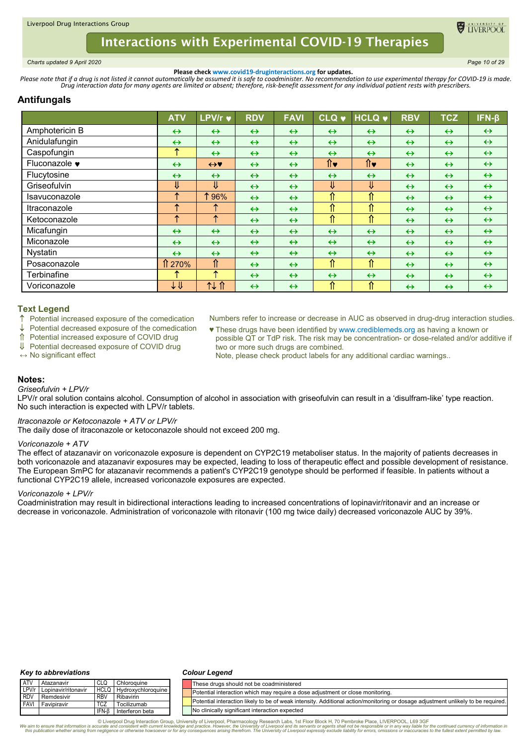**Please check www.covid19-druginteractions.org for updates.**

*Please note that if a drug is not listed it cannot automatically be assumed it is safe to coadminister. No recommendation to use experimental therapy for COVID-19 is made. Drug interaction data for many agents are limited or absent; therefore, risk-benefit assessment for any individual patient rests with prescribers.*

## Antifungals

| | ATV | LPV/r ♥ | RDV | FAVI | CLQ ♥ | HCLQ ♥ | RBV | TCZ | IFN-β |
|---|---|---|---|---|---|---|---|---|---|
| Amphotericin B | ↔ | ↔ | ↔ | ↔ | ↔ | ↔ | ↔ | ↔ | ↔ |
| Anidulafungin | ↔ | ↔ | ↔ | ↔ | ↔ | ↔ | ↔ | ↔ | ↔ |
| Caspofungin | ↑ | ↔ | ↔ | ↔ | ↔ | ↔ | ↔ | ↔ | ↔ |
| Fluconazole ♥ | ↔ | ↔♥ | ↔ | ↔ | ⇑♥ | ⇑♥ | ↔ | ↔ | ↔ |
| Flucytosine | ↔ | ↔ | ↔ | ↔ | ↔ | ↔ | ↔ | ↔ | ↔ |
| Griseofulvin | ⇓ | ⇓ | ↔ | ↔ | ⇓ | ⇓ | ↔ | ↔ | ↔ |
| Isavuconazole | ↑ | ↑96% | ↔ | ↔ | ⇑ | ⇑ | ↔ | ↔ | ↔ |
| Itraconazole | ↑ | ↑ | ↔ | ↔ | ⇑ | ⇑ | ↔ | ↔ | ↔ |
| Ketoconazole | ↑ | ↑ | ↔ | ↔ | ⇑ | ⇑ | ↔ | ↔ | ↔ |
| Micafungin | ↔ | ↔ | ↔ | ↔ | ↔ | ↔ | ↔ | ↔ | ↔ |
| Miconazole | ↔ | ↔ | ↔ | ↔ | ↔ | ↔ | ↔ | ↔ | ↔ |
| Nystatin | ↔ | ↔ | ↔ | ↔ | ↔ | ↔ | ↔ | ↔ | ↔ |
| Posaconazole | ⇑270% | ⇑ | ↔ | ↔ | ⇑ | ⇑ | ↔ | ↔ | ↔ |
| Terbinafine | ↑ | ↑ | ↔ | ↔ | ↔ | ↔ | ↔ | ↔ | ↔ |
| Voriconazole | ↓⇓ | ↑↓⇑ | ↔ | ↔ | ⇑ | ⇑ | ↔ | ↔ | ↔ |

### Text Legend

- ↑ Potential increased exposure of the comedication
- ↓ Potential decreased exposure of the comedication
- ⇑ Potential increased exposure of COVID drug
- ⇓ Potential decreased exposure of COVID drug
- ↔ No significant effect

Numbers refer to increase or decrease in AUC as observed in drug-drug interaction studies.

♥ These drugs have been identified by www.crediblemeds.org as having a known or possible QT or TdP risk. The risk may be concentration- or dose-related and/or additive if two or more such drugs are combined.
Note, please check product labels for any additional cardiac warnings..

### Notes:

*Griseofulvin + LPV/r*
LPV/r oral solution contains alcohol. Consumption of alcohol in association with griseofulvin can result in a 'disulfram-like' type reaction. No such interaction is expected with LPV/r tablets.

*Itraconazole or Ketoconazole + ATV or LPV/r*
The daily dose of itraconazole or ketoconazole should not exceed 200 mg.

*Voriconazole + ATV*
The effect of atazanavir on voriconazole exposure is dependent on CYP2C19 metaboliser status. In the majority of patients decreases in both voriconazole and atazanavir exposures may be expected, leading to loss of therapeutic effect and possible development of resistance. The European SmPC for atazanavir recommends a patient's CYP2C19 genotype should be performed if feasible. In patients without a functional CYP2C19 allele, increased voriconazole exposures are expected.

*Voriconazole + LPV/r*
Coadministration may result in bidirectional interactions leading to increased concentrations of lopinavir/ritonavir and an increase or decrease in voriconazole. Administration of voriconazole with ritonavir (100 mg twice daily) decreased voriconazole AUC by 39%.

***Key to abbreviations***

| | | | |
|---|---|---|---|
| ATV | Atazanavir | CLQ | Chloroquine |
| LPV/r | Lopinavir/ritonavir | HCLQ | Hydroxychloroquine |
| RDV | Remdesivir | RBV | Ribavirin |
| FAVI | Favipiravir | TCZ | Tocilizumab |
| | | IFN-β | Interferon beta |

***Colour Legend***

| Colour | Meaning |
|---|---|
| Red | These drugs should not be coadministered |
| Orange | Potential interaction which may require a dose adjustment or close monitoring. |
| Yellow | Potential interaction likely to be of weak intensity. Additional action/monitoring or dosage adjustment unlikely to be required. |
| Green | No clinically significant interaction expected |

© Liverpool Drug Interaction Group, University of Liverpool, Pharmacology Research Labs, 1st Floor Block H, 70 Pembroke Place, LIVERPOOL, L69 3GF
We aim to ensure that information is accurate and consistent with current knowledge and practice. However, the University of Liverpool and its servants or agents shall not be responsible or in any way liable for the continued currency of information in this publication whether arising from negligence or otherwise howsoever or for any consequences arising therefrom. The University of Liverpool expressly exclude liability for errors, omissions or inaccuracies to the fullest extent permitted by law.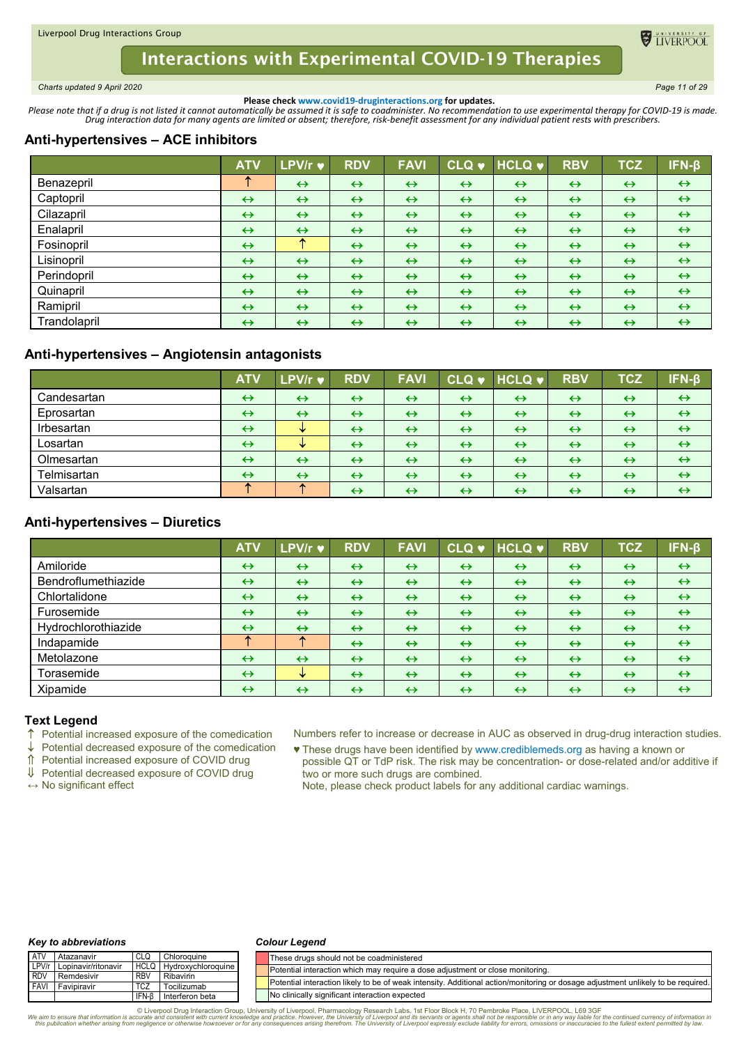# Interactions with Experimental COVID-19 Therapies

*Charts updated 9 April 2020*

**Please check www.covid19-druginteractions.org for updates.**

*Please note that if a drug is not listed it cannot automatically be assumed it is safe to coadminister. No recommendation to use experimental therapy for COVID-19 is made. Drug interaction data for many agents are limited or absent; therefore, risk-benefit assessment for any individual patient rests with prescribers.*

## Anti-hypertensives – ACE inhibitors

| | ATV | LPV/r ♥ | RDV | FAVI | CLQ ♥ | HCLQ ♥ | RBV | TCZ | IFN-β |
|---|---|---|---|---|---|---|---|---|---|
| Benazepril | ↑ | ↔ | ↔ | ↔ | ↔ | ↔ | ↔ | ↔ | ↔ |
| Captopril | ↔ | ↔ | ↔ | ↔ | ↔ | ↔ | ↔ | ↔ | ↔ |
| Cilazapril | ↔ | ↔ | ↔ | ↔ | ↔ | ↔ | ↔ | ↔ | ↔ |
| Enalapril | ↔ | ↔ | ↔ | ↔ | ↔ | ↔ | ↔ | ↔ | ↔ |
| Fosinopril | ↔ | ↑ | ↔ | ↔ | ↔ | ↔ | ↔ | ↔ | ↔ |
| Lisinopril | ↔ | ↔ | ↔ | ↔ | ↔ | ↔ | ↔ | ↔ | ↔ |
| Perindopril | ↔ | ↔ | ↔ | ↔ | ↔ | ↔ | ↔ | ↔ | ↔ |
| Quinapril | ↔ | ↔ | ↔ | ↔ | ↔ | ↔ | ↔ | ↔ | ↔ |
| Ramipril | ↔ | ↔ | ↔ | ↔ | ↔ | ↔ | ↔ | ↔ | ↔ |
| Trandolapril | ↔ | ↔ | ↔ | ↔ | ↔ | ↔ | ↔ | ↔ | ↔ |

## Anti-hypertensives – Angiotensin antagonists

| | ATV | LPV/r ♥ | RDV | FAVI | CLQ ♥ | HCLQ ♥ | RBV | TCZ | IFN-β |
|---|---|---|---|---|---|---|---|---|---|
| Candesartan | ↔ | ↔ | ↔ | ↔ | ↔ | ↔ | ↔ | ↔ | ↔ |
| Eprosartan | ↔ | ↔ | ↔ | ↔ | ↔ | ↔ | ↔ | ↔ | ↔ |
| Irbesartan | ↔ | ↓ | ↔ | ↔ | ↔ | ↔ | ↔ | ↔ | ↔ |
| Losartan | ↔ | ↓ | ↔ | ↔ | ↔ | ↔ | ↔ | ↔ | ↔ |
| Olmesartan | ↔ | ↔ | ↔ | ↔ | ↔ | ↔ | ↔ | ↔ | ↔ |
| Telmisartan | ↔ | ↔ | ↔ | ↔ | ↔ | ↔ | ↔ | ↔ | ↔ |
| Valsartan | ↑ | ↑ | ↔ | ↔ | ↔ | ↔ | ↔ | ↔ | ↔ |

## Anti-hypertensives – Diuretics

| | ATV | LPV/r ♥ | RDV | FAVI | CLQ ♥ | HCLQ ♥ | RBV | TCZ | IFN-β |
|---|---|---|---|---|---|---|---|---|---|
| Amiloride | ↔ | ↔ | ↔ | ↔ | ↔ | ↔ | ↔ | ↔ | ↔ |
| Bendroflumethiazide | ↔ | ↔ | ↔ | ↔ | ↔ | ↔ | ↔ | ↔ | ↔ |
| Chlortalidone | ↔ | ↔ | ↔ | ↔ | ↔ | ↔ | ↔ | ↔ | ↔ |
| Furosemide | ↔ | ↔ | ↔ | ↔ | ↔ | ↔ | ↔ | ↔ | ↔ |
| Hydrochlorothiazide | ↔ | ↔ | ↔ | ↔ | ↔ | ↔ | ↔ | ↔ | ↔ |
| Indapamide | ↑ | ↑ | ↔ | ↔ | ↔ | ↔ | ↔ | ↔ | ↔ |
| Metolazone | ↔ | ↔ | ↔ | ↔ | ↔ | ↔ | ↔ | ↔ | ↔ |
| Torasemide | ↔ | ↓ | ↔ | ↔ | ↔ | ↔ | ↔ | ↔ | ↔ |
| Xipamide | ↔ | ↔ | ↔ | ↔ | ↔ | ↔ | ↔ | ↔ | ↔ |

### Text Legend

- ↑ Potential increased exposure of the comedication
- ↓ Potential decreased exposure of the comedication
- ⇑ Potential increased exposure of COVID drug
- ⇓ Potential decreased exposure of COVID drug
- ↔ No significant effect

Numbers refer to increase or decrease in AUC as observed in drug-drug interaction studies.

♥ These drugs have been identified by www.crediblemeds.org as having a known or possible QT or TdP risk. The risk may be concentration- or dose-related and/or additive if two or more such drugs are combined.
Note, please check product labels for any additional cardiac warnings.

### *Key to abbreviations*

| | | | |
|---|---|---|---|
| ATV | Atazanavir | CLQ | Chloroquine |
| LPV/r | Lopinavir/ritonavir | HCLQ | Hydroxychloroquine |
| RDV | Remdesivir | RBV | Ribavirin |
| FAVI | Favipiravir | TCZ | Tocilizumab |
| | | IFN-β | Interferon beta |

### *Colour Legend*

- Red: These drugs should not be coadministered
- Orange: Potential interaction which may require a dose adjustment or close monitoring.
- Yellow: Potential interaction likely to be of weak intensity. Additional action/monitoring or dosage adjustment unlikely to be required.
- Green: No clinically significant interaction expected

© Liverpool Drug Interaction Group, University of Liverpool, Pharmacology Research Labs, 1st Floor Block H, 70 Pembroke Place, LIVERPOOL, L69 3GF

*We aim to ensure that information is accurate and consistent with current knowledge and practice. However, the University of Liverpool and its servants or agents shall not be responsible or in any way liable for the continued currency of information in this publication whether arising from negligence or otherwise howsoever or for any consequences arising therefrom. The University of Liverpool expressly exclude liability for errors, omissions or inaccuracies to the fullest extent permitted by law.*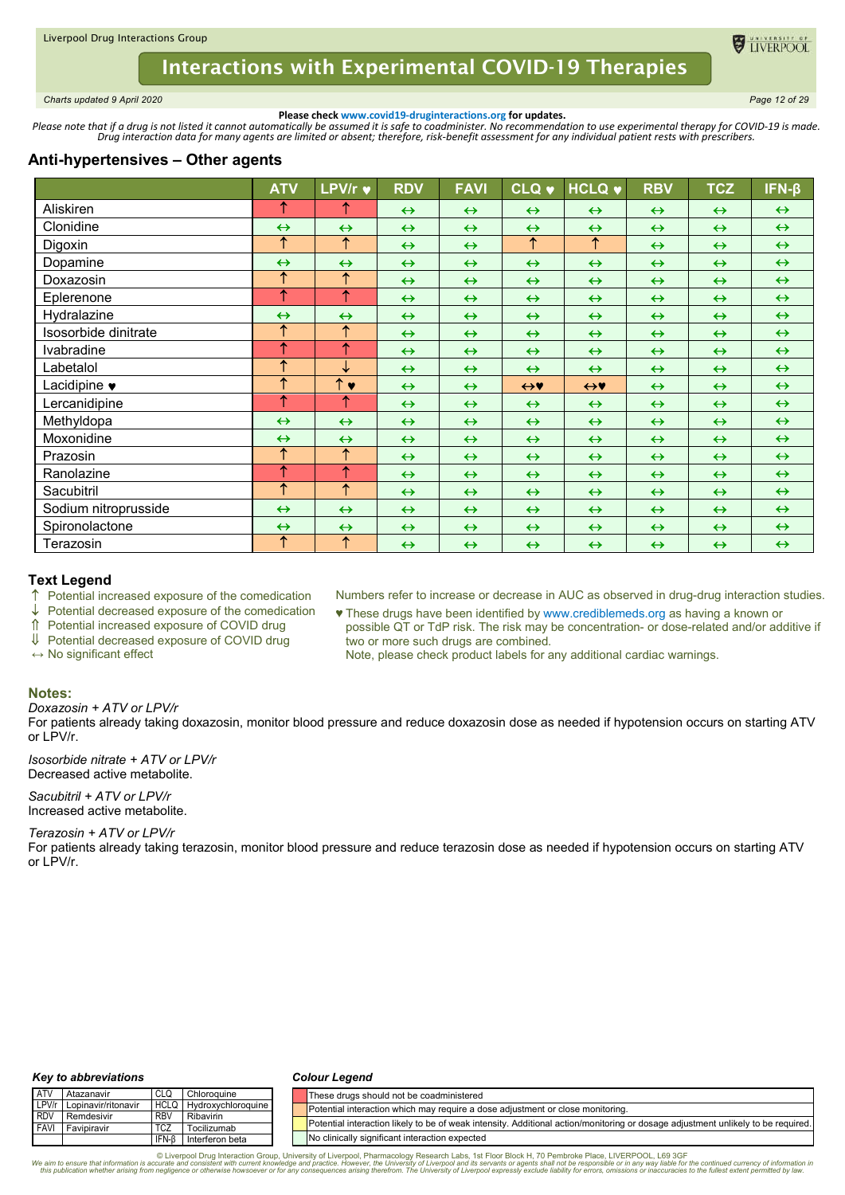**Please check www.covid19-druginteractions.org for updates.**

*Please note that if a drug is not listed it cannot automatically be assumed it is safe to coadminister. No recommendation to use experimental therapy for COVID-19 is made. Drug interaction data for many agents are limited or absent; therefore, risk-benefit assessment for any individual patient rests with prescribers.*

## Anti-hypertensives – Other agents

| | ATV | LPV/r ♥ | RDV | FAVI | CLQ ♥ | HCLQ ♥ | RBV | TCZ | IFN-β |
|---|---|---|---|---|---|---|---|---|---|
| Aliskiren | ↑ | ↑ | ↔ | ↔ | ↔ | ↔ | ↔ | ↔ | ↔ |
| Clonidine | ↔ | ↔ | ↔ | ↔ | ↔ | ↔ | ↔ | ↔ | ↔ |
| Digoxin | ↑ | ↑ | ↔ | ↔ | ↑ | ↑ | ↔ | ↔ | ↔ |
| Dopamine | ↔ | ↔ | ↔ | ↔ | ↔ | ↔ | ↔ | ↔ | ↔ |
| Doxazosin | ↑ | ↑ | ↔ | ↔ | ↔ | ↔ | ↔ | ↔ | ↔ |
| Eplerenone | ↑ | ↑ | ↔ | ↔ | ↔ | ↔ | ↔ | ↔ | ↔ |
| Hydralazine | ↔ | ↔ | ↔ | ↔ | ↔ | ↔ | ↔ | ↔ | ↔ |
| Isosorbide dinitrate | ↑ | ↑ | ↔ | ↔ | ↔ | ↔ | ↔ | ↔ | ↔ |
| Ivabradine | ↑ | ↑ | ↔ | ↔ | ↔ | ↔ | ↔ | ↔ | ↔ |
| Labetalol | ↑ | ↓ | ↔ | ↔ | ↔ | ↔ | ↔ | ↔ | ↔ |
| Lacidipine ♥ | ↑ | ↑ ♥ | ↔ | ↔ | ↔♥ | ↔♥ | ↔ | ↔ | ↔ |
| Lercanidipine | ↑ | ↑ | ↔ | ↔ | ↔ | ↔ | ↔ | ↔ | ↔ |
| Methyldopa | ↔ | ↔ | ↔ | ↔ | ↔ | ↔ | ↔ | ↔ | ↔ |
| Moxonidine | ↔ | ↔ | ↔ | ↔ | ↔ | ↔ | ↔ | ↔ | ↔ |
| Prazosin | ↑ | ↑ | ↔ | ↔ | ↔ | ↔ | ↔ | ↔ | ↔ |
| Ranolazine | ↑ | ↑ | ↔ | ↔ | ↔ | ↔ | ↔ | ↔ | ↔ |
| Sacubitril | ↑ | ↑ | ↔ | ↔ | ↔ | ↔ | ↔ | ↔ | ↔ |
| Sodium nitroprusside | ↔ | ↔ | ↔ | ↔ | ↔ | ↔ | ↔ | ↔ | ↔ |
| Spironolactone | ↔ | ↔ | ↔ | ↔ | ↔ | ↔ | ↔ | ↔ | ↔ |
| Terazosin | ↑ | ↑ | ↔ | ↔ | ↔ | ↔ | ↔ | ↔ | ↔ |

### Text Legend

- ↑ Potential increased exposure of the comedication
- ↓ Potential decreased exposure of the comedication
- ⇑ Potential increased exposure of COVID drug
- ⇓ Potential decreased exposure of COVID drug
- ↔ No significant effect

Numbers refer to increase or decrease in AUC as observed in drug-drug interaction studies.

♥ These drugs have been identified by www.crediblemeds.org as having a known or possible QT or TdP risk. The risk may be concentration- or dose-related and/or additive if two or more such drugs are combined.
Note, please check product labels for any additional cardiac warnings.

### Notes:

*Doxazosin + ATV or LPV/r*
For patients already taking doxazosin, monitor blood pressure and reduce doxazosin dose as needed if hypotension occurs on starting ATV or LPV/r.

*Isosorbide nitrate + ATV or LPV/r*
Decreased active metabolite.

*Sacubitril + ATV or LPV/r*
Increased active metabolite.

*Terazosin + ATV or LPV/r*
For patients already taking terazosin, monitor blood pressure and reduce terazosin dose as needed if hypotension occurs on starting ATV or LPV/r.

#### Key to abbreviations

| | | | |
|---|---|---|---|
| ATV | Atazanavir | CLQ | Chloroquine |
| LPV/r | Lopinavir/ritonavir | HCLQ | Hydroxychloroquine |
| RDV | Remdesivir | RBV | Ribavirin |
| FAVI | Favipiravir | TCZ | Tocilizumab |
| | | IFN-β | Interferon beta |

#### Colour Legend

| Colour | Meaning |
|---|---|
| Red | These drugs should not be coadministered |
| Orange | Potential interaction which may require a dose adjustment or close monitoring. |
| Yellow | Potential interaction likely to be of weak intensity. Additional action/monitoring or dosage adjustment unlikely to be required. |
| Green | No clinically significant interaction expected |

© Liverpool Drug Interaction Group, University of Liverpool, Pharmacology Research Labs, 1st Floor Block H, 70 Pembroke Place, LIVERPOOL, L69 3GF
*We aim to ensure that information is accurate and consistent with current knowledge and practice. However, the University of Liverpool and its servants or agents shall not be responsible or in any way liable for the continued currency of information in this publication whether arising from negligence or otherwise howsoever or for any consequences arising therefrom. The University of Liverpool expressly exclude liability for errors, omissions or inaccuracies to the fullest extent permitted by law.*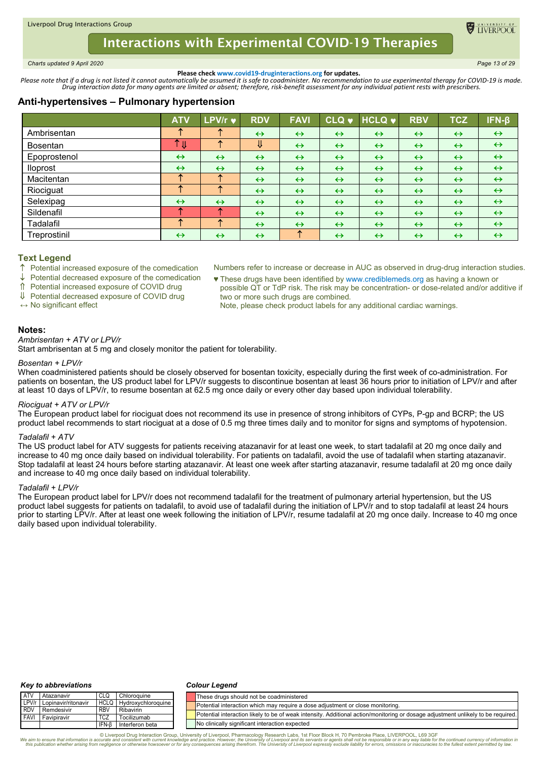Please check www.covid19-druginteractions.org for updates.

*Please note that if a drug is not listed it cannot automatically be assumed it is safe to coadminister. No recommendation to use experimental therapy for COVID-19 is made. Drug interaction data for many agents are limited or absent; therefore, risk-benefit assessment for any individual patient rests with prescribers.*

## Anti-hypertensives – Pulmonary hypertension

| | ATV | LPV/r ♥ | RDV | FAVI | CLQ ♥ | HCLQ ♥ | RBV | TCZ | IFN-β |
|---|---|---|---|---|---|---|---|---|---|
| Ambrisentan | ↑ | ↑ | ↔ | ↔ | ↔ | ↔ | ↔ | ↔ | ↔ |
| Bosentan | ↑⇓ | ↑ | ⇓ | ↔ | ↔ | ↔ | ↔ | ↔ | ↔ |
| Epoprostenol | ↔ | ↔ | ↔ | ↔ | ↔ | ↔ | ↔ | ↔ | ↔ |
| Iloprost | ↔ | ↔ | ↔ | ↔ | ↔ | ↔ | ↔ | ↔ | ↔ |
| Macitentan | ↑ | ↑ | ↔ | ↔ | ↔ | ↔ | ↔ | ↔ | ↔ |
| Riociguat | ↑ | ↑ | ↔ | ↔ | ↔ | ↔ | ↔ | ↔ | ↔ |
| Selexipag | ↔ | ↔ | ↔ | ↔ | ↔ | ↔ | ↔ | ↔ | ↔ |
| Sildenafil | ↑ | ↑ | ↔ | ↔ | ↔ | ↔ | ↔ | ↔ | ↔ |
| Tadalafil | ↑ | ↑ | ↔ | ↔ | ↔ | ↔ | ↔ | ↔ | ↔ |
| Treprostinil | ↔ | ↔ | ↔ | ↑ | ↔ | ↔ | ↔ | ↔ | ↔ |

### Text Legend

- ↑ Potential increased exposure of the comedication
- ↓ Potential decreased exposure of the comedication
- ⇑ Potential increased exposure of COVID drug
- ⇓ Potential decreased exposure of COVID drug
- ↔ No significant effect

Numbers refer to increase or decrease in AUC as observed in drug-drug interaction studies.

♥ These drugs have been identified by www.crediblemeds.org as having a known or possible QT or TdP risk. The risk may be concentration- or dose-related and/or additive if two or more such drugs are combined.
Note, please check product labels for any additional cardiac warnings.

### Notes:

*Ambrisentan + ATV or LPV/r*
Start ambrisentan at 5 mg and closely monitor the patient for tolerability.

*Bosentan + LPV/r*
When coadministered patients should be closely observed for bosentan toxicity, especially during the first week of co-administration. For patients on bosentan, the US product label for LPV/r suggests to discontinue bosentan at least 36 hours prior to initiation of LPV/r and after at least 10 days of LPV/r, to resume bosentan at 62.5 mg once daily or every other day based upon individual tolerability.

*Riociguat + ATV or LPV/r*
The European product label for riociguat does not recommend its use in presence of strong inhibitors of CYPs, P-gp and BCRP; the US product label recommends to start riociguat at a dose of 0.5 mg three times daily and to monitor for signs and symptoms of hypotension.

*Tadalafil + ATV*
The US product label for ATV suggests for patients receiving atazanavir for at least one week, to start tadalafil at 20 mg once daily and increase to 40 mg once daily based on individual tolerability. For patients on tadalafil, avoid the use of tadalafil when starting atazanavir. Stop tadalafil at least 24 hours before starting atazanavir. At least one week after starting atazanavir, resume tadalafil at 20 mg once daily and increase to 40 mg once daily based on individual tolerability.

*Tadalafil + LPV/r*
The European product label for LPV/r does not recommend tadalafil for the treatment of pulmonary arterial hypertension, but the US product label suggests for patients on tadalafil, to avoid use of tadalafil during the initiation of LPV/r and to stop tadalafil at least 24 hours prior to starting LPV/r. After at least one week following the initiation of LPV/r, resume tadalafil at 20 mg once daily. Increase to 40 mg once daily based upon individual tolerability.

#### *Key to abbreviations*

| | | | |
|---|---|---|---|
| ATV | Atazanavir | CLQ | Chloroquine |
| LPV/r | Lopinavir/ritonavir | HCLQ | Hydroxychloroquine |
| RDV | Remdesivir | RBV | Ribavirin |
| FAVI | Favipiravir | TCZ | Tocilizumab |
| | | IFN-β | Interferon beta |

#### *Colour Legend*

- Red: These drugs should not be coadministered
- Orange: Potential interaction which may require a dose adjustment or close monitoring.
- Yellow: Potential interaction likely to be of weak intensity. Additional action/monitoring or dosage adjustment unlikely to be required.
- Green: No clinically significant interaction expected

© Liverpool Drug Interaction Group, University of Liverpool, Pharmacology Research Labs, 1st Floor Block H, 70 Pembroke Place, LIVERPOOL, L69 3GF
*We aim to ensure that information is accurate and consistent with current knowledge and practice. However, the University of Liverpool and its servants or agents shall not be responsible or in any way liable for the continued currency of information in this publication whether arising from negligence or otherwise howsoever or for any consequences arising therefrom. The University of Liverpool expressly exclude liability for errors, omissions or inaccuracies to the fullest extent permitted by law.*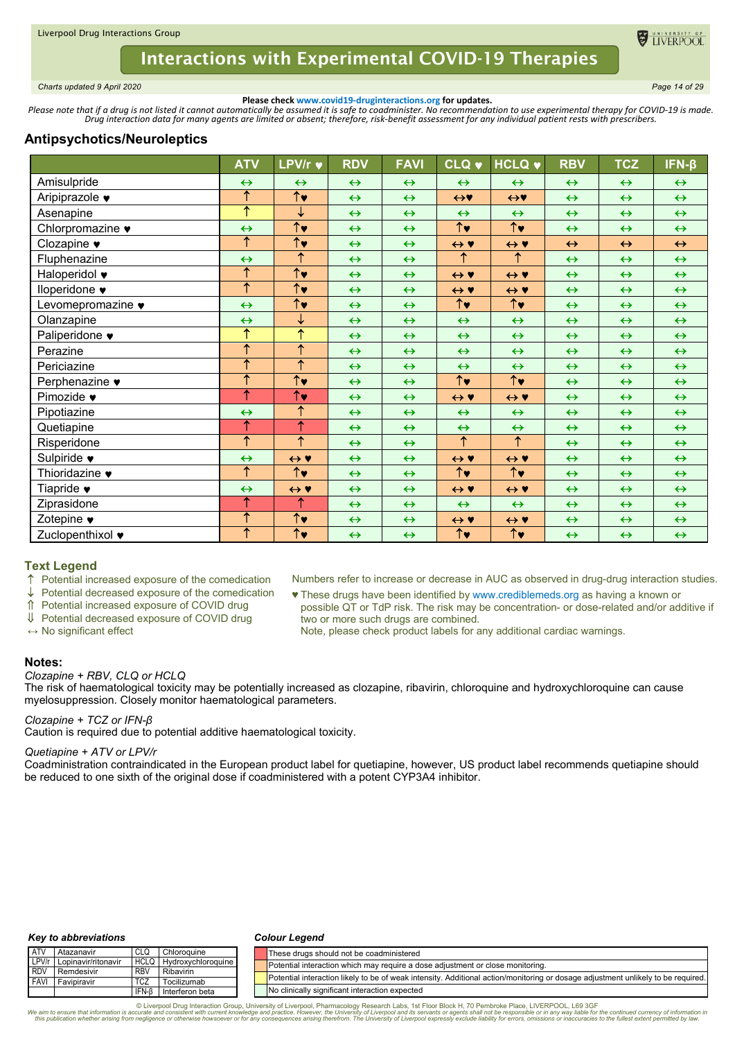**Please check www.covid19-druginteractions.org for updates.**

*Please note that if a drug is not listed it cannot automatically be assumed it is safe to coadminister. No recommendation to use experimental therapy for COVID-19 is made. Drug interaction data for many agents are limited or absent; therefore, risk-benefit assessment for any individual patient rests with prescribers.*

## Antipsychotics/Neuroleptics

| | ATV | LPV/r ♥ | RDV | FAVI | CLQ ♥ | HCLQ ♥ | RBV | TCZ | IFN-β |
|---|---|---|---|---|---|---|---|---|---|
| Amisulpride | ↔ | ↔ | ↔ | ↔ | ↔ | ↔ | ↔ | ↔ | ↔ |
| Aripiprazole ♥ | ↑ | ↑♥ | ↔ | ↔ | ↔♥ | ↔♥ | ↔ | ↔ | ↔ |
| Asenapine | ↑ | ↓ | ↔ | ↔ | ↔ | ↔ | ↔ | ↔ | ↔ |
| Chlorpromazine ♥ | ↔ | ↑♥ | ↔ | ↔ | ↑♥ | ↑♥ | ↔ | ↔ | ↔ |
| Clozapine ♥ | ↑ | ↑♥ | ↔ | ↔ | ↔ ♥ | ↔ ♥ | ↔ | ↔ | ↔ |
| Fluphenazine | ↔ | ↑ | ↔ | ↔ | ↑ | ↑ | ↔ | ↔ | ↔ |
| Haloperidol ♥ | ↑ | ↑♥ | ↔ | ↔ | ↔ ♥ | ↔ ♥ | ↔ | ↔ | ↔ |
| Iloperidone ♥ | ↑ | ↑♥ | ↔ | ↔ | ↔ ♥ | ↔ ♥ | ↔ | ↔ | ↔ |
| Levomepromazine ♥ | ↔ | ↑♥ | ↔ | ↔ | ↑♥ | ↑♥ | ↔ | ↔ | ↔ |
| Olanzapine | ↔ | ↓ | ↔ | ↔ | ↔ | ↔ | ↔ | ↔ | ↔ |
| Paliperidone ♥ | ↑ | ↑ | ↔ | ↔ | ↔ | ↔ | ↔ | ↔ | ↔ |
| Perazine | ↑ | ↑ | ↔ | ↔ | ↔ | ↔ | ↔ | ↔ | ↔ |
| Periciazine | ↑ | ↑ | ↔ | ↔ | ↔ | ↔ | ↔ | ↔ | ↔ |
| Perphenazine ♥ | ↑ | ↑♥ | ↔ | ↔ | ↑♥ | ↑♥ | ↔ | ↔ | ↔ |
| Pimozide ♥ | ↑ | ↑♥ | ↔ | ↔ | ↔ ♥ | ↔ ♥ | ↔ | ↔ | ↔ |
| Pipotiazine | ↔ | ↑ | ↔ | ↔ | ↔ | ↔ | ↔ | ↔ | ↔ |
| Quetiapine | ↑ | ↑ | ↔ | ↔ | ↔ | ↔ | ↔ | ↔ | ↔ |
| Risperidone | ↑ | ↑ | ↔ | ↔ | ↑ | ↑ | ↔ | ↔ | ↔ |
| Sulpiride ♥ | ↔ | ↔ ♥ | ↔ | ↔ | ↔ ♥ | ↔ ♥ | ↔ | ↔ | ↔ |
| Thioridazine ♥ | ↑ | ↑♥ | ↔ | ↔ | ↑♥ | ↑♥ | ↔ | ↔ | ↔ |
| Tiapride ♥ | ↔ | ↔ ♥ | ↔ | ↔ | ↔ ♥ | ↔ ♥ | ↔ | ↔ | ↔ |
| Ziprasidone | ↑ | ↑ | ↔ | ↔ | ↔ | ↔ | ↔ | ↔ | ↔ |
| Zotepine ♥ | ↑ | ↑♥ | ↔ | ↔ | ↔ ♥ | ↔ ♥ | ↔ | ↔ | ↔ |
| Zuclopenthixol ♥ | ↑ | ↑♥ | ↔ | ↔ | ↑♥ | ↑♥ | ↔ | ↔ | ↔ |

### Text Legend

- ↑ Potential increased exposure of the comedication
- ↓ Potential decreased exposure of the comedication
- ⇑ Potential increased exposure of COVID drug
- ⇓ Potential decreased exposure of COVID drug
- ↔ No significant effect

Numbers refer to increase or decrease in AUC as observed in drug-drug interaction studies.

♥ These drugs have been identified by www.crediblemeds.org as having a known or possible QT or TdP risk. The risk may be concentration- or dose-related and/or additive if two or more such drugs are combined.
Note, please check product labels for any additional cardiac warnings.

### Notes:

*Clozapine + RBV, CLQ or HCLQ*
The risk of haematological toxicity may be potentially increased as clozapine, ribavirin, chloroquine and hydroxychloroquine can cause myelosuppression. Closely monitor haematological parameters.

*Clozapine + TCZ or IFN-β*
Caution is required due to potential additive haematological toxicity.

*Quetiapine + ATV or LPV/r*
Coadministration contraindicated in the European product label for quetiapine, however, US product label recommends quetiapine should be reduced to one sixth of the original dose if coadministered with a potent CYP3A4 inhibitor.

***Key to abbreviations***

| | | | |
|---|---|---|---|
| ATV | Atazanavir | CLQ | Chloroquine |
| LPV/r | Lopinavir/ritonavir | HCLQ | Hydroxychloroquine |
| RDV | Remdesivir | RBV | Ribavirin |
| FAVI | Favipiravir | TCZ | Tocilizumab |
| | | IFN-β | Interferon beta |

***Colour Legend***

- These drugs should not be coadministered
- Potential interaction which may require a dose adjustment or close monitoring.
- Potential interaction likely to be of weak intensity. Additional action/monitoring or dosage adjustment unlikely to be required.
- No clinically significant interaction expected

© Liverpool Drug Interaction Group, University of Liverpool, Pharmacology Research Labs, 1st Floor Block H, 70 Pembroke Place, LIVERPOOL, L69 3GF
*We aim to ensure that information is accurate and consistent with current knowledge and practice. However, the University of Liverpool and its servants or agents shall not be responsible or in any way liable for the continued currency of information in this publication whether arising from negligence or otherwise howsoever or for any consequences arising therefrom. The University of Liverpool expressly exclude liability for errors, omissions or inaccuracies to the fullest extent permitted by law.*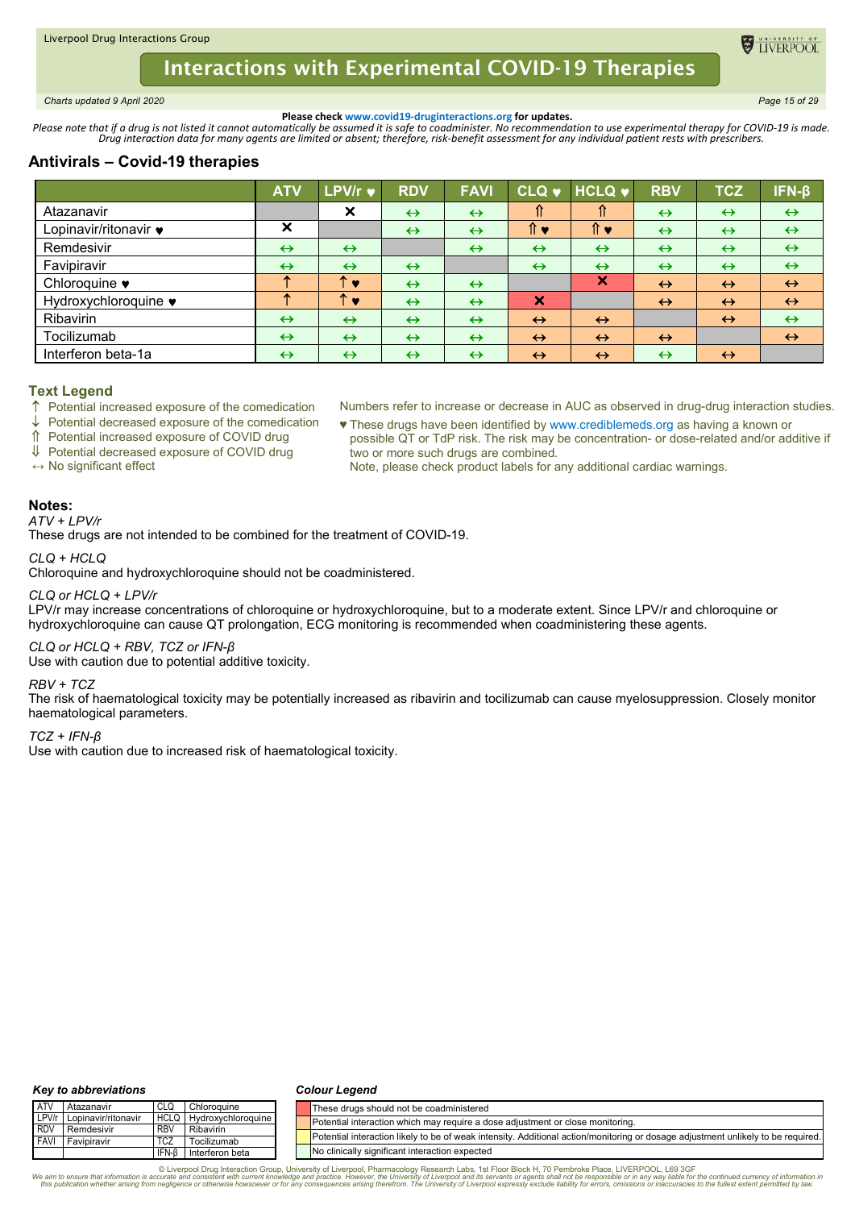**Please check www.covid19-druginteractions.org for updates.**

*Please note that if a drug is not listed it cannot automatically be assumed it is safe to coadminister. No recommendation to use experimental therapy for COVID-19 is made. Drug interaction data for many agents are limited or absent; therefore, risk-benefit assessment for any individual patient rests with prescribers.*

## Antivirals – Covid-19 therapies

| | ATV | LPV/r ♥ | RDV | FAVI | CLQ ♥ | HCLQ ♥ | RBV | TCZ | IFN-β |
|---|---|---|---|---|---|---|---|---|---|
| Atazanavir | | ✕ | ↔ | ↔ | ⇑ | ⇑ | ↔ | ↔ | ↔ |
| Lopinavir/ritonavir ♥ | ✕ | | ↔ | ↔ | ⇑ ♥ | ⇑ ♥ | ↔ | ↔ | ↔ |
| Remdesivir | ↔ | ↔ | | ↔ | ↔ | ↔ | ↔ | ↔ | ↔ |
| Favipiravir | ↔ | ↔ | ↔ | | ↔ | ↔ | ↔ | ↔ | ↔ |
| Chloroquine ♥ | ↑ | ↑ ♥ | ↔ | ↔ | | ✕ | ↔ | ↔ | ↔ |
| Hydroxychloroquine ♥ | ↑ | ↑ ♥ | ↔ | ↔ | ✕ | | ↔ | ↔ | ↔ |
| Ribavirin | ↔ | ↔ | ↔ | ↔ | ↔ | ↔ | | ↔ | ↔ |
| Tocilizumab | ↔ | ↔ | ↔ | ↔ | ↔ | ↔ | ↔ | | ↔ |
| Interferon beta-1a | ↔ | ↔ | ↔ | ↔ | ↔ | ↔ | ↔ | ↔ | |

### Text Legend

- ↑ Potential increased exposure of the comedication
- ↓ Potential decreased exposure of the comedication
- ⇑ Potential increased exposure of COVID drug
- ⇓ Potential decreased exposure of COVID drug
- ↔ No significant effect

Numbers refer to increase or decrease in AUC as observed in drug-drug interaction studies.

♥ These drugs have been identified by www.crediblemeds.org as having a known or possible QT or TdP risk. The risk may be concentration- or dose-related and/or additive if two or more such drugs are combined.
Note, please check product labels for any additional cardiac warnings.

### Notes:

*ATV + LPV/r*
These drugs are not intended to be combined for the treatment of COVID-19.

*CLQ + HCLQ*
Chloroquine and hydroxychloroquine should not be coadministered.

*CLQ or HCLQ + LPV/r*
LPV/r may increase concentrations of chloroquine or hydroxychloroquine, but to a moderate extent. Since LPV/r and chloroquine or hydroxychloroquine can cause QT prolongation, ECG monitoring is recommended when coadministering these agents.

*CLQ or HCLQ + RBV, TCZ or IFN-β*
Use with caution due to potential additive toxicity.

*RBV + TCZ*
The risk of haematological toxicity may be potentially increased as ribavirin and tocilizumab can cause myelosuppression. Closely monitor haematological parameters.

*TCZ + IFN-β*
Use with caution due to increased risk of haematological toxicity.

#### Key to abbreviations

| | | | |
|---|---|---|---|
| ATV | Atazanavir | CLQ | Chloroquine |
| LPV/r | Lopinavir/ritonavir | HCLQ | Hydroxychloroquine |
| RDV | Remdesivir | RBV | Ribavirin |
| FAVI | Favipiravir | TCZ | Tocilizumab |
| | | IFN-β | Interferon beta |

#### Colour Legend

| Colour | Meaning |
|---|---|
| Red | These drugs should not be coadministered |
| Orange | Potential interaction which may require a dose adjustment or close monitoring. |
| Yellow | Potential interaction likely to be of weak intensity. Additional action/monitoring or dosage adjustment unlikely to be required. |
| Green | No clinically significant interaction expected |

© Liverpool Drug Interaction Group, University of Liverpool, Pharmacology Research Labs, 1st Floor Block H, 70 Pembroke Place, LIVERPOOL, L69 3GF
*We aim to ensure that information is accurate and consistent with current knowledge and practice. However, the University of Liverpool and its servants or agents shall not be responsible or in any way liable for the continued currency of information in this publication whether arising from negligence or otherwise howsoever or for any consequences arising therefrom. The University of Liverpool expressly exclude liability for errors, omissions or inaccuracies to the fullest extent permitted by law.*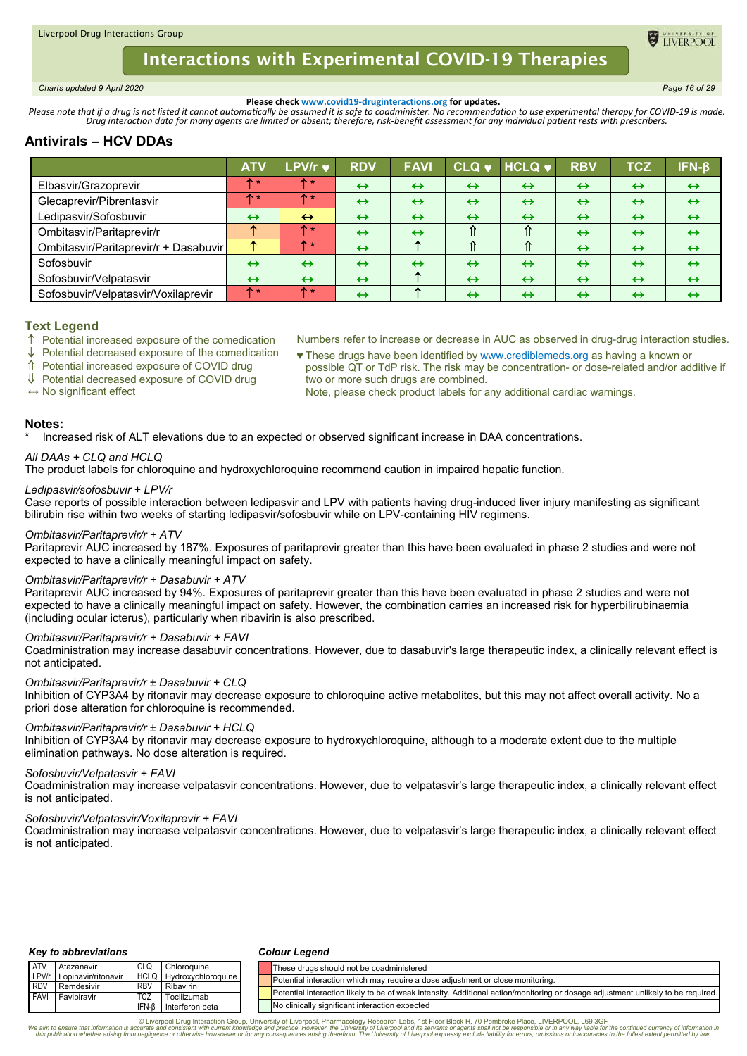Liverpool Drug Interactions Group

# Interactions with Experimental COVID-19 Therapies

*Charts updated 9 April 2020*

**Please check www.covid19-druginteractions.org for updates.**

*Please note that if a drug is not listed it cannot automatically be assumed it is safe to coadminister. No recommendation to use experimental therapy for COVID-19 is made. Drug interaction data for many agents are limited or absent; therefore, risk-benefit assessment for any individual patient rests with prescribers.*

## Antivirals – HCV DDAs

| | ATV | LPV/r ♥ | RDV | FAVI | CLQ ♥ | HCLQ ♥ | RBV | TCZ | IFN-β |
|---|---|---|---|---|---|---|---|---|---|
| Elbasvir/Grazoprevir | ↑ * | ↑ * | ↔ | ↔ | ↔ | ↔ | ↔ | ↔ | ↔ |
| Glecaprevir/Pibrentasvir | ↑ * | ↑ * | ↔ | ↔ | ↔ | ↔ | ↔ | ↔ | ↔ |
| Ledipasvir/Sofosbuvir | ↔ | ↔ | ↔ | ↔ | ↔ | ↔ | ↔ | ↔ | ↔ |
| Ombitasvir/Paritaprevir/r | ↑ | ↑ * | ↔ | ↔ | ⇑ | ⇑ | ↔ | ↔ | ↔ |
| Ombitasvir/Paritaprevir/r + Dasabuvir | ↑ | ↑ * | ↔ | ↑ | ⇑ | ⇑ | ↔ | ↔ | ↔ |
| Sofosbuvir | ↔ | ↔ | ↔ | ↔ | ↔ | ↔ | ↔ | ↔ | ↔ |
| Sofosbuvir/Velpatasvir | ↔ | ↔ | ↔ | ↑ | ↔ | ↔ | ↔ | ↔ | ↔ |
| Sofosbuvir/Velpatasvir/Voxilaprevir | ↑ * | ↑ * | ↔ | ↑ | ↔ | ↔ | ↔ | ↔ | ↔ |

### Text Legend

- ↑ Potential increased exposure of the comedication
- ↓ Potential decreased exposure of the comedication
- ⇑ Potential increased exposure of COVID drug
- ⇓ Potential decreased exposure of COVID drug
- ↔ No significant effect

Numbers refer to increase or decrease in AUC as observed in drug-drug interaction studies.

♥ These drugs have been identified by www.crediblemeds.org as having a known or possible QT or TdP risk. The risk may be concentration- or dose-related and/or additive if two or more such drugs are combined.
Note, please check product labels for any additional cardiac warnings.

### Notes:

\* Increased risk of ALT elevations due to an expected or observed significant increase in DAA concentrations.

*All DAAs + CLQ and HCLQ*
The product labels for chloroquine and hydroxychloroquine recommend caution in impaired hepatic function.

*Ledipasvir/sofosbuvir + LPV/r*
Case reports of possible interaction between ledipasvir and LPV with patients having drug-induced liver injury manifesting as significant bilirubin rise within two weeks of starting ledipasvir/sofosbuvir while on LPV-containing HIV regimens.

*Ombitasvir/Paritaprevir/r + ATV*
Paritaprevir AUC increased by 187%. Exposures of paritaprevir greater than this have been evaluated in phase 2 studies and were not expected to have a clinically meaningful impact on safety.

*Ombitasvir/Paritaprevir/r + Dasabuvir + ATV*
Paritaprevir AUC increased by 94%. Exposures of paritaprevir greater than this have been evaluated in phase 2 studies and were not expected to have a clinically meaningful impact on safety. However, the combination carries an increased risk for hyperbilirubinaemia (including ocular icterus), particularly when ribavirin is also prescribed.

*Ombitasvir/Paritaprevir/r + Dasabuvir + FAVI*
Coadministration may increase dasabuvir concentrations. However, due to dasabuvir's large therapeutic index, a clinically relevant effect is not anticipated.

*Ombitasvir/Paritaprevir/r ± Dasabuvir + CLQ*
Inhibition of CYP3A4 by ritonavir may decrease exposure to chloroquine active metabolites, but this may not affect overall activity. No a priori dose alteration for chloroquine is recommended.

*Ombitasvir/Paritaprevir/r ± Dasabuvir + HCLQ*
Inhibition of CYP3A4 by ritonavir may decrease exposure to hydroxychloroquine, although to a moderate extent due to the multiple elimination pathways. No dose alteration is required.

*Sofosbuvir/Velpatasvir + FAVI*
Coadministration may increase velpatasvir concentrations. However, due to velpatasvir's large therapeutic index, a clinically relevant effect is not anticipated.

*Sofosbuvir/Velpatasvir/Voxilaprevir + FAVI*
Coadministration may increase velpatasvir concentrations. However, due to velpatasvir's large therapeutic index, a clinically relevant effect is not anticipated.

#### *Key to abbreviations*

| | | | |
|---|---|---|---|
| ATV | Atazanavir | CLQ | Chloroquine |
| LPV/r | Lopinavir/ritonavir | HCLQ | Hydroxychloroquine |
| RDV | Remdesivir | RBV | Ribavirin |
| FAVI | Favipiravir | TCZ | Tocilizumab |
| | | IFN-β | Interferon beta |

#### *Colour Legend*

- These drugs should not be coadministered
- Potential interaction which may require a dose adjustment or close monitoring.
- Potential interaction likely to be of weak intensity. Additional action/monitoring or dosage adjustment unlikely to be required.
- No clinically significant interaction expected

© Liverpool Drug Interaction Group, University of Liverpool, Pharmacology Research Labs, 1st Floor Block H, 70 Pembroke Place, LIVERPOOL, L69 3GF
*We aim to ensure that information is accurate and consistent with current knowledge and practice. However, the University of Liverpool and its servants or agents shall not be responsible or in any way liable for the continued currency of information in this publication whether arising from negligence or otherwise howsoever or for any consequences arising therefrom. The University of Liverpool expressly exclude liability for errors, omissions or inaccuracies to the fullest extent permitted by law.*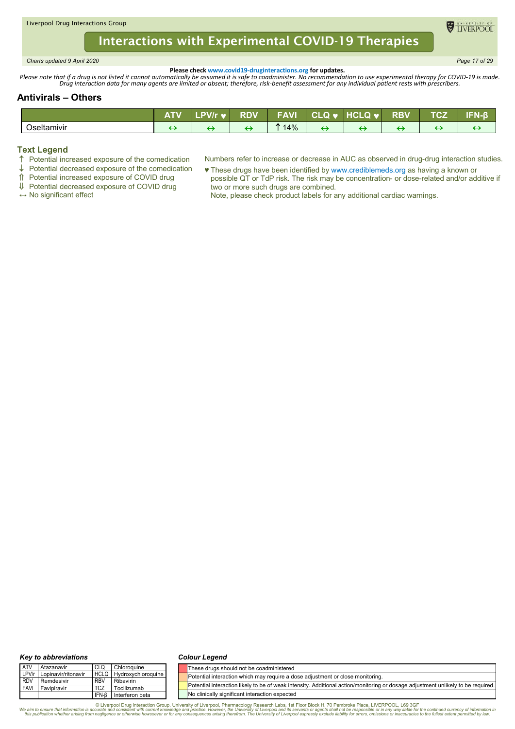**Please check www.covid19-druginteractions.org for updates.**

*Please note that if a drug is not listed it cannot automatically be assumed it is safe to coadminister. No recommendation to use experimental therapy for COVID-19 is made. Drug interaction data for many agents are limited or absent; therefore, risk-benefit assessment for any individual patient rests with prescribers.*

## Antivirals – Others

| | ATV | LPV/r ♥ | RDV | FAVI | CLQ ♥ | HCLQ ♥ | RBV | TCZ | IFN-β |
|---|---|---|---|---|---|---|---|---|---|
| Oseltamivir | ↔ | ↔ | ↔ | ↑ 14% | ↔ | ↔ | ↔ | ↔ | ↔ |

### Text Legend

- ↑ Potential increased exposure of the comedication
- ↓ Potential decreased exposure of the comedication
- ⇑ Potential increased exposure of COVID drug
- ⇓ Potential decreased exposure of COVID drug
- ↔ No significant effect

Numbers refer to increase or decrease in AUC as observed in drug-drug interaction studies.

♥ These drugs have been identified by www.crediblemeds.org as having a known or possible QT or TdP risk. The risk may be concentration- or dose-related and/or additive if two or more such drugs are combined.
Note, please check product labels for any additional cardiac warnings.

***Key to abbreviations***

| | | | |
|---|---|---|---|
| ATV | Atazanavir | CLQ | Chloroquine |
| LPV/r | Lopinavir/ritonavir | HCLQ | Hydroxychloroquine |
| RDV | Remdesivir | RBV | Ribavirin |
| FAVI | Favipiravir | TCZ | Tocilizumab |
| | | IFN-β | Interferon beta |

***Colour Legend***

- Red: These drugs should not be coadministered
- Amber: Potential interaction which may require a dose adjustment or close monitoring.
- Yellow: Potential interaction likely to be of weak intensity. Additional action/monitoring or dosage adjustment unlikely to be required.
- Green: No clinically significant interaction expected

© Liverpool Drug Interaction Group, University of Liverpool, Pharmacology Research Labs, 1st Floor Block H, 70 Pembroke Place, LIVERPOOL, L69 3GF

*We aim to ensure that information is accurate and consistent with current knowledge and practice. However, the University of Liverpool and its servants or agents shall not be responsible or in any way liable for the continued currency of information in this publication whether arising from negligence or otherwise howsoever or for any consequences arising therefrom. The University of Liverpool expressly exclude liability for errors, omissions or inaccuracies to the fullest extent permitted by law.*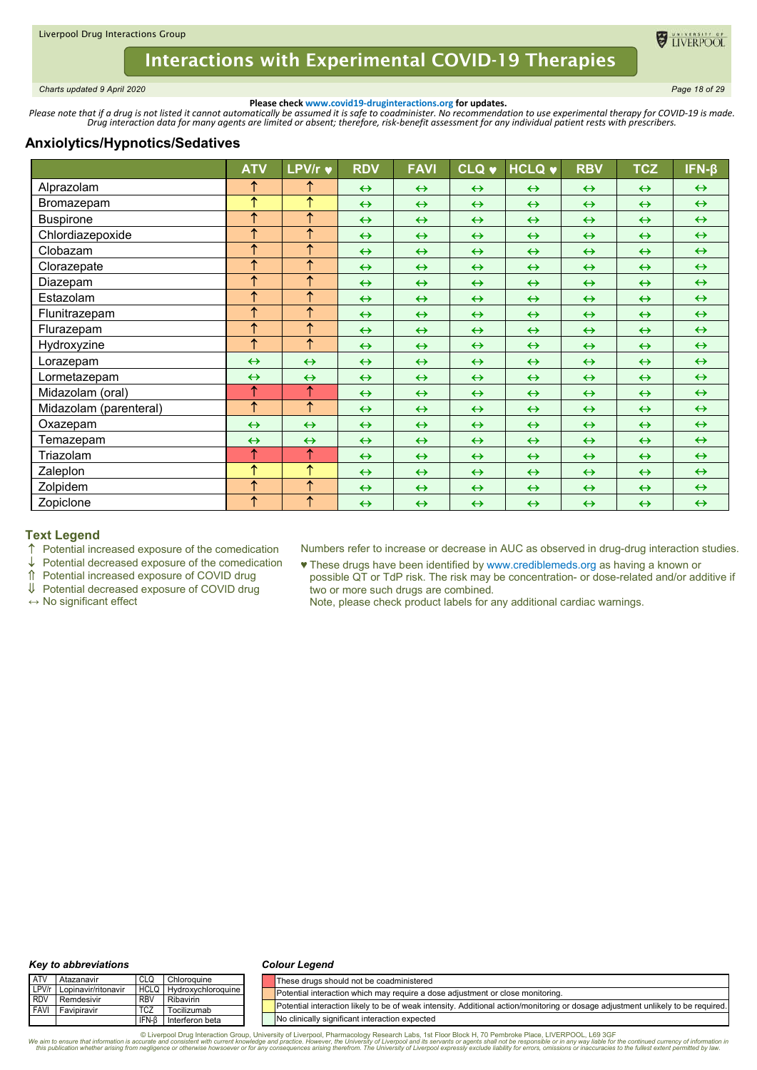Please check **www.covid19-druginteractions.org** for updates.

*Please note that if a drug is not listed it cannot automatically be assumed it is safe to coadminister. No recommendation to use experimental therapy for COVID-19 is made. Drug interaction data for many agents are limited or absent; therefore, risk-benefit assessment for any individual patient rests with prescribers.*

## Anxiolytics/Hypnotics/Sedatives

| | ATV | LPV/r ♥ | RDV | FAVI | CLQ ♥ | HCLQ ♥ | RBV | TCZ | IFN-β |
|---|---|---|---|---|---|---|---|---|---|
| Alprazolam | ↑ | ↑ | ↔ | ↔ | ↔ | ↔ | ↔ | ↔ | ↔ |
| Bromazepam | ↑ | ↑ | ↔ | ↔ | ↔ | ↔ | ↔ | ↔ | ↔ |
| Buspirone | ↑ | ↑ | ↔ | ↔ | ↔ | ↔ | ↔ | ↔ | ↔ |
| Chlordiazepoxide | ↑ | ↑ | ↔ | ↔ | ↔ | ↔ | ↔ | ↔ | ↔ |
| Clobazam | ↑ | ↑ | ↔ | ↔ | ↔ | ↔ | ↔ | ↔ | ↔ |
| Clorazepate | ↑ | ↑ | ↔ | ↔ | ↔ | ↔ | ↔ | ↔ | ↔ |
| Diazepam | ↑ | ↑ | ↔ | ↔ | ↔ | ↔ | ↔ | ↔ | ↔ |
| Estazolam | ↑ | ↑ | ↔ | ↔ | ↔ | ↔ | ↔ | ↔ | ↔ |
| Flunitrazepam | ↑ | ↑ | ↔ | ↔ | ↔ | ↔ | ↔ | ↔ | ↔ |
| Flurazepam | ↑ | ↑ | ↔ | ↔ | ↔ | ↔ | ↔ | ↔ | ↔ |
| Hydroxyzine | ↑ | ↑ | ↔ | ↔ | ↔ | ↔ | ↔ | ↔ | ↔ |
| Lorazepam | ↔ | ↔ | ↔ | ↔ | ↔ | ↔ | ↔ | ↔ | ↔ |
| Lormetazepam | ↔ | ↔ | ↔ | ↔ | ↔ | ↔ | ↔ | ↔ | ↔ |
| Midazolam (oral) | ↑ | ↑ | ↔ | ↔ | ↔ | ↔ | ↔ | ↔ | ↔ |
| Midazolam (parenteral) | ↑ | ↑ | ↔ | ↔ | ↔ | ↔ | ↔ | ↔ | ↔ |
| Oxazepam | ↔ | ↔ | ↔ | ↔ | ↔ | ↔ | ↔ | ↔ | ↔ |
| Temazepam | ↔ | ↔ | ↔ | ↔ | ↔ | ↔ | ↔ | ↔ | ↔ |
| Triazolam | ↑ | ↑ | ↔ | ↔ | ↔ | ↔ | ↔ | ↔ | ↔ |
| Zaleplon | ↑ | ↑ | ↔ | ↔ | ↔ | ↔ | ↔ | ↔ | ↔ |
| Zolpidem | ↑ | ↑ | ↔ | ↔ | ↔ | ↔ | ↔ | ↔ | ↔ |
| Zopiclone | ↑ | ↑ | ↔ | ↔ | ↔ | ↔ | ↔ | ↔ | ↔ |

### Text Legend

- ↑ Potential increased exposure of the comedication
- ↓ Potential decreased exposure of the comedication
- ⇑ Potential increased exposure of COVID drug
- ⇓ Potential decreased exposure of COVID drug
- ↔ No significant effect

Numbers refer to increase or decrease in AUC as observed in drug-drug interaction studies.

♥ These drugs have been identified by www.crediblemeds.org as having a known or possible QT or TdP risk. The risk may be concentration- or dose-related and/or additive if two or more such drugs are combined.
Note, please check product labels for any additional cardiac warnings.

***Key to abbreviations***

| | | | |
|---|---|---|---|
| ATV | Atazanavir | CLQ | Chloroquine |
| LPV/r | Lopinavir/ritonavir | HCLQ | Hydroxychloroquine |
| RDV | Remdesivir | RBV | Ribavirin |
| FAVI | Favipiravir | TCZ | Tocilizumab |
| | | IFN-β | Interferon beta |

***Colour Legend***

| Colour | Meaning |
|---|---|
| Red | These drugs should not be coadministered |
| Orange | Potential interaction which may require a dose adjustment or close monitoring. |
| Yellow | Potential interaction likely to be of weak intensity. Additional action/monitoring or dosage adjustment unlikely to be required. |
| Green | No clinically significant interaction expected |

© Liverpool Drug Interaction Group, University of Liverpool, Pharmacology Research Labs, 1st Floor Block H, 70 Pembroke Place, LIVERPOOL, L69 3GF

*We aim to ensure that information is accurate and consistent with current knowledge and practice. However, the University of Liverpool and its servants or agents shall not be responsible or in any way liable for the continued currency of information in this publication whether arising from negligence or otherwise howsoever or for any consequences arising therefrom. The University of Liverpool expressly exclude liability for errors, omissions or inaccuracies to the fullest extent permitted by law.*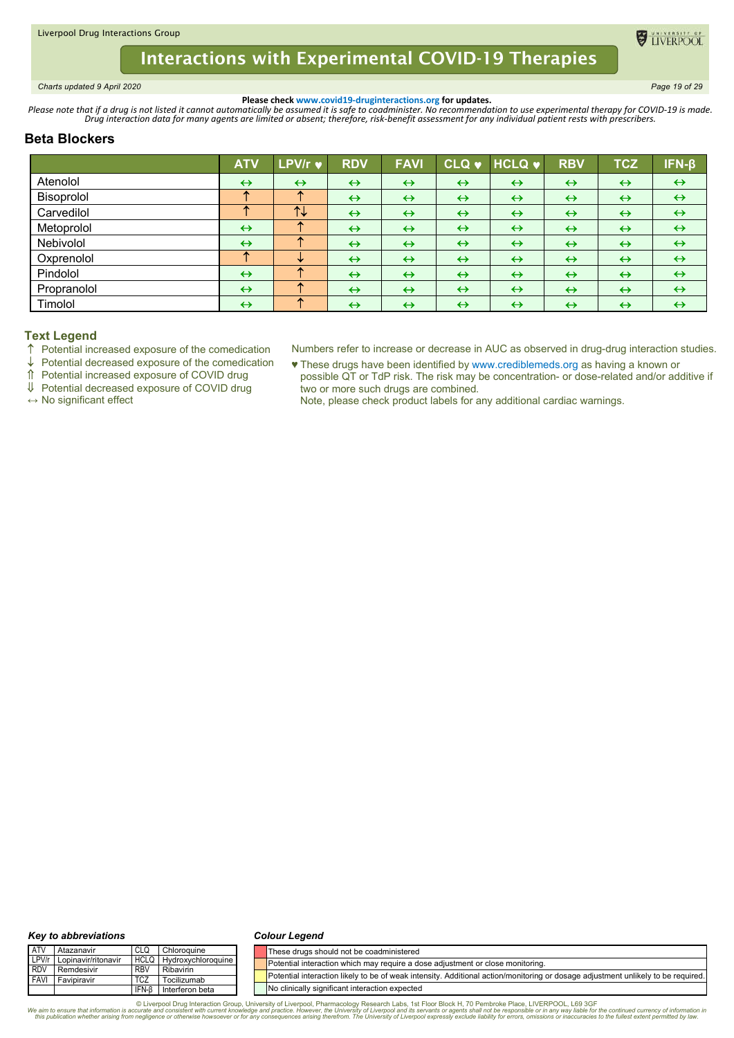**Please check www.covid19-druginteractions.org for updates.**

*Please note that if a drug is not listed it cannot automatically be assumed it is safe to coadminister. No recommendation to use experimental therapy for COVID-19 is made. Drug interaction data for many agents are limited or absent; therefore, risk-benefit assessment for any individual patient rests with prescribers.*

## Beta Blockers

| | ATV | LPV/r ♥ | RDV | FAVI | CLQ ♥ | HCLQ ♥ | RBV | TCZ | IFN-β |
|---|---|---|---|---|---|---|---|---|---|
| Atenolol | ↔ | ↔ | ↔ | ↔ | ↔ | ↔ | ↔ | ↔ | ↔ |
| Bisoprolol | ↑ | ↑ | ↔ | ↔ | ↔ | ↔ | ↔ | ↔ | ↔ |
| Carvedilol | ↑ | ↑↓ | ↔ | ↔ | ↔ | ↔ | ↔ | ↔ | ↔ |
| Metoprolol | ↔ | ↑ | ↔ | ↔ | ↔ | ↔ | ↔ | ↔ | ↔ |
| Nebivolol | ↔ | ↑ | ↔ | ↔ | ↔ | ↔ | ↔ | ↔ | ↔ |
| Oxprenolol | ↑ | ↓ | ↔ | ↔ | ↔ | ↔ | ↔ | ↔ | ↔ |
| Pindolol | ↔ | ↑ | ↔ | ↔ | ↔ | ↔ | ↔ | ↔ | ↔ |
| Propranolol | ↔ | ↑ | ↔ | ↔ | ↔ | ↔ | ↔ | ↔ | ↔ |
| Timolol | ↔ | ↑ | ↔ | ↔ | ↔ | ↔ | ↔ | ↔ | ↔ |

### Text Legend

- ↑ Potential increased exposure of the comedication
- ↓ Potential decreased exposure of the comedication
- ⇑ Potential increased exposure of COVID drug
- ⇓ Potential decreased exposure of COVID drug
- ↔ No significant effect

Numbers refer to increase or decrease in AUC as observed in drug-drug interaction studies.

♥ These drugs have been identified by www.crediblemeds.org as having a known or possible QT or TdP risk. The risk may be concentration- or dose-related and/or additive if two or more such drugs are combined.
Note, please check product labels for any additional cardiac warnings.

***Key to abbreviations***

| | | | |
|---|---|---|---|
| ATV | Atazanavir | CLQ | Chloroquine |
| LPV/r | Lopinavir/ritonavir | HCLQ | Hydroxychloroquine |
| RDV | Remdesivir | RBV | Ribavirin |
| FAVI | Favipiravir | TCZ | Tocilizumab |
| | | IFN-β | Interferon beta |

***Colour Legend***

| Colour | Meaning |
|---|---|
| Red | These drugs should not be coadministered |
| Orange | Potential interaction which may require a dose adjustment or close monitoring. |
| Yellow | Potential interaction likely to be of weak intensity. Additional action/monitoring or dosage adjustment unlikely to be required. |
| Green | No clinically significant interaction expected |

© Liverpool Drug Interaction Group, University of Liverpool, Pharmacology Research Labs, 1st Floor Block H, 70 Pembroke Place, LIVERPOOL, L69 3GF

*We aim to ensure that information is accurate and consistent with current knowledge and practice. However, the University of Liverpool and its servants or agents shall not be responsible or in any way liable for the continued currency of information in this publication whether arising from negligence or otherwise howsoever or for any consequences arising therefrom. The University of Liverpool expressly exclude liability for errors, omissions or inaccuracies to the fullest extent permitted by law.*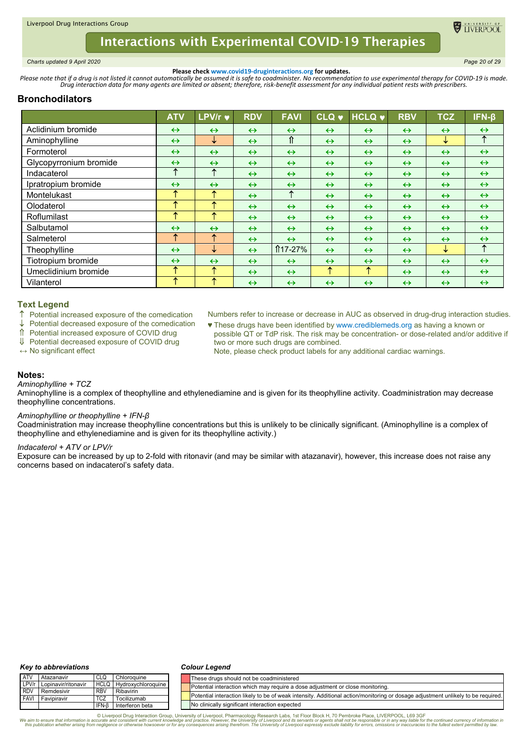Please check www.covid19-druginteractions.org for updates.

*Please note that if a drug is not listed it cannot automatically be assumed it is safe to coadminister. No recommendation to use experimental therapy for COVID-19 is made. Drug interaction data for many agents are limited or absent; therefore, risk-benefit assessment for any individual patient rests with prescribers.*

## Bronchodilators

| | ATV | LPV/r ♥ | RDV | FAVI | CLQ ♥ | HCLQ ♥ | RBV | TCZ | IFN-β |
|---|---|---|---|---|---|---|---|---|---|
| Aclidinium bromide | ↔ | ↔ | ↔ | ↔ | ↔ | ↔ | ↔ | ↔ | ↔ |
| Aminophylline | ↔ | ↓ | ↔ | ⇑ | ↔ | ↔ | ↔ | ↓ | ↑ |
| Formoterol | ↔ | ↔ | ↔ | ↔ | ↔ | ↔ | ↔ | ↔ | ↔ |
| Glycopyrronium bromide | ↔ | ↔ | ↔ | ↔ | ↔ | ↔ | ↔ | ↔ | ↔ |
| Indacaterol | ↑ | ↑ | ↔ | ↔ | ↔ | ↔ | ↔ | ↔ | ↔ |
| Ipratropium bromide | ↔ | ↔ | ↔ | ↔ | ↔ | ↔ | ↔ | ↔ | ↔ |
| Montelukast | ↑ | ↑ | ↔ | ↑ | ↔ | ↔ | ↔ | ↔ | ↔ |
| Olodaterol | ↑ | ↑ | ↔ | ↔ | ↔ | ↔ | ↔ | ↔ | ↔ |
| Roflumilast | ↑ | ↑ | ↔ | ↔ | ↔ | ↔ | ↔ | ↔ | ↔ |
| Salbutamol | ↔ | ↔ | ↔ | ↔ | ↔ | ↔ | ↔ | ↔ | ↔ |
| Salmeterol | ↑ | ↑ | ↔ | ↔ | ↔ | ↔ | ↔ | ↔ | ↔ |
| Theophylline | ↔ | ↓ | ↔ | ⇑17-27% | ↔ | ↔ | ↔ | ↓ | ↑ |
| Tiotropium bromide | ↔ | ↔ | ↔ | ↔ | ↔ | ↔ | ↔ | ↔ | ↔ |
| Umeclidinium bromide | ↑ | ↑ | ↔ | ↔ | ↑ | ↑ | ↔ | ↔ | ↔ |
| Vilanterol | ↑ | ↑ | ↔ | ↔ | ↔ | ↔ | ↔ | ↔ | ↔ |

### Text Legend

- ↑ Potential increased exposure of the comedication
- ↓ Potential decreased exposure of the comedication
- ⇑ Potential increased exposure of COVID drug
- ⇓ Potential decreased exposure of COVID drug
- ↔ No significant effect

Numbers refer to increase or decrease in AUC as observed in drug-drug interaction studies.

♥ These drugs have been identified by www.crediblemeds.org as having a known or possible QT or TdP risk. The risk may be concentration- or dose-related and/or additive if two or more such drugs are combined.
Note, please check product labels for any additional cardiac warnings.

### Notes:

*Aminophylline + TCZ*

Aminophylline is a complex of theophylline and ethylenediamine and is given for its theophylline activity. Coadministration may decrease theophylline concentrations.

*Aminophylline or theophylline + IFN-β*

Coadministration may increase theophylline concentrations but this is unlikely to be clinically significant. (Aminophylline is a complex of theophylline and ethylenediamine and is given for its theophylline activity.)

*Indacaterol + ATV or LPV/r*

Exposure can be increased by up to 2-fold with ritonavir (and may be similar with atazanavir), however, this increase does not raise any concerns based on indacaterol's safety data.

#### Key to abbreviations

| | | | |
|---|---|---|---|
| ATV | Atazanavir | CLQ | Chloroquine |
| LPV/r | Lopinavir/ritonavir | HCLQ | Hydroxychloroquine |
| RDV | Remdesivir | RBV | Ribavirin |
| FAVI | Favipiravir | TCZ | Tocilizumab |
| | | IFN-β | Interferon beta |

#### Colour Legend

| Colour | Meaning |
|---|---|
| Red | These drugs should not be coadministered |
| Orange | Potential interaction which may require a dose adjustment or close monitoring. |
| Yellow | Potential interaction likely to be of weak intensity. Additional action/monitoring or dosage adjustment unlikely to be required. |
| Green | No clinically significant interaction expected |

© Liverpool Drug Interaction Group, University of Liverpool, Pharmacology Research Labs, 1st Floor Block H, 70 Pembroke Place, LIVERPOOL, L69 3GF

*We aim to ensure that information is accurate and consistent with current knowledge and practice. However, the University of Liverpool and its servants or agents shall not be responsible or in any way liable for the continued currency of information in this publication whether arising from negligence or otherwise howsoever or for any consequences arising therefrom. The University of Liverpool expressly exclude liability for errors, omissions or inaccuracies to the fullest extent permitted by law.*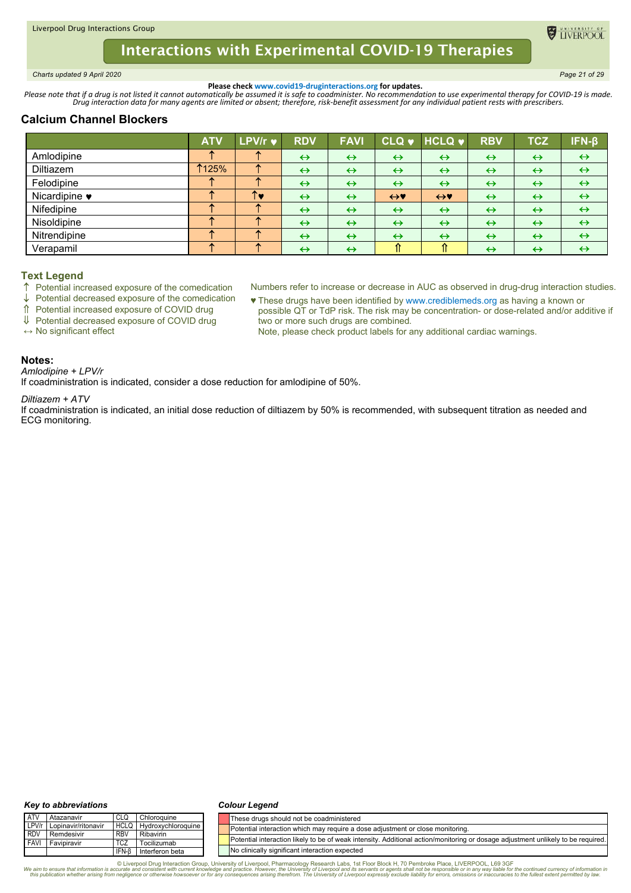Please check www.covid19-druginteractions.org for updates.

*Please note that if a drug is not listed it cannot automatically be assumed it is safe to coadminister. No recommendation to use experimental therapy for COVID-19 is made. Drug interaction data for many agents are limited or absent; therefore, risk-benefit assessment for any individual patient rests with prescribers.*

## Calcium Channel Blockers

| | ATV | LPV/r ♥ | RDV | FAVI | CLQ ♥ | HCLQ ♥ | RBV | TCZ | IFN-β |
|---|---|---|---|---|---|---|---|---|---|
| Amlodipine | ↑ | ↑ | ↔ | ↔ | ↔ | ↔ | ↔ | ↔ | ↔ |
| Diltiazem | ↑125% | ↑ | ↔ | ↔ | ↔ | ↔ | ↔ | ↔ | ↔ |
| Felodipine | ↑ | ↑ | ↔ | ↔ | ↔ | ↔ | ↔ | ↔ | ↔ |
| Nicardipine ♥ | ↑ | ↑♥ | ↔ | ↔ | ↔♥ | ↔♥ | ↔ | ↔ | ↔ |
| Nifedipine | ↑ | ↑ | ↔ | ↔ | ↔ | ↔ | ↔ | ↔ | ↔ |
| Nisoldipine | ↑ | ↑ | ↔ | ↔ | ↔ | ↔ | ↔ | ↔ | ↔ |
| Nitrendipine | ↑ | ↑ | ↔ | ↔ | ↔ | ↔ | ↔ | ↔ | ↔ |
| Verapamil | ↑ | ↑ | ↔ | ↔ | ⇑ | ⇑ | ↔ | ↔ | ↔ |

### Text Legend

- ↑ Potential increased exposure of the comedication
- ↓ Potential decreased exposure of the comedication
- ⇑ Potential increased exposure of COVID drug
- ⇓ Potential decreased exposure of COVID drug
- ↔ No significant effect

Numbers refer to increase or decrease in AUC as observed in drug-drug interaction studies.

♥ These drugs have been identified by www.crediblemeds.org as having a known or possible QT or TdP risk. The risk may be concentration- or dose-related and/or additive if two or more such drugs are combined.
Note, please check product labels for any additional cardiac warnings.

### Notes:

*Amlodipine + LPV/r*
If coadministration is indicated, consider a dose reduction for amlodipine of 50%.

*Diltiazem + ATV*
If coadministration is indicated, an initial dose reduction of diltiazem by 50% is recommended, with subsequent titration as needed and ECG monitoring.

***Key to abbreviations***

| | | | |
|---|---|---|---|
| ATV | Atazanavir | CLQ | Chloroquine |
| LPV/r | Lopinavir/ritonavir | HCLQ | Hydroxychloroquine |
| RDV | Remdesivir | RBV | Ribavirin |
| FAVI | Favipiravir | TCZ | Tocilizumab |
| | | IFN-β | Interferon beta |

***Colour Legend***

| Colour | Meaning |
|---|---|
| Red | These drugs should not be coadministered |
| Orange | Potential interaction which may require a dose adjustment or close monitoring. |
| Yellow | Potential interaction likely to be of weak intensity. Additional action/monitoring or dosage adjustment unlikely to be required. |
| Green | No clinically significant interaction expected |

© Liverpool Drug Interaction Group, University of Liverpool, Pharmacology Research Labs, 1st Floor Block H, 70 Pembroke Place, LIVERPOOL, L69 3GF

*We aim to ensure that information is accurate and consistent with current knowledge and practice. However, the University of Liverpool and its servants or agents shall not be responsible or in any way liable for the continued currency of information in this publication whether arising from negligence or otherwise howsoever or for any consequences arising therefrom. The University of Liverpool expressly exclude liability for errors, omissions or inaccuracies to the fullest extent permitted by law.*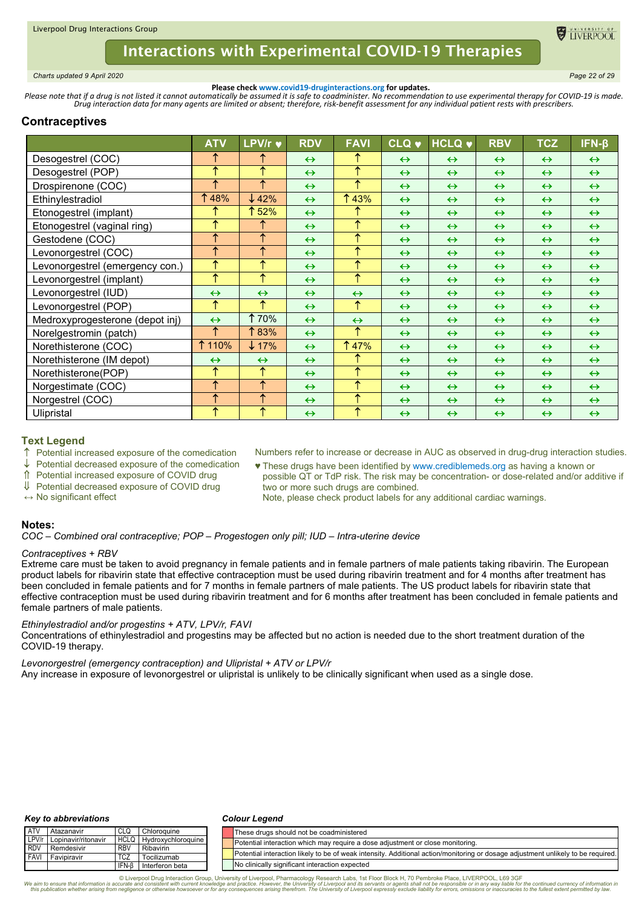Please check www.covid19-druginteractions.org for updates.

*Please note that if a drug is not listed it cannot automatically be assumed it is safe to coadminister. No recommendation to use experimental therapy for COVID-19 is made. Drug interaction data for many agents are limited or absent; therefore, risk-benefit assessment for any individual patient rests with prescribers.*

## Contraceptives

| | ATV | LPV/r ♥ | RDV | FAVI | CLQ ♥ | HCLQ ♥ | RBV | TCZ | IFN-β |
|---|---|---|---|---|---|---|---|---|---|
| Desogestrel (COC) | ↑ | ↑ | ↔ | ↑ | ↔ | ↔ | ↔ | ↔ | ↔ |
| Desogestrel (POP) | ↑ | ↑ | ↔ | ↑ | ↔ | ↔ | ↔ | ↔ | ↔ |
| Drospirenone (COC) | ↑ | ↑ | ↔ | ↑ | ↔ | ↔ | ↔ | ↔ | ↔ |
| Ethinylestradiol | ↑48% | ↓42% | ↔ | ↑43% | ↔ | ↔ | ↔ | ↔ | ↔ |
| Etonogestrel (implant) | ↑ | ↑52% | ↔ | ↑ | ↔ | ↔ | ↔ | ↔ | ↔ |
| Etonogestrel (vaginal ring) | ↑ | ↑ | ↔ | ↑ | ↔ | ↔ | ↔ | ↔ | ↔ |
| Gestodene (COC) | ↑ | ↑ | ↔ | ↑ | ↔ | ↔ | ↔ | ↔ | ↔ |
| Levonorgestrel (COC) | ↑ | ↑ | ↔ | ↑ | ↔ | ↔ | ↔ | ↔ | ↔ |
| Levonorgestrel (emergency con.) | ↑ | ↑ | ↔ | ↑ | ↔ | ↔ | ↔ | ↔ | ↔ |
| Levonorgestrel (implant) | ↑ | ↑ | ↔ | ↑ | ↔ | ↔ | ↔ | ↔ | ↔ |
| Levonorgestrel (IUD) | ↔ | ↔ | ↔ | ↔ | ↔ | ↔ | ↔ | ↔ | ↔ |
| Levonorgestrel (POP) | ↑ | ↑ | ↔ | ↑ | ↔ | ↔ | ↔ | ↔ | ↔ |
| Medroxyprogesterone (depot inj) | ↔ | ↑70% | ↔ | ↔ | ↔ | ↔ | ↔ | ↔ | ↔ |
| Norelgestromin (patch) | ↑ | ↑83% | ↔ | ↑ | ↔ | ↔ | ↔ | ↔ | ↔ |
| Norethisterone (COC) | ↑110% | ↓17% | ↔ | ↑47% | ↔ | ↔ | ↔ | ↔ | ↔ |
| Norethisterone (IM depot) | ↔ | ↔ | ↔ | ↑ | ↔ | ↔ | ↔ | ↔ | ↔ |
| Norethisterone(POP) | ↑ | ↑ | ↔ | ↑ | ↔ | ↔ | ↔ | ↔ | ↔ |
| Norgestimate (COC) | ↑ | ↑ | ↔ | ↑ | ↔ | ↔ | ↔ | ↔ | ↔ |
| Norgestrel (COC) | ↑ | ↑ | ↔ | ↑ | ↔ | ↔ | ↔ | ↔ | ↔ |
| Ulipristal | ↑ | ↑ | ↔ | ↑ | ↔ | ↔ | ↔ | ↔ | ↔ |

### Text Legend

- ↑ Potential increased exposure of the comedication
- ↓ Potential decreased exposure of the comedication
- ⇑ Potential increased exposure of COVID drug
- ⇓ Potential decreased exposure of COVID drug
- ↔ No significant effect

Numbers refer to increase or decrease in AUC as observed in drug-drug interaction studies.

♥ These drugs have been identified by www.crediblemeds.org as having a known or possible QT or TdP risk. The risk may be concentration- or dose-related and/or additive if two or more such drugs are combined. Note, please check product labels for any additional cardiac warnings.

### Notes:

*COC – Combined oral contraceptive; POP – Progestogen only pill; IUD – Intra-uterine device*

*Contraceptives + RBV*

Extreme care must be taken to avoid pregnancy in female patients and in female partners of male patients taking ribavirin. The European product labels for ribavirin state that effective contraception must be used during ribavirin treatment and for 4 months after treatment has been concluded in female patients and for 7 months in female partners of male patients. The US product labels for ribavirin state that effective contraception must be used during ribavirin treatment and for 6 months after treatment has been concluded in female patients and female partners of male patients.

*Ethinylestradiol and/or progestins + ATV, LPV/r, FAVI*

Concentrations of ethinylestradiol and progestins may be affected but no action is needed due to the short treatment duration of the COVID-19 therapy.

*Levonorgestrel (emergency contraception) and Ulipristal + ATV or LPV/r*

Any increase in exposure of levonorgestrel or ulipristal is unlikely to be clinically significant when used as a single dose.

#### Key to abbreviations

| | | | |
|---|---|---|---|
| ATV | Atazanavir | CLQ | Chloroquine |
| LPV/r | Lopinavir/ritonavir | HCLQ | Hydroxychloroquine |
| RDV | Remdesivir | RBV | Ribavirin |
| FAVI | Favipiravir | TCZ | Tocilizumab |
| | | IFN-β | Interferon beta |

#### Colour Legend

- Red: These drugs should not be coadministered
- Orange: Potential interaction which may require a dose adjustment or close monitoring.
- Yellow: Potential interaction likely to be of weak intensity. Additional action/monitoring or dosage adjustment unlikely to be required.
- Green: No clinically significant interaction expected

© Liverpool Drug Interaction Group, University of Liverpool, Pharmacology Research Labs, 1st Floor Block H, 70 Pembroke Place, LIVERPOOL, L69 3GF

*We aim to ensure that information is accurate and consistent with current knowledge and practice. However, the University of Liverpool and its servants or agents shall not be responsible or in any way liable for the continued currency of information in this publication whether arising from negligence or otherwise howsoever or for any consequences arising therefrom. The University of Liverpool expressly exclude liability for errors, omissions or inaccuracies to the fullest extent permitted by law.*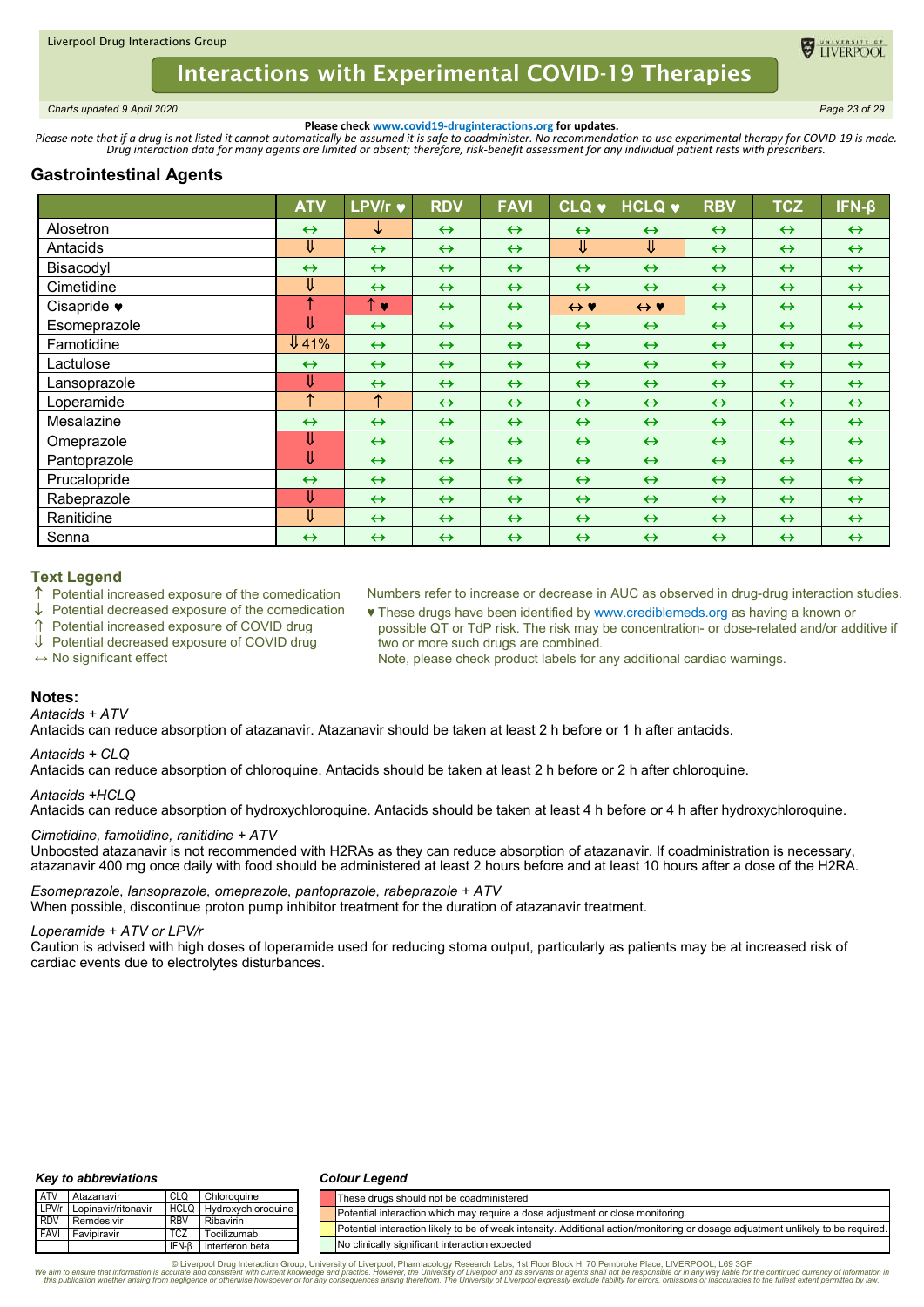**Please check www.covid19-druginteractions.org for updates.**

*Please note that if a drug is not listed it cannot automatically be assumed it is safe to coadminister. No recommendation to use experimental therapy for COVID-19 is made. Drug interaction data for many agents are limited or absent; therefore, risk-benefit assessment for any individual patient rests with prescribers.*

## Gastrointestinal Agents

| | ATV | LPV/r ♥ | RDV | FAVI | CLQ ♥ | HCLQ ♥ | RBV | TCZ | IFN-β |
|---|---|---|---|---|---|---|---|---|---|
| Alosetron | ↔ | ↓ | ↔ | ↔ | ↔ | ↔ | ↔ | ↔ | ↔ |
| Antacids | ⇓ | ↔ | ↔ | ↔ | ⇓ | ⇓ | ↔ | ↔ | ↔ |
| Bisacodyl | ↔ | ↔ | ↔ | ↔ | ↔ | ↔ | ↔ | ↔ | ↔ |
| Cimetidine | ⇓ | ↔ | ↔ | ↔ | ↔ | ↔ | ↔ | ↔ | ↔ |
| Cisapride ♥ | ↑ | ↑ ♥ | ↔ | ↔ | ↔ ♥ | ↔ ♥ | ↔ | ↔ | ↔ |
| Esomeprazole | ⇓ | ↔ | ↔ | ↔ | ↔ | ↔ | ↔ | ↔ | ↔ |
| Famotidine | ⇓ 41% | ↔ | ↔ | ↔ | ↔ | ↔ | ↔ | ↔ | ↔ |
| Lactulose | ↔ | ↔ | ↔ | ↔ | ↔ | ↔ | ↔ | ↔ | ↔ |
| Lansoprazole | ⇓ | ↔ | ↔ | ↔ | ↔ | ↔ | ↔ | ↔ | ↔ |
| Loperamide | ↑ | ↑ | ↔ | ↔ | ↔ | ↔ | ↔ | ↔ | ↔ |
| Mesalazine | ↔ | ↔ | ↔ | ↔ | ↔ | ↔ | ↔ | ↔ | ↔ |
| Omeprazole | ⇓ | ↔ | ↔ | ↔ | ↔ | ↔ | ↔ | ↔ | ↔ |
| Pantoprazole | ⇓ | ↔ | ↔ | ↔ | ↔ | ↔ | ↔ | ↔ | ↔ |
| Prucalopride | ↔ | ↔ | ↔ | ↔ | ↔ | ↔ | ↔ | ↔ | ↔ |
| Rabeprazole | ⇓ | ↔ | ↔ | ↔ | ↔ | ↔ | ↔ | ↔ | ↔ |
| Ranitidine | ⇓ | ↔ | ↔ | ↔ | ↔ | ↔ | ↔ | ↔ | ↔ |
| Senna | ↔ | ↔ | ↔ | ↔ | ↔ | ↔ | ↔ | ↔ | ↔ |

### Text Legend

- ↑ Potential increased exposure of the comedication
- ↓ Potential decreased exposure of the comedication
- ⇑ Potential increased exposure of COVID drug
- ⇓ Potential decreased exposure of COVID drug
- ↔ No significant effect

Numbers refer to increase or decrease in AUC as observed in drug-drug interaction studies.

♥ These drugs have been identified by www.crediblemeds.org as having a known or possible QT or TdP risk. The risk may be concentration- or dose-related and/or additive if two or more such drugs are combined.
Note, please check product labels for any additional cardiac warnings.

### Notes:

*Antacids + ATV*
Antacids can reduce absorption of atazanavir. Atazanavir should be taken at least 2 h before or 1 h after antacids.

*Antacids + CLQ*
Antacids can reduce absorption of chloroquine. Antacids should be taken at least 2 h before or 2 h after chloroquine.

*Antacids +HCLQ*
Antacids can reduce absorption of hydroxychloroquine. Antacids should be taken at least 4 h before or 4 h after hydroxychloroquine.

*Cimetidine, famotidine, ranitidine + ATV*
Unboosted atazanavir is not recommended with H2RAs as they can reduce absorption of atazanavir. If coadministration is necessary, atazanavir 400 mg once daily with food should be administered at least 2 hours before and at least 10 hours after a dose of the H2RA.

*Esomeprazole, lansoprazole, omeprazole, pantoprazole, rabeprazole + ATV*
When possible, discontinue proton pump inhibitor treatment for the duration of atazanavir treatment.

*Loperamide + ATV or LPV/r*
Caution is advised with high doses of loperamide used for reducing stoma output, particularly as patients may be at increased risk of cardiac events due to electrolytes disturbances.

#### Key to abbreviations

| | | | |
|---|---|---|---|
| ATV | Atazanavir | CLQ | Chloroquine |
| LPV/r | Lopinavir/ritonavir | HCLQ | Hydroxychloroquine |
| RDV | Remdesivir | RBV | Ribavirin |
| FAVI | Favipiravir | TCZ | Tocilizumab |
| | | IFN-β | Interferon beta |

#### Colour Legend

| Colour | Meaning |
|---|---|
| Red | These drugs should not be coadministered |
| Amber | Potential interaction which may require a dose adjustment or close monitoring. |
| Yellow | Potential interaction likely to be of weak intensity. Additional action/monitoring or dosage adjustment unlikely to be required. |
| Green | No clinically significant interaction expected |

© Liverpool Drug Interaction Group, University of Liverpool, Pharmacology Research Labs, 1st Floor Block H, 70 Pembroke Place, LIVERPOOL, L69 3GF
We aim to ensure that information is accurate and consistent with current knowledge and practice. However, the University of Liverpool and its servants or agents shall not be responsible or in any way liable for the continued currency of information in this publication whether arising from negligence or otherwise howsoever or for any consequences arising therefrom. The University of Liverpool expressly exclude liability for errors, omissions or inaccuracies to the fullest extent permitted by law.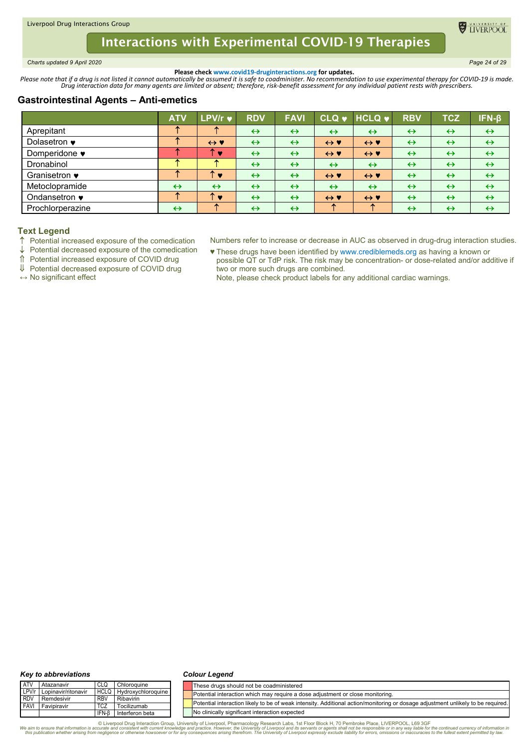Please check www.covid19-druginteractions.org for updates.

*Please note that if a drug is not listed it cannot automatically be assumed it is safe to coadminister. No recommendation to use experimental therapy for COVID-19 is made. Drug interaction data for many agents are limited or absent; therefore, risk-benefit assessment for any individual patient rests with prescribers.*

## Gastrointestinal Agents – Anti-emetics

| | ATV | LPV/r ♥ | RDV | FAVI | CLQ ♥ | HCLQ ♥ | RBV | TCZ | IFN-β |
|---|---|---|---|---|---|---|---|---|---|
| Aprepitant | ↑ | ↑ | ↔ | ↔ | ↔ | ↔ | ↔ | ↔ | ↔ |
| Dolasetron ♥ | ↑ | ↔ ♥ | ↔ | ↔ | ↔ ♥ | ↔ ♥ | ↔ | ↔ | ↔ |
| Domperidone ♥ | ↑ | ↑ ♥ | ↔ | ↔ | ↔ ♥ | ↔ ♥ | ↔ | ↔ | ↔ |
| Dronabinol | ↑ | ↑ | ↔ | ↔ | ↔ | ↔ | ↔ | ↔ | ↔ |
| Granisetron ♥ | ↑ | ↑ ♥ | ↔ | ↔ | ↔ ♥ | ↔ ♥ | ↔ | ↔ | ↔ |
| Metoclopramide | ↔ | ↔ | ↔ | ↔ | ↔ | ↔ | ↔ | ↔ | ↔ |
| Ondansetron ♥ | ↑ | ↑ ♥ | ↔ | ↔ | ↔ ♥ | ↔ ♥ | ↔ | ↔ | ↔ |
| Prochlorperazine | ↔ | ↑ | ↔ | ↔ | ↑ | ↑ | ↔ | ↔ | ↔ |

### Text Legend

↑ Potential increased exposure of the comedication
↓ Potential decreased exposure of the comedication
⇑ Potential increased exposure of COVID drug
⇓ Potential decreased exposure of COVID drug
↔ No significant effect

Numbers refer to increase or decrease in AUC as observed in drug-drug interaction studies.

♥ These drugs have been identified by www.crediblemeds.org as having a known or possible QT or TdP risk. The risk may be concentration- or dose-related and/or additive if two or more such drugs are combined.
Note, please check product labels for any additional cardiac warnings.

**Key to abbreviations**

| | | | |
|---|---|---|---|
| ATV | Atazanavir | CLQ | Chloroquine |
| LPV/r | Lopinavir/ritonavir | HCLQ | Hydroxychloroquine |
| RDV | Remdesivir | RBV | Ribavirin |
| FAVI | Favipiravir | TCZ | Tocilizumab |
| | | IFN-β | Interferon beta |

**Colour Legend**

| Colour | Meaning |
|---|---|
| Red | These drugs should not be coadministered |
| Orange | Potential interaction which may require a dose adjustment or close monitoring. |
| Yellow | Potential interaction likely to be of weak intensity. Additional action/monitoring or dosage adjustment unlikely to be required. |
| Green | No clinically significant interaction expected |

© Liverpool Drug Interaction Group, University of Liverpool, Pharmacology Research Labs, 1st Floor Block H, 70 Pembroke Place, LIVERPOOL, L69 3GF

*We aim to ensure that information is accurate and consistent with current knowledge and practice. However, the University of Liverpool and its servants or agents shall not be responsible or in any way liable for the continued currency of information in this publication whether arising from negligence or otherwise howsoever or for any consequences arising therefrom. The University of Liverpool expressly exclude liability for errors, omissions or inaccuracies to the fullest extent permitted by law.*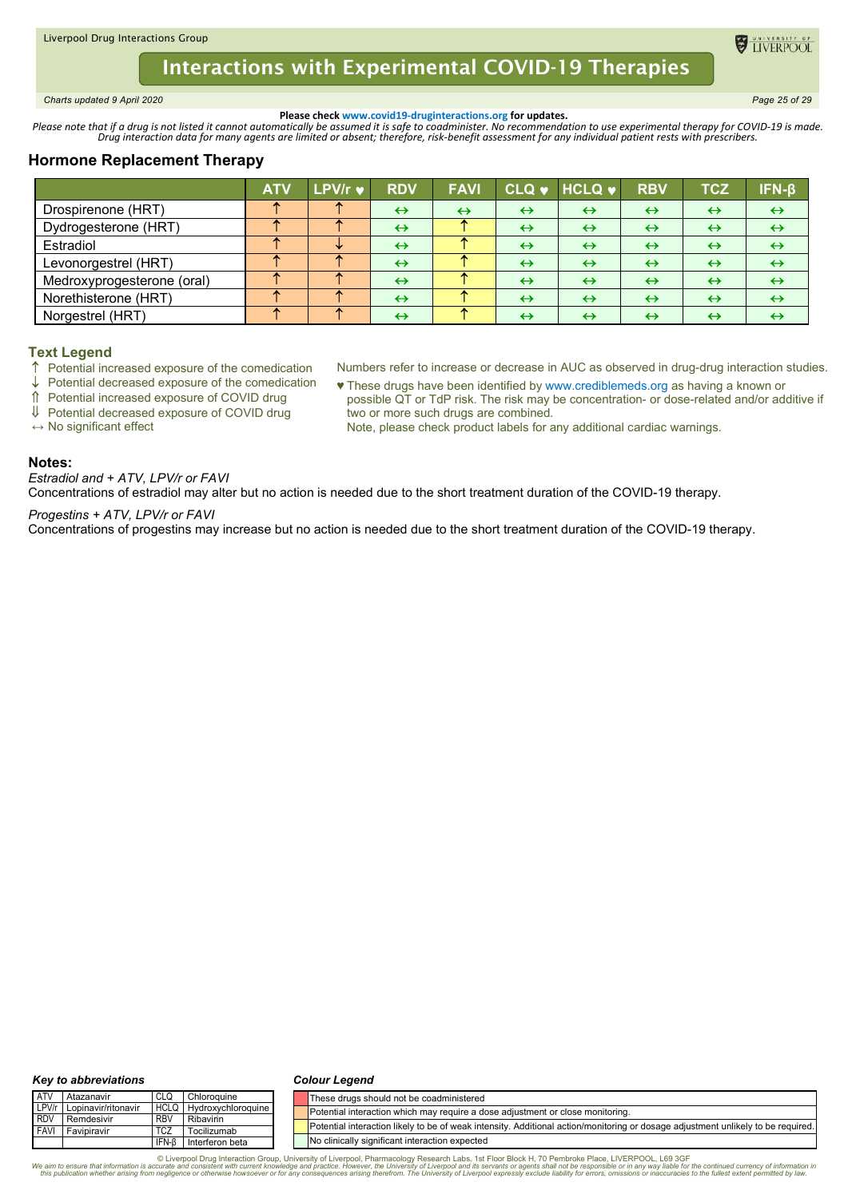Please check www.covid19-druginteractions.org for updates.

*Please note that if a drug is not listed it cannot automatically be assumed it is safe to coadminister. No recommendation to use experimental therapy for COVID-19 is made. Drug interaction data for many agents are limited or absent; therefore, risk-benefit assessment for any individual patient rests with prescribers.*

## Hormone Replacement Therapy

| | ATV | LPV/r ♥ | RDV | FAVI | CLQ ♥ | HCLQ ♥ | RBV | TCZ | IFN-β |
|---|---|---|---|---|---|---|---|---|---|
| Drospirenone (HRT) | ↑ | ↑ | ↔ | ↔ | ↔ | ↔ | ↔ | ↔ | ↔ |
| Dydrogesterone (HRT) | ↑ | ↑ | ↔ | ↑ | ↔ | ↔ | ↔ | ↔ | ↔ |
| Estradiol | ↑ | ↓ | ↔ | ↑ | ↔ | ↔ | ↔ | ↔ | ↔ |
| Levonorgestrel (HRT) | ↑ | ↑ | ↔ | ↑ | ↔ | ↔ | ↔ | ↔ | ↔ |
| Medroxyprogesterone (oral) | ↑ | ↑ | ↔ | ↑ | ↔ | ↔ | ↔ | ↔ | ↔ |
| Norethisterone (HRT) | ↑ | ↑ | ↔ | ↑ | ↔ | ↔ | ↔ | ↔ | ↔ |
| Norgestrel (HRT) | ↑ | ↑ | ↔ | ↑ | ↔ | ↔ | ↔ | ↔ | ↔ |

### Text Legend

- ↑ Potential increased exposure of the comedication
- ↓ Potential decreased exposure of the comedication
- ⇑ Potential increased exposure of COVID drug
- ⇓ Potential decreased exposure of COVID drug
- ↔ No significant effect

Numbers refer to increase or decrease in AUC as observed in drug-drug interaction studies.

♥ These drugs have been identified by www.crediblemeds.org as having a known or possible QT or TdP risk. The risk may be concentration- or dose-related and/or additive if two or more such drugs are combined.
Note, please check product labels for any additional cardiac warnings.

### Notes:

*Estradiol and + ATV, LPV/r or FAVI*
Concentrations of estradiol may alter but no action is needed due to the short treatment duration of the COVID-19 therapy.

*Progestins + ATV, LPV/r or FAVI*
Concentrations of progestins may increase but no action is needed due to the short treatment duration of the COVID-19 therapy.

***Key to abbreviations***

| | | | |
|---|---|---|---|
| ATV | Atazanavir | CLQ | Chloroquine |
| LPV/r | Lopinavir/ritonavir | HCLQ | Hydroxychloroquine |
| RDV | Remdesivir | RBV | Ribavirin |
| FAVI | Favipiravir | TCZ | Tocilizumab |
| | | IFN-β | Interferon beta |

***Colour Legend***

| Colour | Meaning |
|---|---|
| Red | These drugs should not be coadministered |
| Orange | Potential interaction which may require a dose adjustment or close monitoring. |
| Yellow | Potential interaction likely to be of weak intensity. Additional action/monitoring or dosage adjustment unlikely to be required. |
| Green | No clinically significant interaction expected |

© Liverpool Drug Interaction Group, University of Liverpool, Pharmacology Research Labs, 1st Floor Block H, 70 Pembroke Place, LIVERPOOL, L69 3GF
*We aim to ensure that information is accurate and consistent with current knowledge and practice. However, the University of Liverpool and its servants or agents shall not be responsible or in any way liable for the continued currency of information in this publication whether arising from negligence or otherwise howsoever or for any consequences arising therefrom. The University of Liverpool expressly exclude liability for errors, omissions or inaccuracies to the fullest extent permitted by law.*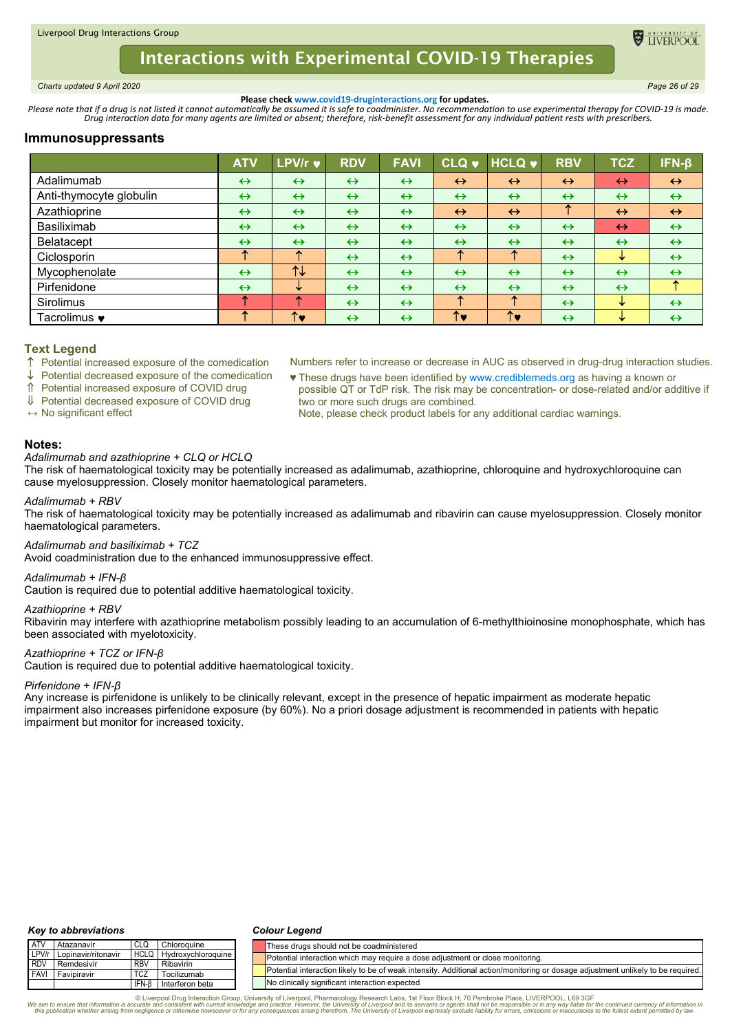Liverpool Drug Interactions Group

# Interactions with Experimental COVID-19 Therapies

*Charts updated 9 April 2020*

**Please check www.covid19-druginteractions.org for updates.**

*Please note that if a drug is not listed it cannot automatically be assumed it is safe to coadminister. No recommendation to use experimental therapy for COVID-19 is made. Drug interaction data for many agents are limited or absent; therefore, risk-benefit assessment for any individual patient rests with prescribers.*

## Immunosuppressants

| | ATV | LPV/r ♥ | RDV | FAVI | CLQ ♥ | HCLQ ♥ | RBV | TCZ | IFN-β |
|---|---|---|---|---|---|---|---|---|---|
| Adalimumab | ↔ | ↔ | ↔ | ↔ | ↔ | ↔ | ↔ | ↔ | ↔ |
| Anti-thymocyte globulin | ↔ | ↔ | ↔ | ↔ | ↔ | ↔ | ↔ | ↔ | ↔ |
| Azathioprine | ↔ | ↔ | ↔ | ↔ | ↔ | ↔ | ↑ | ↔ | ↔ |
| Basiliximab | ↔ | ↔ | ↔ | ↔ | ↔ | ↔ | ↔ | ↔ | ↔ |
| Belatacept | ↔ | ↔ | ↔ | ↔ | ↔ | ↔ | ↔ | ↔ | ↔ |
| Ciclosporin | ↑ | ↑ | ↔ | ↔ | ↑ | ↑ | ↔ | ↓ | ↔ |
| Mycophenolate | ↔ | ↑↓ | ↔ | ↔ | ↔ | ↔ | ↔ | ↔ | ↔ |
| Pirfenidone | ↔ | ↓ | ↔ | ↔ | ↔ | ↔ | ↔ | ↔ | ↑ |
| Sirolimus | ↑ | ↑ | ↔ | ↔ | ↑ | ↑ | ↔ | ↓ | ↔ |
| Tacrolimus ♥ | ↑ | ↑♥ | ↔ | ↔ | ↑♥ | ↑♥ | ↔ | ↓ | ↔ |

### Text Legend

- ↑ Potential increased exposure of the comedication
- ↓ Potential decreased exposure of the comedication
- ⇑ Potential increased exposure of COVID drug
- ⇓ Potential decreased exposure of COVID drug
- ↔ No significant effect

Numbers refer to increase or decrease in AUC as observed in drug-drug interaction studies.

♥ These drugs have been identified by www.crediblemeds.org as having a known or possible QT or TdP risk. The risk may be concentration- or dose-related and/or additive if two or more such drugs are combined.
Note, please check product labels for any additional cardiac warnings.

### Notes:

*Adalimumab and azathioprine + CLQ or HCLQ*
The risk of haematological toxicity may be potentially increased as adalimumab, azathioprine, chloroquine and hydroxychloroquine can cause myelosuppression. Closely monitor haematological parameters.

*Adalimumab + RBV*
The risk of haematological toxicity may be potentially increased as adalimumab and ribavirin can cause myelosuppression. Closely monitor haematological parameters.

*Adalimumab and basiliximab + TCZ*
Avoid coadministration due to the enhanced immunosuppressive effect.

*Adalimumab + IFN-β*
Caution is required due to potential additive haematological toxicity.

*Azathioprine + RBV*
Ribavirin may interfere with azathioprine metabolism possibly leading to an accumulation of 6-methylthioinosine monophosphate, which has been associated with myelotoxicity.

*Azathioprine + TCZ or IFN-β*
Caution is required due to potential additive haematological toxicity.

*Pirfenidone + IFN-β*
Any increase is pirfenidone is unlikely to be clinically relevant, except in the presence of hepatic impairment as moderate hepatic impairment also increases pirfenidone exposure (by 60%). No a priori dosage adjustment is recommended in patients with hepatic impairment but monitor for increased toxicity.

### *Key to abbreviations*

| | | | |
|---|---|---|---|
| ATV | Atazanavir | CLQ | Chloroquine |
| LPV/r | Lopinavir/ritonavir | HCLQ | Hydroxychloroquine |
| RDV | Remdesivir | RBV | Ribavirin |
| FAVI | Favipiravir | TCZ | Tocilizumab |
| | | IFN-β | Interferon beta |

### *Colour Legend*

| Colour | Meaning |
|---|---|
| Red | These drugs should not be coadministered |
| Orange | Potential interaction which may require a dose adjustment or close monitoring. |
| Yellow | Potential interaction likely to be of weak intensity. Additional action/monitoring or dosage adjustment unlikely to be required. |
| Green | No clinically significant interaction expected |

© Liverpool Drug Interaction Group, University of Liverpool, Pharmacology Research Labs, 1st Floor Block H, 70 Pembroke Place, LIVERPOOL, L69 3GF
We aim to ensure that information is accurate and consistent with current knowledge and practice. However, the University of Liverpool and its servants or agents shall not be responsible or in any way liable for the continued currency of information in this publication whether arising from negligence or otherwise howsoever or for any consequences arising therefrom. The University of Liverpool expressly exclude liability for errors, omissions or inaccuracies to the fullest extent permitted by law.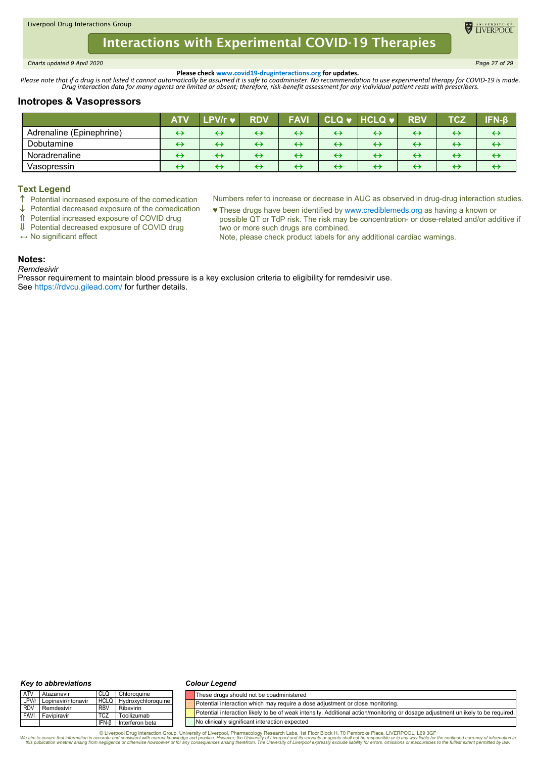**Please check www.covid19-druginteractions.org for updates.**

*Please note that if a drug is not listed it cannot automatically be assumed it is safe to coadminister. No recommendation to use experimental therapy for COVID-19 is made. Drug interaction data for many agents are limited or absent; therefore, risk-benefit assessment for any individual patient rests with prescribers.*

## Inotropes & Vasopressors

| | ATV | LPV/r ♥ | RDV | FAVI | CLQ ♥ | HCLQ ♥ | RBV | TCZ | IFN-β |
|---|---|---|---|---|---|---|---|---|---|
| Adrenaline (Epinephrine) | ↔ | ↔ | ↔ | ↔ | ↔ | ↔ | ↔ | ↔ | ↔ |
| Dobutamine | ↔ | ↔ | ↔ | ↔ | ↔ | ↔ | ↔ | ↔ | ↔ |
| Noradrenaline | ↔ | ↔ | ↔ | ↔ | ↔ | ↔ | ↔ | ↔ | ↔ |
| Vasopressin | ↔ | ↔ | ↔ | ↔ | ↔ | ↔ | ↔ | ↔ | ↔ |

### Text Legend

- ↑ Potential increased exposure of the comedication
- ↓ Potential decreased exposure of the comedication
- ⇑ Potential increased exposure of COVID drug
- ⇓ Potential decreased exposure of COVID drug
- ↔ No significant effect

Numbers refer to increase or decrease in AUC as observed in drug-drug interaction studies.

♥ These drugs have been identified by www.crediblemeds.org as having a known or possible QT or TdP risk. The risk may be concentration- or dose-related and/or additive if two or more such drugs are combined.
Note, please check product labels for any additional cardiac warnings.

### Notes:

*Remdesivir*

Pressor requirement to maintain blood pressure is a key exclusion criteria to eligibility for remdesivir use.
See https://rdvcu.gilead.com/ for further details.

***Key to abbreviations***

| | | | |
|---|---|---|---|
| ATV | Atazanavir | CLQ | Chloroquine |
| LPV/r | Lopinavir/ritonavir | HCLQ | Hydroxychloroquine |
| RDV | Remdesivir | RBV | Ribavirin |
| FAVI | Favipiravir | TCZ | Tocilizumab |
| | | IFN-β | Interferon beta |

***Colour Legend***

- These drugs should not be coadministered
- Potential interaction which may require a dose adjustment or close monitoring.
- Potential interaction likely to be of weak intensity. Additional action/monitoring or dosage adjustment unlikely to be required.
- No clinically significant interaction expected

© Liverpool Drug Interaction Group, University of Liverpool, Pharmacology Research Labs, 1st Floor Block H, 70 Pembroke Place, LIVERPOOL, L69 3GF

*We aim to ensure that information is accurate and consistent with current knowledge and practice. However, the University of Liverpool and its servants or agents shall not be responsible or in any way liable for the continued currency of information in this publication whether arising from negligence or otherwise howsoever or for any consequences arising therefrom. The University of Liverpool expressly exclude liability for errors, omissions or inaccuracies to the fullest extent permitted by law.*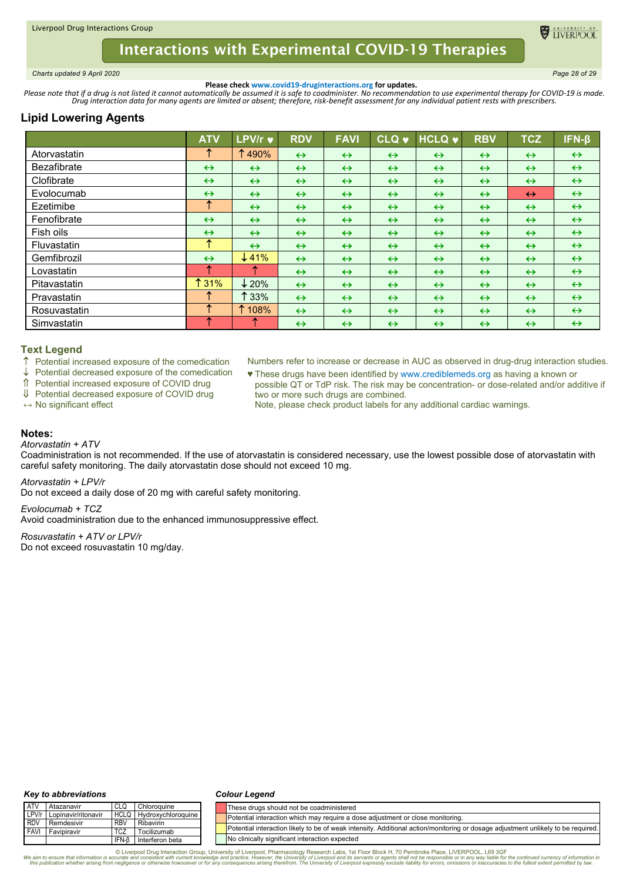**Please check www.covid19-druginteractions.org for updates.**

*Please note that if a drug is not listed it cannot automatically be assumed it is safe to coadminister. No recommendation to use experimental therapy for COVID-19 is made. Drug interaction data for many agents are limited or absent; therefore, risk-benefit assessment for any individual patient rests with prescribers.*

## Lipid Lowering Agents

| | ATV | LPV/r ♥ | RDV | FAVI | CLQ ♥ | HCLQ ♥ | RBV | TCZ | IFN-β |
|---|---|---|---|---|---|---|---|---|---|
| Atorvastatin | ↑ | ↑490% | ↔ | ↔ | ↔ | ↔ | ↔ | ↔ | ↔ |
| Bezafibrate | ↔ | ↔ | ↔ | ↔ | ↔ | ↔ | ↔ | ↔ | ↔ |
| Clofibrate | ↔ | ↔ | ↔ | ↔ | ↔ | ↔ | ↔ | ↔ | ↔ |
| Evolocumab | ↔ | ↔ | ↔ | ↔ | ↔ | ↔ | ↔ | ↔ | ↔ |
| Ezetimibe | ↑ | ↔ | ↔ | ↔ | ↔ | ↔ | ↔ | ↔ | ↔ |
| Fenofibrate | ↔ | ↔ | ↔ | ↔ | ↔ | ↔ | ↔ | ↔ | ↔ |
| Fish oils | ↔ | ↔ | ↔ | ↔ | ↔ | ↔ | ↔ | ↔ | ↔ |
| Fluvastatin | ↑ | ↔ | ↔ | ↔ | ↔ | ↔ | ↔ | ↔ | ↔ |
| Gemfibrozil | ↔ | ↓41% | ↔ | ↔ | ↔ | ↔ | ↔ | ↔ | ↔ |
| Lovastatin | ↑ | ↑ | ↔ | ↔ | ↔ | ↔ | ↔ | ↔ | ↔ |
| Pitavastatin | ↑31% | ↓20% | ↔ | ↔ | ↔ | ↔ | ↔ | ↔ | ↔ |
| Pravastatin | ↑ | ↑33% | ↔ | ↔ | ↔ | ↔ | ↔ | ↔ | ↔ |
| Rosuvastatin | ↑ | ↑108% | ↔ | ↔ | ↔ | ↔ | ↔ | ↔ | ↔ |
| Simvastatin | ↑ | ↑ | ↔ | ↔ | ↔ | ↔ | ↔ | ↔ | ↔ |

### Text Legend

- ↑ Potential increased exposure of the comedication
- ↓ Potential decreased exposure of the comedication
- ⇑ Potential increased exposure of COVID drug
- ⇓ Potential decreased exposure of COVID drug
- ↔ No significant effect

Numbers refer to increase or decrease in AUC as observed in drug-drug interaction studies.

♥ These drugs have been identified by www.crediblemeds.org as having a known or possible QT or TdP risk. The risk may be concentration- or dose-related and/or additive if two or more such drugs are combined.
Note, please check product labels for any additional cardiac warnings.

### Notes:

*Atorvastatin + ATV*
Coadministration is not recommended. If the use of atorvastatin is considered necessary, use the lowest possible dose of atorvastatin with careful safety monitoring. The daily atorvastatin dose should not exceed 10 mg.

*Atorvastatin + LPV/r*
Do not exceed a daily dose of 20 mg with careful safety monitoring.

*Evolocumab + TCZ*
Avoid coadministration due to the enhanced immunosuppressive effect.

*Rosuvastatin + ATV or LPV/r*
Do not exceed rosuvastatin 10 mg/day.

**Key to abbreviations**

| | | | |
|---|---|---|---|
| ATV | Atazanavir | CLQ | Chloroquine |
| LPV/r | Lopinavir/ritonavir | HCLQ | Hydroxychloroquine |
| RDV | Remdesivir | RBV | Ribavirin |
| FAVI | Favipiravir | TCZ | Tocilizumab |
| | | IFN-β | Interferon beta |

**Colour Legend**

- Red: These drugs should not be coadministered
- Orange: Potential interaction which may require a dose adjustment or close monitoring.
- Yellow: Potential interaction likely to be of weak intensity. Additional action/monitoring or dosage adjustment unlikely to be required.
- Green: No clinically significant interaction expected

© Liverpool Drug Interaction Group, University of Liverpool, Pharmacology Research Labs, 1st Floor Block H, 70 Pembroke Place, LIVERPOOL, L69 3GF
We aim to ensure that information is accurate and consistent with current knowledge and practice. However, the University of Liverpool and its servants or agents shall not be responsible or in any way liable for the continued currency of information in this publication whether arising from negligence or otherwise howsoever or for any consequences arising therefrom. The University of Liverpool expressly exclude liability for errors, omissions or inaccuracies to the fullest extent permitted by law.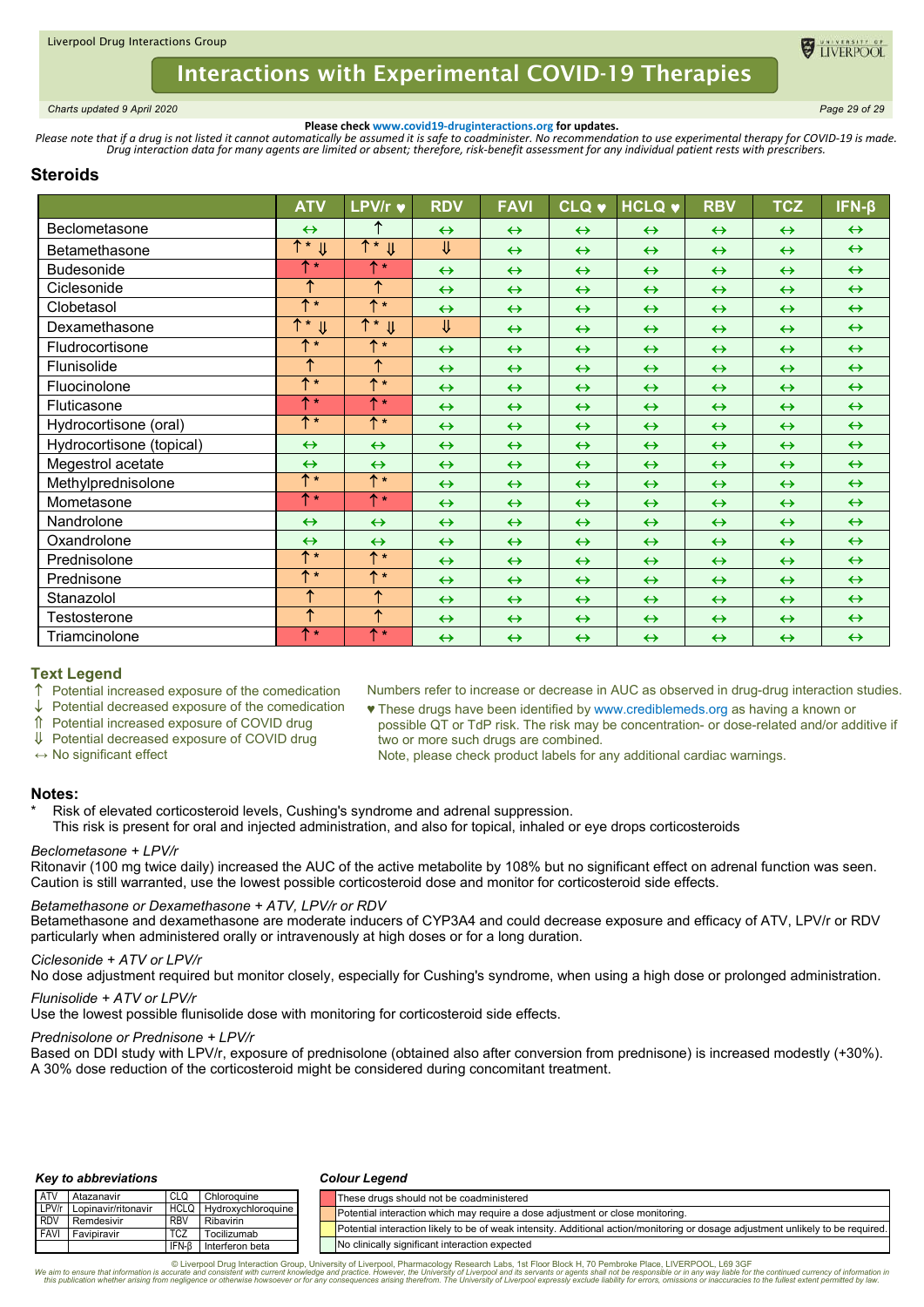Please check www.covid19-druginteractions.org for updates.

*Please note that if a drug is not listed it cannot automatically be assumed it is safe to coadminister. No recommendation to use experimental therapy for COVID-19 is made. Drug interaction data for many agents are limited or absent; therefore, risk-benefit assessment for any individual patient rests with prescribers.*

## Steroids

| | ATV | LPV/r ♥ | RDV | FAVI | CLQ ♥ | HCLQ ♥ | RBV | TCZ | IFN-β |
|---|---|---|---|---|---|---|---|---|---|
| Beclometasone | ↔ | ↑ | ↔ | ↔ | ↔ | ↔ | ↔ | ↔ | ↔ |
| Betamethasone | ↑* ⇓ | ↑* ⇓ | ⇓ | ↔ | ↔ | ↔ | ↔ | ↔ | ↔ |
| Budesonide | ↑* | ↑* | ↔ | ↔ | ↔ | ↔ | ↔ | ↔ | ↔ |
| Ciclesonide | ↑ | ↑ | ↔ | ↔ | ↔ | ↔ | ↔ | ↔ | ↔ |
| Clobetasol | ↑* | ↑* | ↔ | ↔ | ↔ | ↔ | ↔ | ↔ | ↔ |
| Dexamethasone | ↑* ⇓ | ↑* ⇓ | ⇓ | ↔ | ↔ | ↔ | ↔ | ↔ | ↔ |
| Fludrocortisone | ↑* | ↑* | ↔ | ↔ | ↔ | ↔ | ↔ | ↔ | ↔ |
| Flunisolide | ↑ | ↑ | ↔ | ↔ | ↔ | ↔ | ↔ | ↔ | ↔ |
| Fluocinolone | ↑* | ↑* | ↔ | ↔ | ↔ | ↔ | ↔ | ↔ | ↔ |
| Fluticasone | ↑* | ↑* | ↔ | ↔ | ↔ | ↔ | ↔ | ↔ | ↔ |
| Hydrocortisone (oral) | ↑* | ↑* | ↔ | ↔ | ↔ | ↔ | ↔ | ↔ | ↔ |
| Hydrocortisone (topical) | ↔ | ↔ | ↔ | ↔ | ↔ | ↔ | ↔ | ↔ | ↔ |
| Megestrol acetate | ↔ | ↔ | ↔ | ↔ | ↔ | ↔ | ↔ | ↔ | ↔ |
| Methylprednisolone | ↑* | ↑* | ↔ | ↔ | ↔ | ↔ | ↔ | ↔ | ↔ |
| Mometasone | ↑* | ↑* | ↔ | ↔ | ↔ | ↔ | ↔ | ↔ | ↔ |
| Nandrolone | ↔ | ↔ | ↔ | ↔ | ↔ | ↔ | ↔ | ↔ | ↔ |
| Oxandrolone | ↔ | ↔ | ↔ | ↔ | ↔ | ↔ | ↔ | ↔ | ↔ |
| Prednisolone | ↑* | ↑* | ↔ | ↔ | ↔ | ↔ | ↔ | ↔ | ↔ |
| Prednisone | ↑* | ↑* | ↔ | ↔ | ↔ | ↔ | ↔ | ↔ | ↔ |
| Stanazolol | ↑ | ↑ | ↔ | ↔ | ↔ | ↔ | ↔ | ↔ | ↔ |
| Testosterone | ↑ | ↑ | ↔ | ↔ | ↔ | ↔ | ↔ | ↔ | ↔ |
| Triamcinolone | ↑* | ↑* | ↔ | ↔ | ↔ | ↔ | ↔ | ↔ | ↔ |

### Text Legend

- ↑ Potential increased exposure of the comedication
- ↓ Potential decreased exposure of the comedication
- ⇑ Potential increased exposure of COVID drug
- ⇓ Potential decreased exposure of COVID drug
- ↔ No significant effect

Numbers refer to increase or decrease in AUC as observed in drug-drug interaction studies.

♥ These drugs have been identified by www.crediblemeds.org as having a known or possible QT or TdP risk. The risk may be concentration- or dose-related and/or additive if two or more such drugs are combined.
Note, please check product labels for any additional cardiac warnings.

### Notes:

\* Risk of elevated corticosteroid levels, Cushing's syndrome and adrenal suppression.
This risk is present for oral and injected administration, and also for topical, inhaled or eye drops corticosteroids

*Beclometasone + LPV/r*
Ritonavir (100 mg twice daily) increased the AUC of the active metabolite by 108% but no significant effect on adrenal function was seen. Caution is still warranted, use the lowest possible corticosteroid dose and monitor for corticosteroid side effects.

*Betamethasone or Dexamethasone + ATV, LPV/r or RDV*
Betamethasone and dexamethasone are moderate inducers of CYP3A4 and could decrease exposure and efficacy of ATV, LPV/r or RDV particularly when administered orally or intravenously at high doses or for a long duration.

*Ciclesonide + ATV or LPV/r*
No dose adjustment required but monitor closely, especially for Cushing's syndrome, when using a high dose or prolonged administration.

*Flunisolide + ATV or LPV/r*
Use the lowest possible flunisolide dose with monitoring for corticosteroid side effects.

*Prednisolone or Prednisone + LPV/r*
Based on DDI study with LPV/r, exposure of prednisolone (obtained also after conversion from prednisone) is increased modestly (+30%). A 30% dose reduction of the corticosteroid might be considered during concomitant treatment.

### *Key to abbreviations*

| | | | |
|---|---|---|---|
| ATV | Atazanavir | CLQ | Chloroquine |
| LPV/r | Lopinavir/ritonavir | HCLQ | Hydroxychloroquine |
| RDV | Remdesivir | RBV | Ribavirin |
| FAVI | Favipiravir | TCZ | Tocilizumab |
| | | IFN-β | Interferon beta |

### *Colour Legend*

- These drugs should not be coadministered
- Potential interaction which may require a dose adjustment or close monitoring.
- Potential interaction likely to be of weak intensity. Additional action/monitoring or dosage adjustment unlikely to be required.
- No clinically significant interaction expected

© Liverpool Drug Interaction Group, University of Liverpool, Pharmacology Research Labs, 1st Floor Block H, 70 Pembroke Place, LIVERPOOL, L69 3GF
*We aim to ensure that information is accurate and consistent with current knowledge and practice. However, the University of Liverpool and its servants or agents shall not be responsible or in any way liable for the continued currency of information in this publication whether arising from negligence or otherwise howsoever or for any consequences arising therefrom. The University of Liverpool expressly exclude liability for errors, omissions or inaccuracies to the fullest extent permitted by law.*